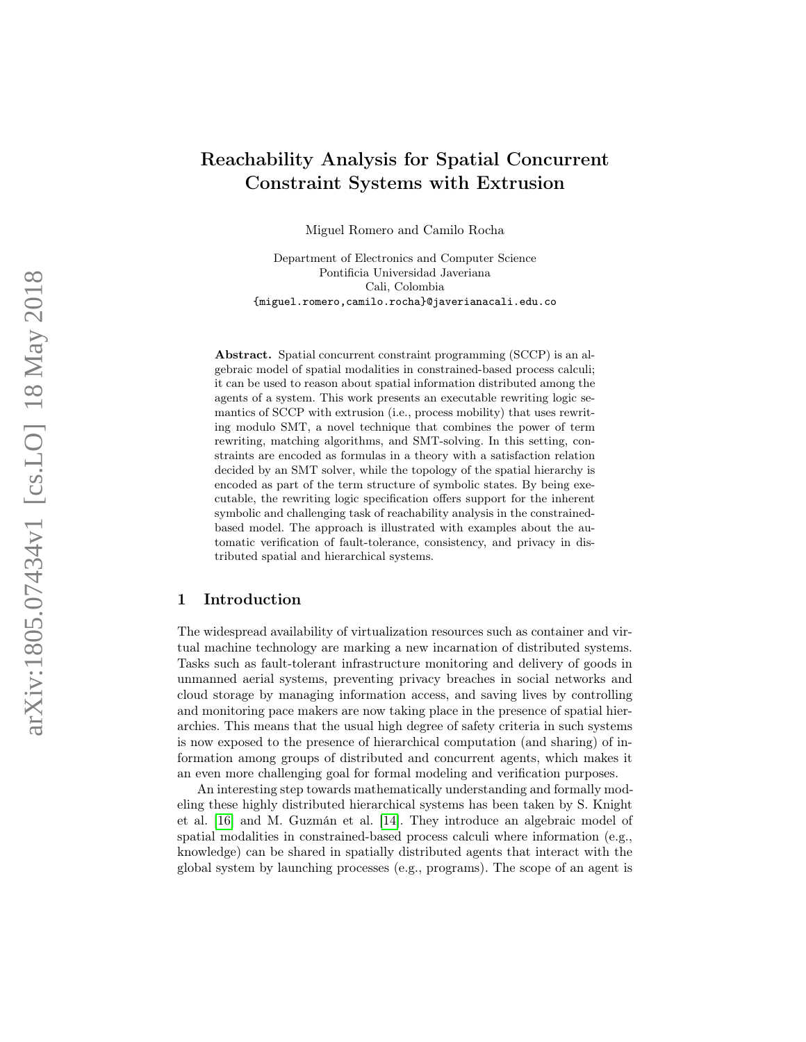# Reachability Analysis for Spatial Concurrent Constraint Systems with Extrusion

Miguel Romero and Camilo Rocha

Department of Electronics and Computer Science
Pontificia Universidad Javeriana
Cali, Colombia
{miguel.romero,camilo.rocha}@javerianacali.edu.co

**Abstract.** Spatial concurrent constraint programming (SCCP) is an algebraic model of spatial modalities in constrained-based process calculi; it can be used to reason about spatial information distributed among the agents of a system. This work presents an executable rewriting logic semantics of SCCP with extrusion (i.e., process mobility) that uses rewriting modulo SMT, a novel technique that combines the power of term rewriting, matching algorithms, and SMT-solving. In this setting, constraints are encoded as formulas in a theory with a satisfaction relation decided by an SMT solver, while the topology of the spatial hierarchy is encoded as part of the term structure of symbolic states. By being executable, the rewriting logic specification offers support for the inherent symbolic and challenging task of reachability analysis in the constrained-based model. The approach is illustrated with examples about the automatic verification of fault-tolerance, consistency, and privacy in distributed spatial and hierarchical systems.

## 1 Introduction

The widespread availability of virtualization resources such as container and virtual machine technology are marking a new incarnation of distributed systems. Tasks such as fault-tolerant infrastructure monitoring and delivery of goods in unmanned aerial systems, preventing privacy breaches in social networks and cloud storage by managing information access, and saving lives by controlling and monitoring pace makers are now taking place in the presence of spatial hierarchies. This means that the usual high degree of safety criteria in such systems is now exposed to the presence of hierarchical computation (and sharing) of information among groups of distributed and concurrent agents, which makes it an even more challenging goal for formal modeling and verification purposes.

An interesting step towards mathematically understanding and formally modeling these highly distributed hierarchical systems has been taken by S. Knight et al. [16] and M. Guzmán et al. [14]. They introduce an algebraic model of spatial modalities in constrained-based process calculi where information (e.g., knowledge) can be shared in spatially distributed agents that interact with the global system by launching processes (e.g., programs). The scope of an agent is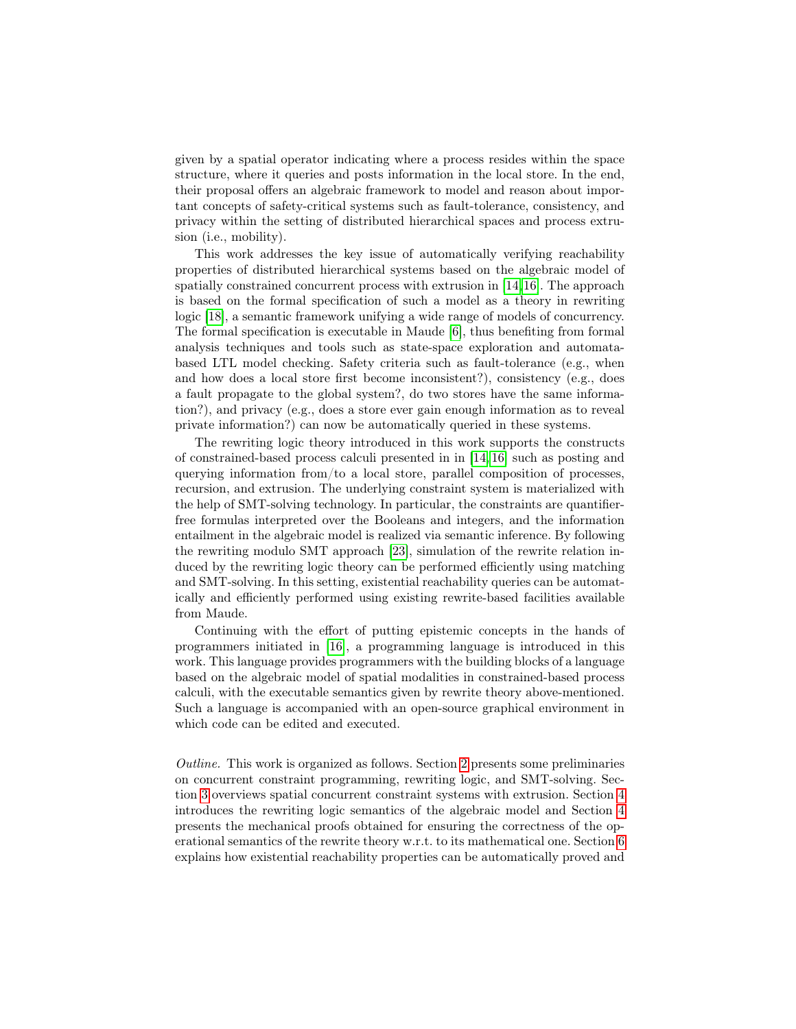given by a spatial operator indicating where a process resides within the space structure, where it queries and posts information in the local store. In the end, their proposal offers an algebraic framework to model and reason about important concepts of safety-critical systems such as fault-tolerance, consistency, and privacy within the setting of distributed hierarchical spaces and process extrusion (i.e., mobility).

This work addresses the key issue of automatically verifying reachability properties of distributed hierarchical systems based on the algebraic model of spatially constrained concurrent process with extrusion in [14,16]. The approach is based on the formal specification of such a model as a theory in rewriting logic [18], a semantic framework unifying a wide range of models of concurrency. The formal specification is executable in Maude [6], thus benefiting from formal analysis techniques and tools such as state-space exploration and automata-based LTL model checking. Safety criteria such as fault-tolerance (e.g., when and how does a local store first become inconsistent?), consistency (e.g., does a fault propagate to the global system?, do two stores have the same information?), and privacy (e.g., does a store ever gain enough information as to reveal private information?) can now be automatically queried in these systems.

The rewriting logic theory introduced in this work supports the constructs of constrained-based process calculi presented in in [14,16] such as posting and querying information from/to a local store, parallel composition of processes, recursion, and extrusion. The underlying constraint system is materialized with the help of SMT-solving technology. In particular, the constraints are quantifier-free formulas interpreted over the Booleans and integers, and the information entailment in the algebraic model is realized via semantic inference. By following the rewriting modulo SMT approach [23], simulation of the rewrite relation induced by the rewriting logic theory can be performed efficiently using matching and SMT-solving. In this setting, existential reachability queries can be automatically and efficiently performed using existing rewrite-based facilities available from Maude.

Continuing with the effort of putting epistemic concepts in the hands of programmers initiated in [16], a programming language is introduced in this work. This language provides programmers with the building blocks of a language based on the algebraic model of spatial modalities in constrained-based process calculi, with the executable semantics given by rewrite theory above-mentioned. Such a language is accompanied with an open-source graphical environment in which code can be edited and executed.

*Outline.* This work is organized as follows. Section 2 presents some preliminaries on concurrent constraint programming, rewriting logic, and SMT-solving. Section 3 overviews spatial concurrent constraint systems with extrusion. Section 4 introduces the rewriting logic semantics of the algebraic model and Section 4 presents the mechanical proofs obtained for ensuring the correctness of the operational semantics of the rewrite theory w.r.t. to its mathematical one. Section 6 explains how existential reachability properties can be automatically proved and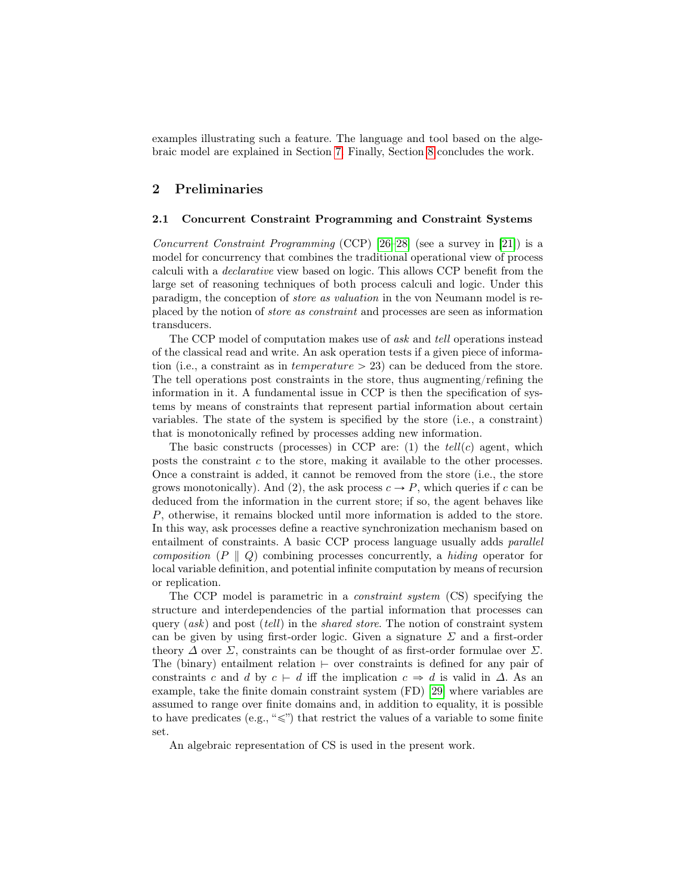examples illustrating such a feature. The language and tool based on the algebraic model are explained in Section 7. Finally, Section 8 concludes the work.

## 2 Preliminaries

### 2.1 Concurrent Constraint Programming and Constraint Systems

*Concurrent Constraint Programming* (CCP) [26–28] (see a survey in [21]) is a model for concurrency that combines the traditional operational view of process calculi with a *declarative* view based on logic. This allows CCP benefit from the large set of reasoning techniques of both process calculi and logic. Under this paradigm, the conception of *store as valuation* in the von Neumann model is replaced by the notion of *store as constraint* and processes are seen as information transducers.

The CCP model of computation makes use of *ask* and *tell* operations instead of the classical read and write. An ask operation tests if a given piece of information (i.e., a constraint as in $temperature > 23$) can be deduced from the store. The tell operations post constraints in the store, thus augmenting/refining the information in it. A fundamental issue in CCP is then the specification of systems by means of constraints that represent partial information about certain variables. The state of the system is specified by the store (i.e., a constraint) that is monotonically refined by processes adding new information.

The basic constructs (processes) in CCP are: (1) the $tell(c)$ agent, which posts the constraint $c$ to the store, making it available to the other processes. Once a constraint is added, it cannot be removed from the store (i.e., the store grows monotonically). And (2), the ask process $c \rightarrow P$, which queries if $c$ can be deduced from the information in the current store; if so, the agent behaves like $P$, otherwise, it remains blocked until more information is added to the store. In this way, ask processes define a reactive synchronization mechanism based on entailment of constraints. A basic CCP process language usually adds *parallel composition* ($P \parallel Q$) combining processes concurrently, a *hiding* operator for local variable definition, and potential infinite computation by means of recursion or replication.

The CCP model is parametric in a *constraint system* (CS) specifying the structure and interdependencies of the partial information that processes can query (*ask*) and post (*tell*) in the *shared store*. The notion of constraint system can be given by using first-order logic. Given a signature $\Sigma$ and a first-order theory $\Delta$ over $\Sigma$, constraints can be thought of as first-order formulae over $\Sigma$. The (binary) entailment relation $\vdash$ over constraints is defined for any pair of constraints $c$ and $d$ by $c \vdash d$ iff the implication $c \Rightarrow d$ is valid in $\Delta$. As an example, take the finite domain constraint system (FD) [29] where variables are assumed to range over finite domains and, in addition to equality, it is possible to have predicates (e.g., "$\leqslant$") that restrict the values of a variable to some finite set.

An algebraic representation of CS is used in the present work.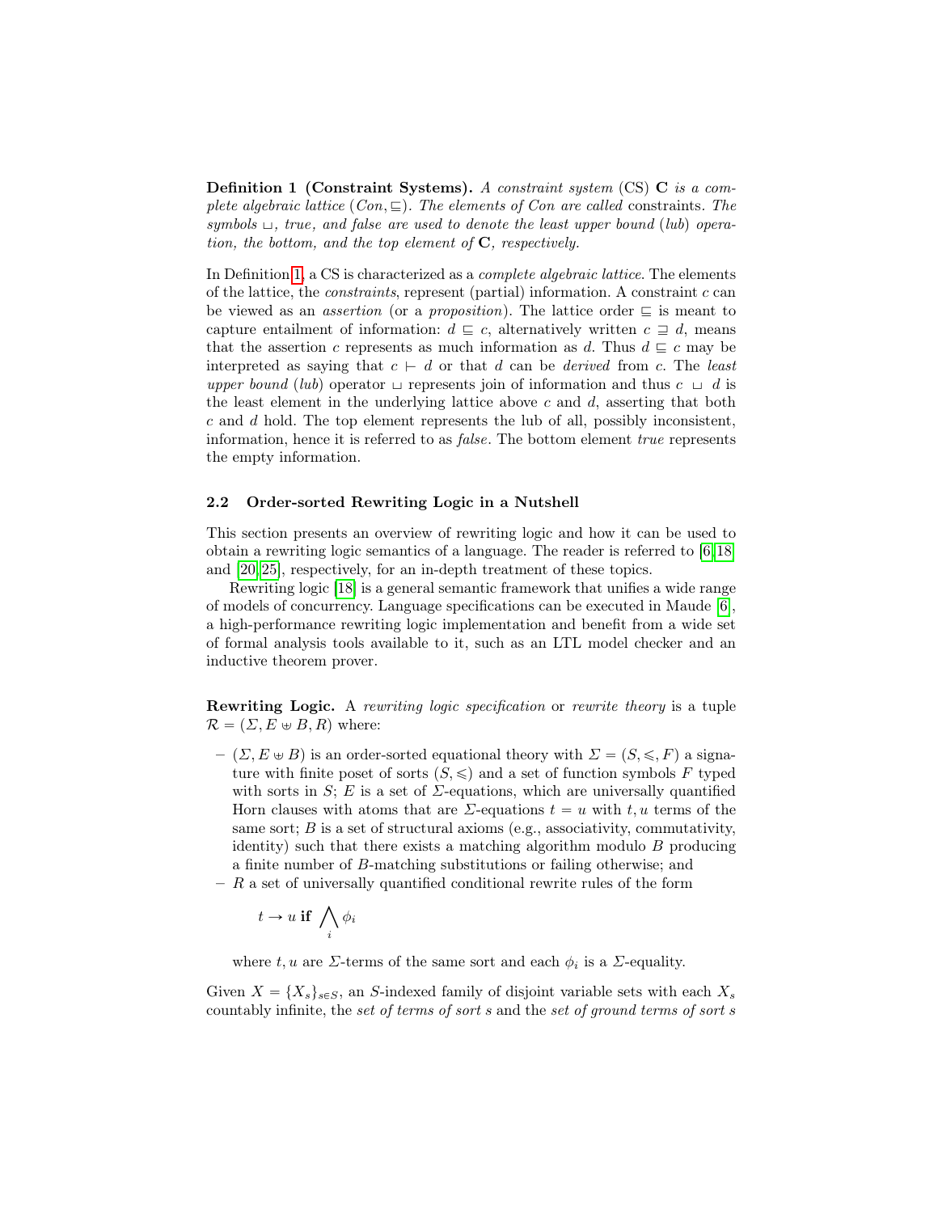**Definition 1 (Constraint Systems).** *A constraint system* (CS) $\mathbf{C}$ *is a complete algebraic lattice* $(Con, \sqsubseteq)$. *The elements of Con are called* constraints. *The symbols* $\sqcup$, *true, and false are used to denote the least upper bound* (*lub*) *operation, the bottom, and the top element of* $\mathbf{C}$, *respectively.*

In Definition 1, a CS is characterized as a *complete algebraic lattice*. The elements of the lattice, the *constraints*, represent (partial) information. A constraint $c$ can be viewed as an *assertion* (or a *proposition*). The lattice order $\sqsubseteq$ is meant to capture entailment of information: $d \sqsubseteq c$, alternatively written $c \sqsupseteq d$, means that the assertion $c$ represents as much information as $d$. Thus $d \sqsubseteq c$ may be interpreted as saying that $c \vdash d$ or that $d$ can be *derived* from $c$. The *least upper bound* (*lub*) operator $\sqcup$ represents join of information and thus $c \sqcup d$ is the least element in the underlying lattice above $c$ and $d$, asserting that both $c$ and $d$ hold. The top element represents the lub of all, possibly inconsistent, information, hence it is referred to as *false*. The bottom element *true* represents the empty information.

### 2.2 Order-sorted Rewriting Logic in a Nutshell

This section presents an overview of rewriting logic and how it can be used to obtain a rewriting logic semantics of a language. The reader is referred to [6,18] and [20,25], respectively, for an in-depth treatment of these topics.

Rewriting logic [18] is a general semantic framework that unifies a wide range of models of concurrency. Language specifications can be executed in Maude [6], a high-performance rewriting logic implementation and benefit from a wide set of formal analysis tools available to it, such as an LTL model checker and an inductive theorem prover.

**Rewriting Logic.** A *rewriting logic specification* or *rewrite theory* is a tuple $\mathcal{R} = (\Sigma, E \uplus B, R)$ where:

- $(\Sigma, E \uplus B)$ is an order-sorted equational theory with $\Sigma = (S, \leqslant, F)$ a signature with finite poset of sorts $(S, \leqslant)$ and a set of function symbols $F$ typed with sorts in $S$; $E$ is a set of $\Sigma$-equations, which are universally quantified Horn clauses with atoms that are $\Sigma$-equations $t = u$ with $t, u$ terms of the same sort; $B$ is a set of structural axioms (e.g., associativity, commutativity, identity) such that there exists a matching algorithm modulo $B$ producing a finite number of $B$-matching substitutions or failing otherwise; and
- $R$ a set of universally quantified conditional rewrite rules of the form

$$t \to u \ \textbf{if} \ \bigwedge_i \phi_i$$

where $t, u$ are $\Sigma$-terms of the same sort and each $\phi_i$ is a $\Sigma$-equality.

Given $X = \{X_s\}_{s \in S}$, an $S$-indexed family of disjoint variable sets with each $X_s$ countably infinite, the *set of terms of sort* $s$ and the *set of ground terms of sort* $s$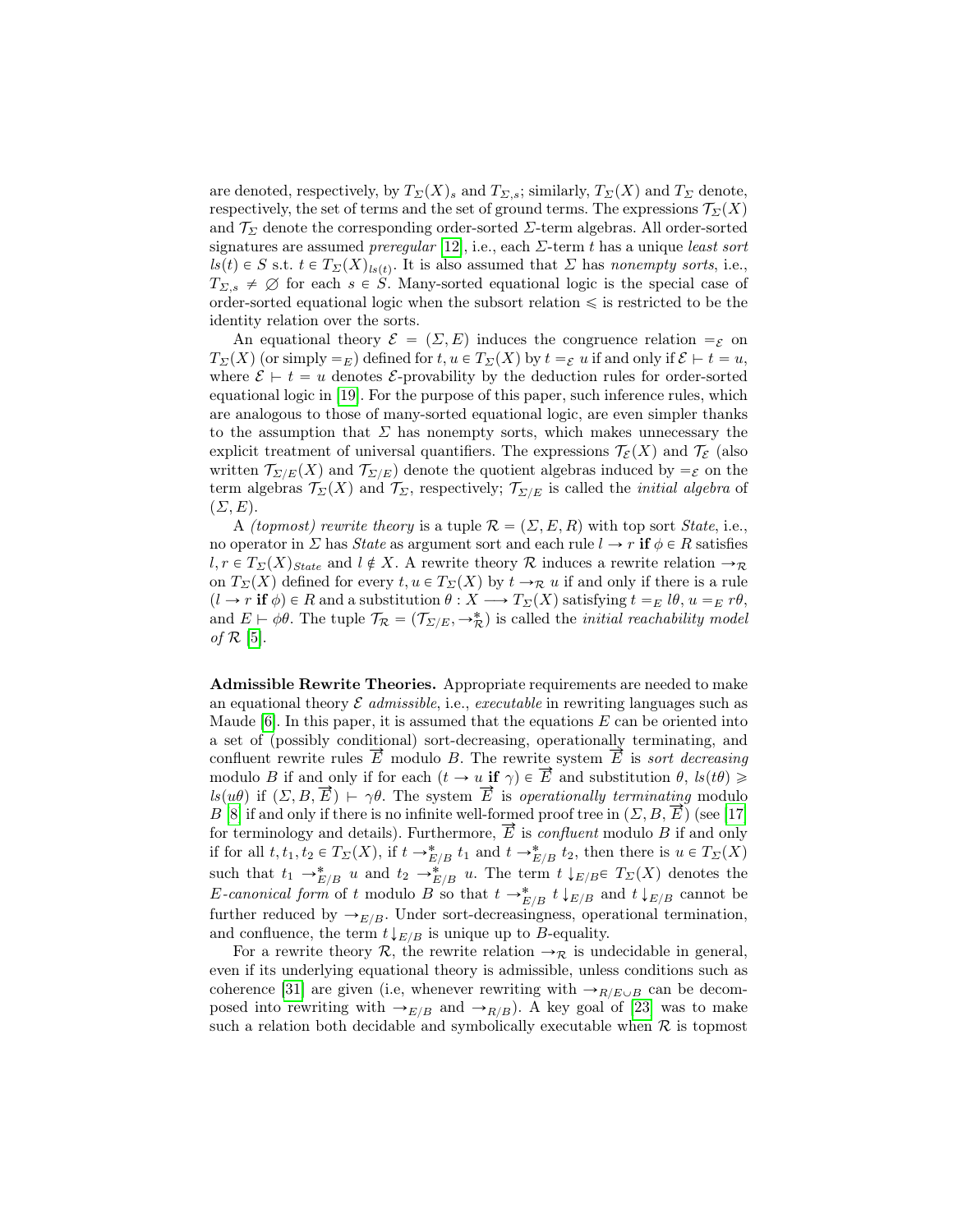are denoted, respectively, by $T_\Sigma(X)_s$ and $T_{\Sigma,s}$; similarly, $T_\Sigma(X)$ and $T_\Sigma$ denote, respectively, the set of terms and the set of ground terms. The expressions $\mathcal{T}_\Sigma(X)$ and $\mathcal{T}_\Sigma$ denote the corresponding order-sorted $\Sigma$-term algebras. All order-sorted signatures are assumed *preregular* [12], i.e., each $\Sigma$-term $t$ has a unique *least sort* $ls(t) \in S$ s.t. $t \in T_\Sigma(X)_{ls(t)}$. It is also assumed that $\Sigma$ has *nonempty sorts*, i.e., $T_{\Sigma,s} \neq \varnothing$ for each $s \in S$. Many-sorted equational logic is the special case of order-sorted equational logic when the subsort relation $\leqslant$ is restricted to be the identity relation over the sorts.

An equational theory $\mathcal{E} = (\Sigma, E)$ induces the congruence relation $=_\mathcal{E}$ on $T_\Sigma(X)$ (or simply $=_E$) defined for $t, u \in T_\Sigma(X)$ by $t =_\mathcal{E} u$ if and only if $\mathcal{E} \vdash t = u$, where $\mathcal{E} \vdash t = u$ denotes $\mathcal{E}$-provability by the deduction rules for order-sorted equational logic in [19]. For the purpose of this paper, such inference rules, which are analogous to those of many-sorted equational logic, are even simpler thanks to the assumption that $\Sigma$ has nonempty sorts, which makes unnecessary the explicit treatment of universal quantifiers. The expressions $\mathcal{T}_\mathcal{E}(X)$ and $\mathcal{T}_\mathcal{E}$ (also written $\mathcal{T}_{\Sigma/E}(X)$ and $\mathcal{T}_{\Sigma/E}$) denote the quotient algebras induced by $=_\mathcal{E}$ on the term algebras $\mathcal{T}_\Sigma(X)$ and $\mathcal{T}_\Sigma$, respectively; $\mathcal{T}_{\Sigma/E}$ is called the *initial algebra* of $(\Sigma, E)$.

A *(topmost) rewrite theory* is a tuple $\mathcal{R} = (\Sigma, E, R)$ with top sort *State*, i.e., no operator in $\Sigma$ has *State* as argument sort and each rule $l \to r$ **if** $\phi \in R$ satisfies $l, r \in T_\Sigma(X)_{State}$ and $l \notin X$. A rewrite theory $\mathcal{R}$ induces a rewrite relation $\to_\mathcal{R}$ on $T_\Sigma(X)$ defined for every $t, u \in T_\Sigma(X)$ by $t \to_\mathcal{R} u$ if and only if there is a rule $(l \to r$ **if** $\phi) \in R$ and a substitution $\theta : X \longrightarrow T_\Sigma(X)$ satisfying $t =_E l\theta$, $u =_E r\theta$, and $E \vdash \phi\theta$. The tuple $\mathcal{T}_\mathcal{R} = (\mathcal{T}_{\Sigma/E}, \to^*_\mathcal{R})$ is called the *initial reachability model of* $\mathcal{R}$ [5].

**Admissible Rewrite Theories.** Appropriate requirements are needed to make an equational theory $\mathcal{E}$ *admissible*, i.e., *executable* in rewriting languages such as Maude [6]. In this paper, it is assumed that the equations $E$ can be oriented into a set of (possibly conditional) sort-decreasing, operationally terminating, and confluent rewrite rules $\overrightarrow{E}$ modulo $B$. The rewrite system $\overrightarrow{E}$ is *sort decreasing* modulo $B$ if and only if for each $(t \to u$ **if** $\gamma) \in \overrightarrow{E}$ and substitution $\theta$, $ls(t\theta) \geqslant ls(u\theta)$ if $(\Sigma, B, \overrightarrow{E}) \vdash \gamma\theta$. The system $\overrightarrow{E}$ is *operationally terminating* modulo $B$ [8] if and only if there is no infinite well-formed proof tree in $(\Sigma, B, \overrightarrow{E})$ (see [17] for terminology and details). Furthermore, $\overrightarrow{E}$ is *confluent* modulo $B$ if and only if for all $t, t_1, t_2 \in T_\Sigma(X)$, if $t \to^*_{E/B} t_1$ and $t \to^*_{E/B} t_2$, then there is $u \in T_\Sigma(X)$ such that $t_1 \to^*_{E/B} u$ and $t_2 \to^*_{E/B} u$. The term $t\downarrow_{E/B} \in T_\Sigma(X)$ denotes the *E-canonical form* of $t$ modulo $B$ so that $t \to^*_{E/B} t\downarrow_{E/B}$ and $t\downarrow_{E/B}$ cannot be further reduced by $\to_{E/B}$. Under sort-decreasingness, operational termination, and confluence, the term $t\downarrow_{E/B}$ is unique up to $B$-equality.

For a rewrite theory $\mathcal{R}$, the rewrite relation $\to_\mathcal{R}$ is undecidable in general, even if its underlying equational theory is admissible, unless conditions such as coherence [31] are given (i.e, whenever rewriting with $\to_{R/E \cup B}$ can be decomposed into rewriting with $\to_{E/B}$ and $\to_{R/B}$). A key goal of [23] was to make such a relation both decidable and symbolically executable when $\mathcal{R}$ is topmost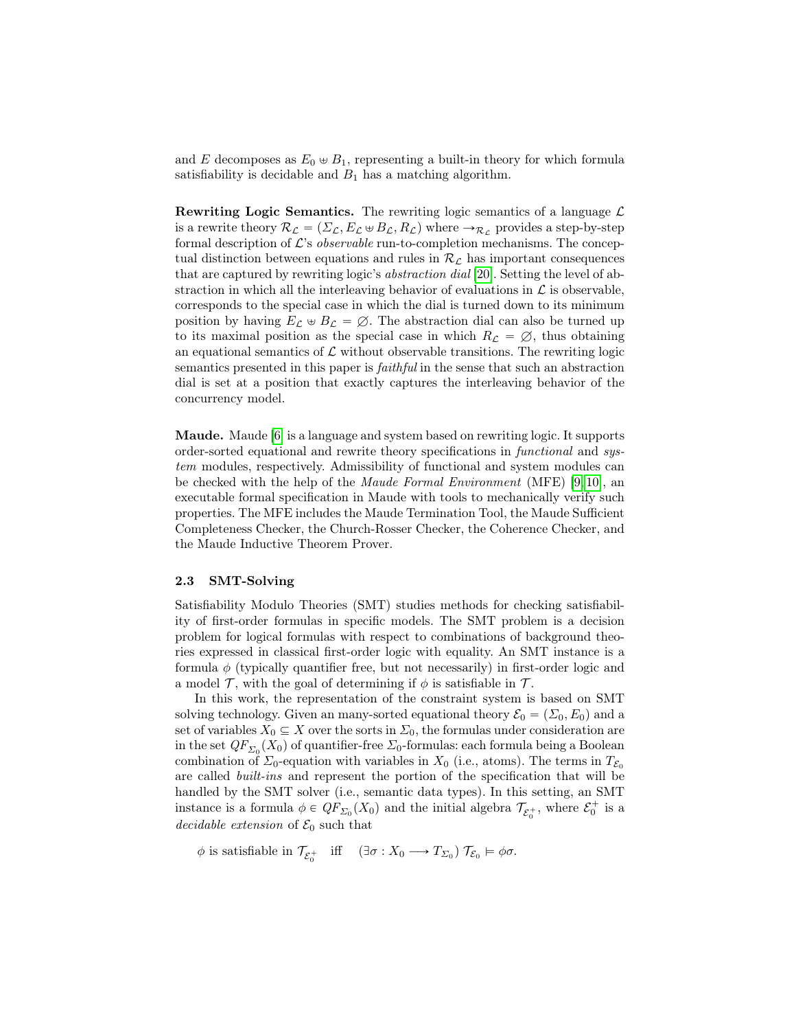and $E$ decomposes as $E_0 \uplus B_1$, representing a built-in theory for which formula satisfiability is decidable and $B_1$ has a matching algorithm.

**Rewriting Logic Semantics.** The rewriting logic semantics of a language $\mathcal{L}$ is a rewrite theory $\mathcal{R}_\mathcal{L} = (\Sigma_\mathcal{L}, E_\mathcal{L} \uplus B_\mathcal{L}, R_\mathcal{L})$ where $\rightarrow_{\mathcal{R}_\mathcal{L}}$ provides a step-by-step formal description of $\mathcal{L}$'s *observable* run-to-completion mechanisms. The conceptual distinction between equations and rules in $\mathcal{R}_\mathcal{L}$ has important consequences that are captured by rewriting logic's *abstraction dial* [20]. Setting the level of abstraction in which all the interleaving behavior of evaluations in $\mathcal{L}$ is observable, corresponds to the special case in which the dial is turned down to its minimum position by having $E_\mathcal{L} \uplus B_\mathcal{L} = \varnothing$. The abstraction dial can also be turned up to its maximal position as the special case in which $R_\mathcal{L} = \varnothing$, thus obtaining an equational semantics of $\mathcal{L}$ without observable transitions. The rewriting logic semantics presented in this paper is *faithful* in the sense that such an abstraction dial is set at a position that exactly captures the interleaving behavior of the concurrency model.

**Maude.** Maude [6] is a language and system based on rewriting logic. It supports order-sorted equational and rewrite theory specifications in *functional* and *system* modules, respectively. Admissibility of functional and system modules can be checked with the help of the *Maude Formal Environment* (MFE) [9,10], an executable formal specification in Maude with tools to mechanically verify such properties. The MFE includes the Maude Termination Tool, the Maude Sufficient Completeness Checker, the Church-Rosser Checker, the Coherence Checker, and the Maude Inductive Theorem Prover.

### 2.3 SMT-Solving

Satisfiability Modulo Theories (SMT) studies methods for checking satisfiability of first-order formulas in specific models. The SMT problem is a decision problem for logical formulas with respect to combinations of background theories expressed in classical first-order logic with equality. An SMT instance is a formula $\phi$ (typically quantifier free, but not necessarily) in first-order logic and a model $\mathcal{T}$, with the goal of determining if $\phi$ is satisfiable in $\mathcal{T}$.

In this work, the representation of the constraint system is based on SMT solving technology. Given an many-sorted equational theory $\mathcal{E}_0 = (\Sigma_0, E_0)$ and a set of variables $X_0 \subseteq X$ over the sorts in $\Sigma_0$, the formulas under consideration are in the set $QF_{\Sigma_0}(X_0)$ of quantifier-free $\Sigma_0$-formulas: each formula being a Boolean combination of $\Sigma_0$-equation with variables in $X_0$ (i.e., atoms). The terms in $T_{\mathcal{E}_0}$ are called *built-ins* and represent the portion of the specification that will be handled by the SMT solver (i.e., semantic data types). In this setting, an SMT instance is a formula $\phi \in QF_{\Sigma_0}(X_0)$ and the initial algebra $\mathcal{T}_{\mathcal{E}_0^+}$, where $\mathcal{E}_0^+$ is a *decidable extension* of $\mathcal{E}_0$ such that

$$\phi \text{ is satisfiable in } \mathcal{T}_{\mathcal{E}_0^+} \quad \text{iff} \quad (\exists \sigma : X_0 \longrightarrow T_{\Sigma_0})\, \mathcal{T}_{\mathcal{E}_0} \vDash \phi\sigma.$$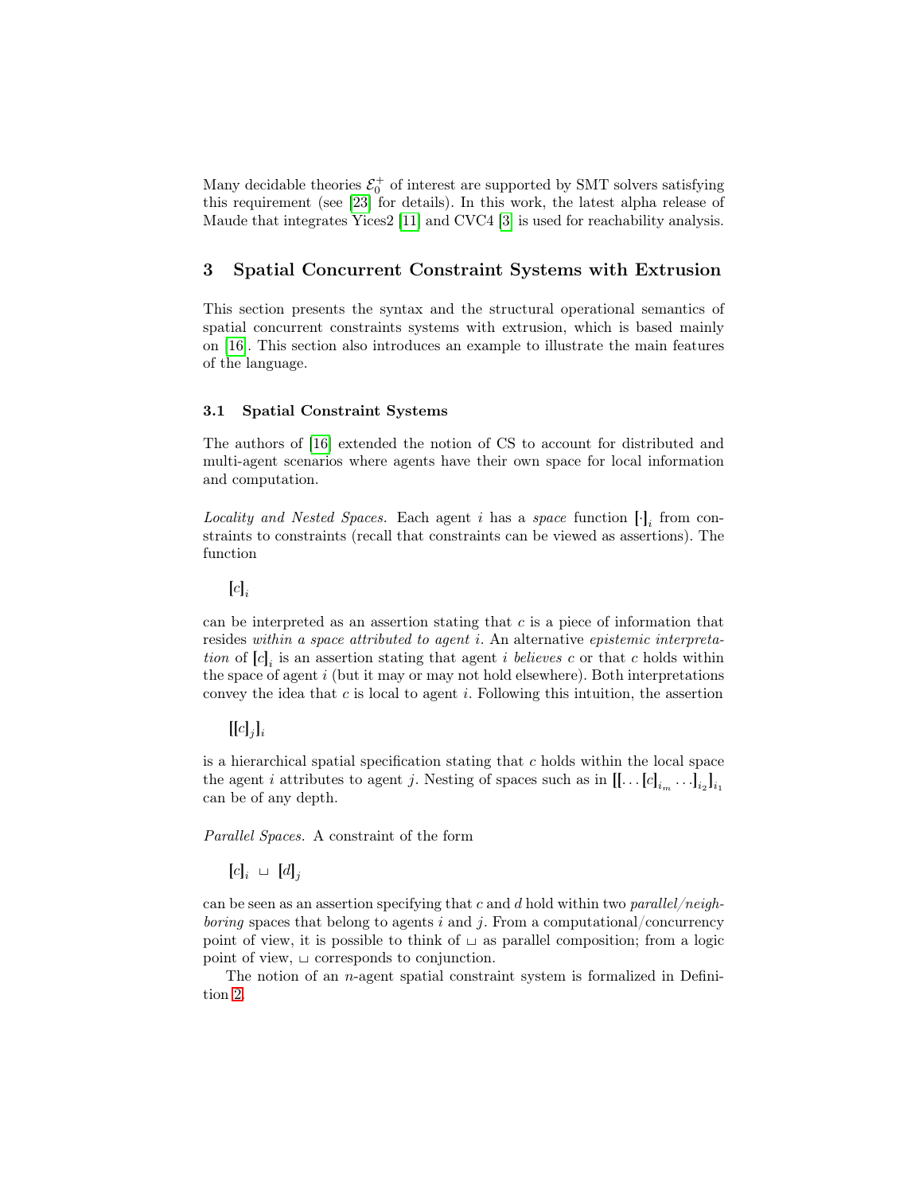Many decidable theories $\mathcal{E}_0^+$ of interest are supported by SMT solvers satisfying this requirement (see [23] for details). In this work, the latest alpha release of Maude that integrates Yices2 [11] and CVC4 [3] is used for reachability analysis.

## 3 Spatial Concurrent Constraint Systems with Extrusion

This section presents the syntax and the structural operational semantics of spatial concurrent constraints systems with extrusion, which is based mainly on [16]. This section also introduces an example to illustrate the main features of the language.

### 3.1 Spatial Constraint Systems

The authors of [16] extended the notion of CS to account for distributed and multi-agent scenarios where agents have their own space for local information and computation.

*Locality and Nested Spaces.* Each agent $i$ has a *space* function $[\cdot]_i$ from constraints to constraints (recall that constraints can be viewed as assertions). The function

$$[c]_i$$

can be interpreted as an assertion stating that $c$ is a piece of information that resides *within a space attributed to agent* $i$. An alternative *epistemic interpretation* of $[c]_i$ is an assertion stating that agent $i$ *believes* $c$ or that $c$ holds within the space of agent $i$ (but it may or may not hold elsewhere). Both interpretations convey the idea that $c$ is local to agent $i$. Following this intuition, the assertion

$$[[c]_j]_i$$

is a hierarchical spatial specification stating that $c$ holds within the local space the agent $i$ attributes to agent $j$. Nesting of spaces such as in $[[\ldots[c]_{i_m}\ldots]_{i_2}]_{i_1}$ can be of any depth.

*Parallel Spaces.* A constraint of the form

$$[c]_i \sqcup [d]_j$$

can be seen as an assertion specifying that $c$ and $d$ hold within two *parallel/neighboring* spaces that belong to agents $i$ and $j$. From a computational/concurrency point of view, it is possible to think of $\sqcup$ as parallel composition; from a logic point of view, $\sqcup$ corresponds to conjunction.

The notion of an $n$-agent spatial constraint system is formalized in Definition 2.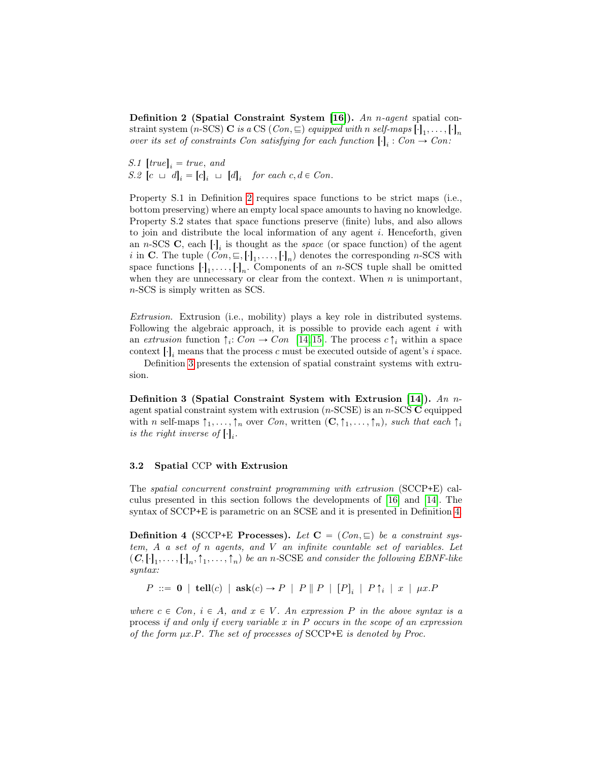**Definition 2 (Spatial Constraint System [16]).** *An n-agent* spatial constraint system *(n-SCS)* **C** *is a* CS $(Con, \sqsubseteq)$ *equipped with n self-maps* $[\cdot]_1, \ldots, [\cdot]_n$ *over its set of constraints Con satisfying for each function* $[\cdot]_i : Con \to Con$*:*

*S.1* $[true]_i = true$*, and*
*S.2* $[c \sqcup d]_i = [c]_i \sqcup [d]_i$ *for each* $c, d \in Con$*.*

Property S.1 in Definition 2 requires space functions to be strict maps (i.e., bottom preserving) where an empty local space amounts to having no knowledge. Property S.2 states that space functions preserve (finite) lubs, and also allows to join and distribute the local information of any agent $i$. Henceforth, given an $n$-SCS **C**, each $[\cdot]_i$ is thought as the *space* (or space function) of the agent $i$ in **C**. The tuple $(Con, \sqsubseteq, [\cdot]_1, \ldots, [\cdot]_n)$ denotes the corresponding $n$-SCS with space functions $[\cdot]_1, \ldots, [\cdot]_n$. Components of an $n$-SCS tuple shall be omitted when they are unnecessary or clear from the context. When $n$ is unimportant, $n$-SCS is simply written as SCS.

*Extrusion.* Extrusion (i.e., mobility) plays a key role in distributed systems. Following the algebraic approach, it is possible to provide each agent $i$ with an *extrusion* function $\uparrow_i : Con \to Con$ [14,15]. The process $c \uparrow_i$ within a space context $[\cdot]_i$ means that the process $c$ must be executed outside of agent's $i$ space.

Definition 3 presents the extension of spatial constraint systems with extrusion.

**Definition 3 (Spatial Constraint System with Extrusion [14]).** *An n-agent spatial constraint system with extrusion (n-SCSE) is an n-SCS* **C** *equipped with n self-maps* $\uparrow_1, \ldots, \uparrow_n$ *over Con, written* $(\mathbf{C}, \uparrow_1, \ldots, \uparrow_n)$*, such that each* $\uparrow_i$ *is the right inverse of* $[\cdot]_i$*.*

### 3.2 Spatial CCP with Extrusion

The *spatial concurrent constraint programming with extrusion* (SCCP+E) calculus presented in this section follows the developments of [16] and [14]. The syntax of SCCP+E is parametric on an SCSE and it is presented in Definition 4.

**Definition 4** (SCCP+E **Processes).** *Let* $\mathbf{C} = (Con, \sqsubseteq)$ *be a constraint system, A a set of n agents, and V an infinite countable set of variables. Let* $(\boldsymbol{C}, [\cdot]_1, \ldots, [\cdot]_n, \uparrow_1, \ldots, \uparrow_n)$ *be an n-SCSE and consider the following EBNF-like syntax:*

$$P \ ::= \ \mathbf{0} \ | \ \mathbf{tell}(c) \ | \ \mathbf{ask}(c) \to P \ | \ P \parallel P \ | \ [P]_i \ | \ P \uparrow_i \ | \ x \ | \ \mu x.P$$

*where* $c \in Con$*,* $i \in A$*, and* $x \in V$*. An expression P in the above syntax is a* process *if and only if every variable x in P occurs in the scope of an expression of the form* $\mu x.P$*. The set of processes of* SCCP+E *is denoted by Proc.*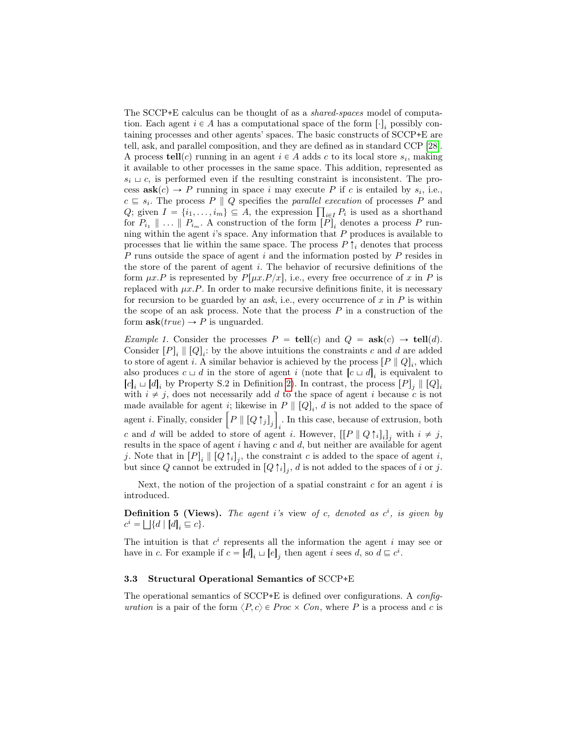The SCCP+E calculus can be thought of as a *shared-spaces* model of computation. Each agent $i \in A$ has a computational space of the form $[\cdot]_i$ possibly containing processes and other agents' spaces. The basic constructs of SCCP+E are tell, ask, and parallel composition, and they are defined as in standard CCP [28]. A process $\mathbf{tell}(c)$ running in an agent $i \in A$ adds $c$ to its local store $s_i$, making it available to other processes in the same space. This addition, represented as $s_i \sqcup c$, is performed even if the resulting constraint is inconsistent. The process $\mathbf{ask}(c) \to P$ running in space $i$ may execute $P$ if $c$ is entailed by $s_i$, i.e., $c \sqsubseteq s_i$. The process $P \parallel Q$ specifies the *parallel execution* of processes $P$ and $Q$; given $I = \{i_1, \ldots, i_m\} \subseteq A$, the expression $\prod_{i \in I} P_i$ is used as a shorthand for $P_{i_1} \parallel \ldots \parallel P_{i_m}$. A construction of the form $[P]_i$ denotes a process $P$ running within the agent $i$'s space. Any information that $P$ produces is available to processes that lie within the same space. The process $P \uparrow_i$ denotes that process $P$ runs outside the space of agent $i$ and the information posted by $P$ resides in the store of the parent of agent $i$. The behavior of recursive definitions of the form $\mu x.P$ is represented by $P[\mu x.P/x]$, i.e., every free occurrence of $x$ in $P$ is replaced with $\mu x.P$. In order to make recursive definitions finite, it is necessary for recursion to be guarded by an *ask*, i.e., every occurrence of $x$ in $P$ is within the scope of an ask process. Note that the process $P$ in a construction of the form $\mathbf{ask}(true) \to P$ is unguarded.

*Example 1.* Consider the processes $P = \mathbf{tell}(c)$ and $Q = \mathbf{ask}(c) \to \mathbf{tell}(d)$. Consider $[P]_i \parallel [Q]_i$: by the above intuitions the constraints $c$ and $d$ are added to store of agent $i$. A similar behavior is achieved by the process $[P \parallel Q]_i$, which also produces $c \sqcup d$ in the store of agent $i$ (note that $[c \sqcup d]_i$ is equivalent to $[c]_i \sqcup [d]_i$ by Property S.2 in Definition 2). In contrast, the process $[P]_j \parallel [Q]_i$ with $i \neq j$, does not necessarily add $d$ to the space of agent $i$ because $c$ is not made available for agent $i$; likewise in $P \parallel [Q]_i$, $d$ is not added to the space of agent $i$. Finally, consider $\left[P \parallel [Q\uparrow_j]_j\right]_i$. In this case, because of extrusion, both $c$ and $d$ will be added to store of agent $i$. However, $[[P \parallel Q\uparrow_i]_i]_j$ with $i \neq j$, results in the space of agent $i$ having $c$ and $d$, but neither are available for agent $j$. Note that in $[P]_i \parallel [Q\uparrow_i]_j$, the constraint $c$ is added to the space of agent $i$, but since $Q$ cannot be extruded in $[Q\uparrow_i]_j$, $d$ is not added to the spaces of $i$ or $j$.

Next, the notion of the projection of a spatial constraint $c$ for an agent $i$ is introduced.

**Definition 5 (Views).** *The agent $i$'s* view *of $c$, denoted as $c^i$, is given by $c^i = \bigsqcup\{d \mid [d]_i \sqsubseteq c\}$.*

The intuition is that $c^i$ represents all the information the agent $i$ may see or have in $c$. For example if $c = [d]_i \sqcup [e]_j$ then agent $i$ sees $d$, so $d \sqsubseteq c^i$.

### 3.3 Structural Operational Semantics of SCCP+E

The operational semantics of SCCP+E is defined over configurations. A *configuration* is a pair of the form $\langle P, c\rangle \in Proc \times Con$, where $P$ is a process and $c$ is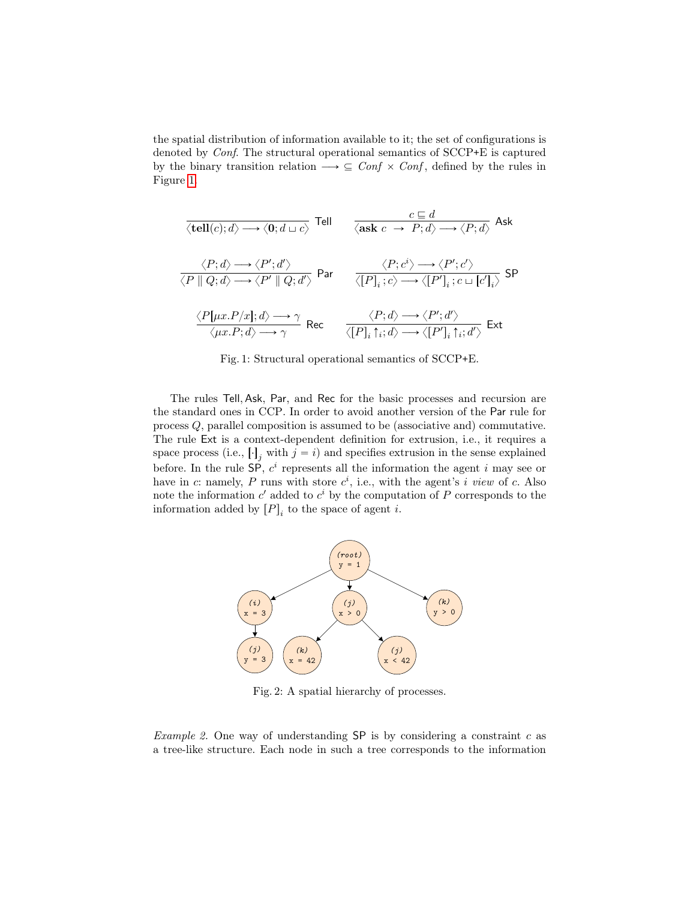the spatial distribution of information available to it; the set of configurations is denoted by *Conf*. The structural operational semantics of SCCP+E is captured by the binary transition relation $\longrightarrow \subseteq \mathit{Conf} \times \mathit{Conf}$, defined by the rules in Figure 1.

$$\frac{}{\langle \mathbf{tell}(c); d\rangle \longrightarrow \langle \mathbf{0}; d \sqcup c\rangle}\ \mathsf{Tell} \qquad \frac{c \sqsubseteq d}{\langle \mathbf{ask}\ c\ \rightarrow\ P; d\rangle \longrightarrow \langle P; d\rangle}\ \mathsf{Ask}$$

$$\frac{\langle P; d\rangle \longrightarrow \langle P'; d'\rangle}{\langle P \parallel Q; d\rangle \longrightarrow \langle P' \parallel Q; d'\rangle}\ \mathsf{Par} \qquad \frac{\langle P; c^i\rangle \longrightarrow \langle P'; c'\rangle}{\langle [P]_i\,; c\rangle \longrightarrow \langle [P']_i\,; c \sqcup [c']_i\rangle}\ \mathsf{SP}$$

$$\frac{\langle P[\mu x.P/x]; d\rangle \longrightarrow \gamma}{\langle \mu x.P; d\rangle \longrightarrow \gamma}\ \mathsf{Rec} \qquad \frac{\langle P; d\rangle \longrightarrow \langle P'; d'\rangle}{\langle [P]_i \uparrow_i; d\rangle \longrightarrow \langle [P']_i \uparrow_i; d'\rangle}\ \mathsf{Ext}$$

Fig. 1: Structural operational semantics of SCCP+E.

The rules Tell, Ask, Par, and Rec for the basic processes and recursion are the standard ones in CCP. In order to avoid another version of the Par rule for process $Q$, parallel composition is assumed to be (associative and) commutative. The rule Ext is a context-dependent definition for extrusion, i.e., it requires a space process (i.e., $[\cdot]_j$ with $j = i$) and specifies extrusion in the sense explained before. In the rule SP, $c^i$ represents all the information the agent $i$ may see or have in $c$: namely, $P$ runs with store $c^i$, i.e., with the agent's $i$ *view* of $c$. Also note the information $c'$ added to $c^i$ by the computation of $P$ corresponds to the information added by $[P]_i$ to the space of agent $i$.

Fig. 2: A spatial hierarchy of processes.

*Example 2.* One way of understanding SP is by considering a constraint $c$ as a tree-like structure. Each node in such a tree corresponds to the information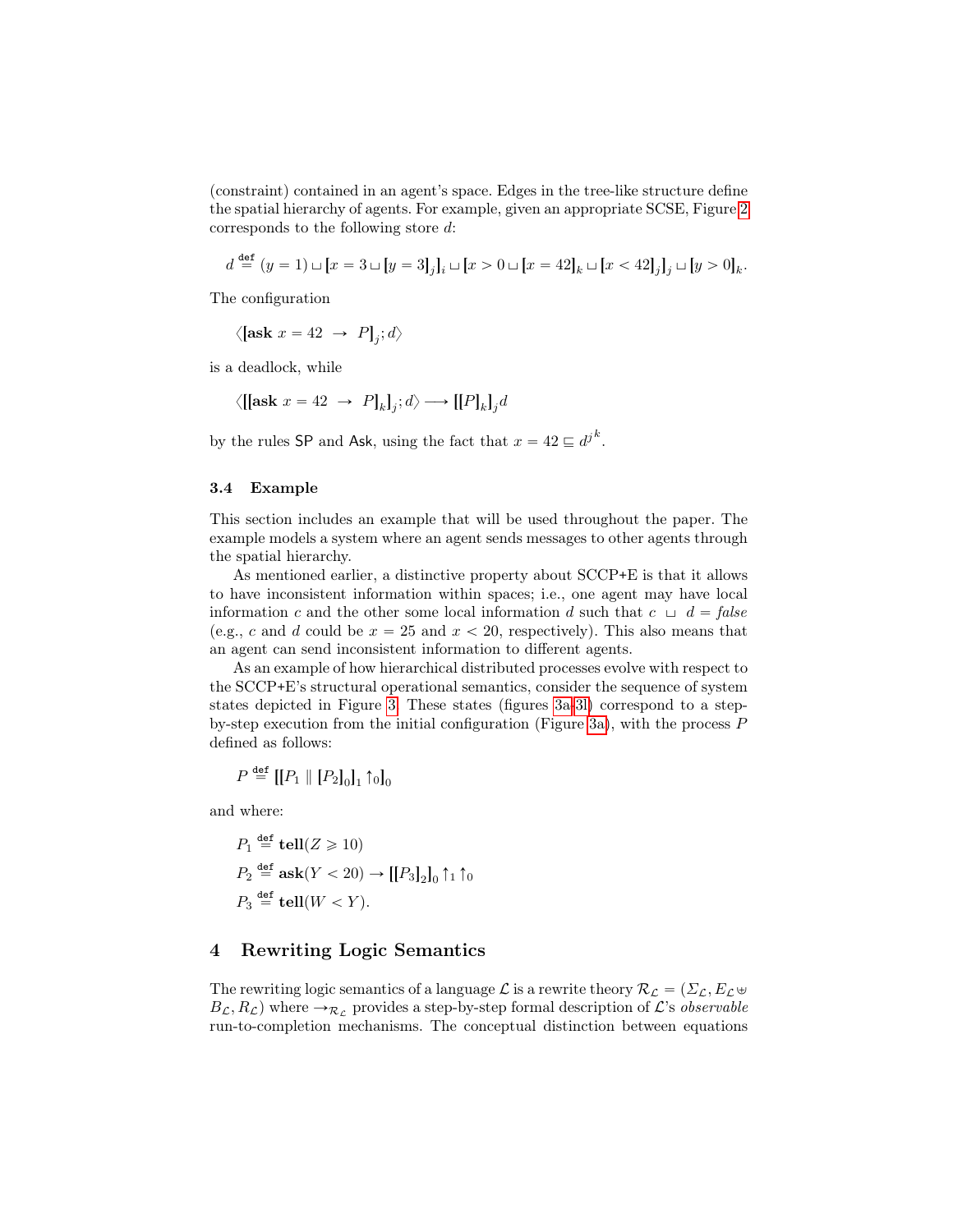(constraint) contained in an agent's space. Edges in the tree-like structure define the spatial hierarchy of agents. For example, given an appropriate SCSE, Figure 2 corresponds to the following store $d$:

$$d \stackrel{\text{def}}{=} (y = 1) \sqcup [x = 3 \sqcup [y = 3]_j]_i \sqcup [x > 0 \sqcup [x = 42]_k \sqcup [x < 42]_j]_j \sqcup [y > 0]_k.$$

The configuration

$$\langle [\mathbf{ask}\ x = 42\ \rightarrow\ P]_j ; d\rangle$$

is a deadlock, while

$$\langle [[\mathbf{ask}\ x = 42\ \rightarrow\ P]_k]_j ; d\rangle \longrightarrow [[P]_k]_j d$$

by the rules SP and Ask, using the fact that $x = 42 \sqsubseteq d^{j\,k}$.

### 3.4 Example

This section includes an example that will be used throughout the paper. The example models a system where an agent sends messages to other agents through the spatial hierarchy.

As mentioned earlier, a distinctive property about SCCP+E is that it allows to have inconsistent information within spaces; i.e., one agent may have local information $c$ and the other some local information $d$ such that $c \sqcup d = \mathit{false}$ (e.g., $c$ and $d$ could be $x = 25$ and $x < 20$, respectively). This also means that an agent can send inconsistent information to different agents.

As an example of how hierarchical distributed processes evolve with respect to the SCCP+E's structural operational semantics, consider the sequence of system states depicted in Figure 3. These states (figures 3a-3l) correspond to a step-by-step execution from the initial configuration (Figure 3a), with the process $P$ defined as follows:

$$P \stackrel{\text{def}}{=} [[P_1 \parallel [P_2]_0]_1 \uparrow_0]_0$$

and where:

$$P_1 \stackrel{\text{def}}{=} \mathbf{tell}(Z \geqslant 10)$$
$$P_2 \stackrel{\text{def}}{=} \mathbf{ask}(Y < 20) \rightarrow [[P_3]_2]_0 \uparrow_1 \uparrow_0$$
$$P_3 \stackrel{\text{def}}{=} \mathbf{tell}(W < Y).$$

## 4 Rewriting Logic Semantics

The rewriting logic semantics of a language $\mathcal{L}$ is a rewrite theory $\mathcal{R}_{\mathcal{L}} = (\Sigma_{\mathcal{L}}, E_{\mathcal{L}} \uplus B_{\mathcal{L}}, R_{\mathcal{L}})$ where $\rightarrow_{\mathcal{R}_{\mathcal{L}}}$ provides a step-by-step formal description of $\mathcal{L}$'s *observable* run-to-completion mechanisms. The conceptual distinction between equations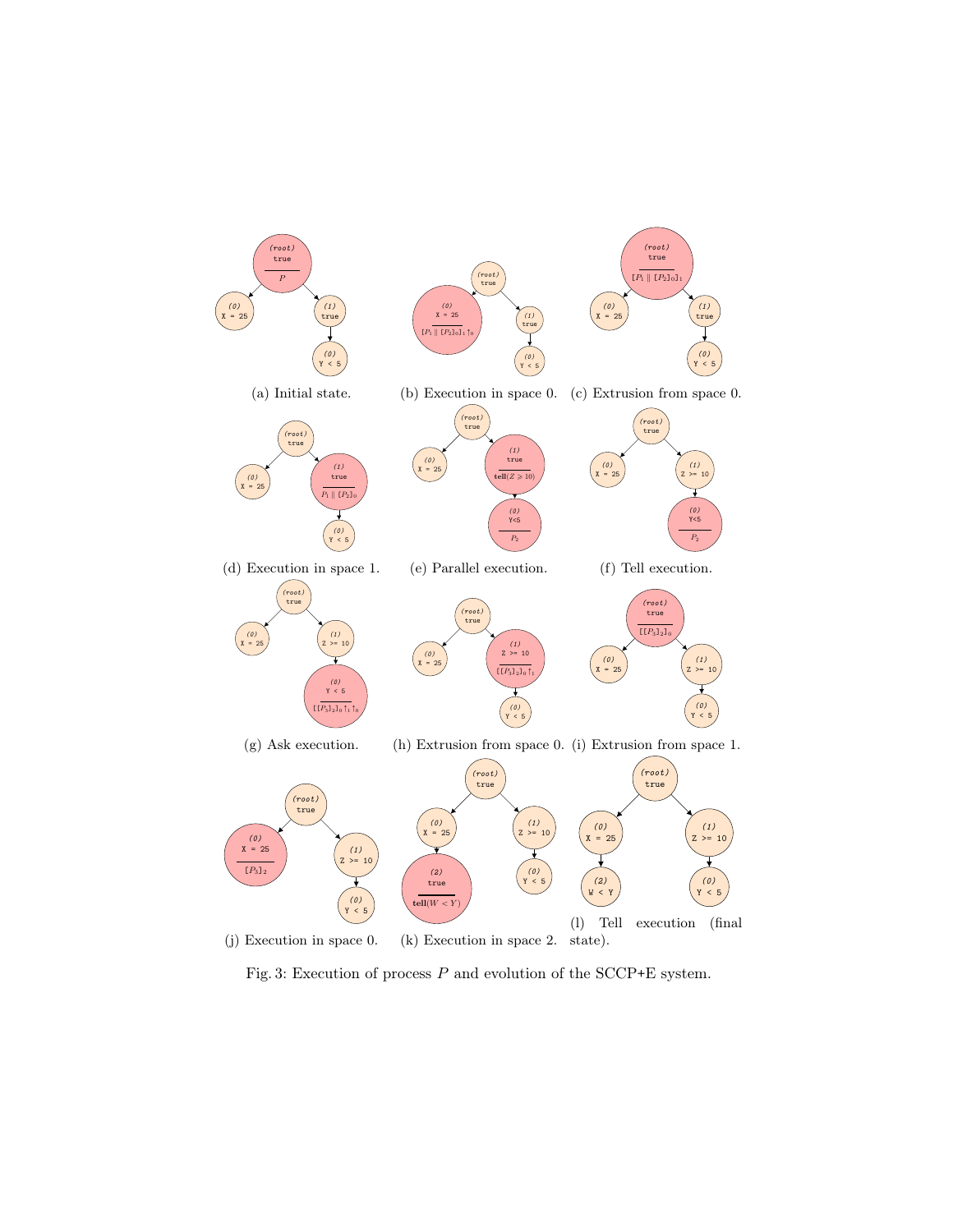(a) Initial state.

(b) Execution in space 0.

(c) Extrusion from space 0.

(d) Execution in space 1.

(e) Parallel execution.

(f) Tell execution.

(g) Ask execution.

(h) Extrusion from space 0.

(i) Extrusion from space 1.

(j) Execution in space 0.

(k) Execution in space 2.

(l) Tell execution (final state).

Fig. 3: Execution of process $P$ and evolution of the SCCP+E system.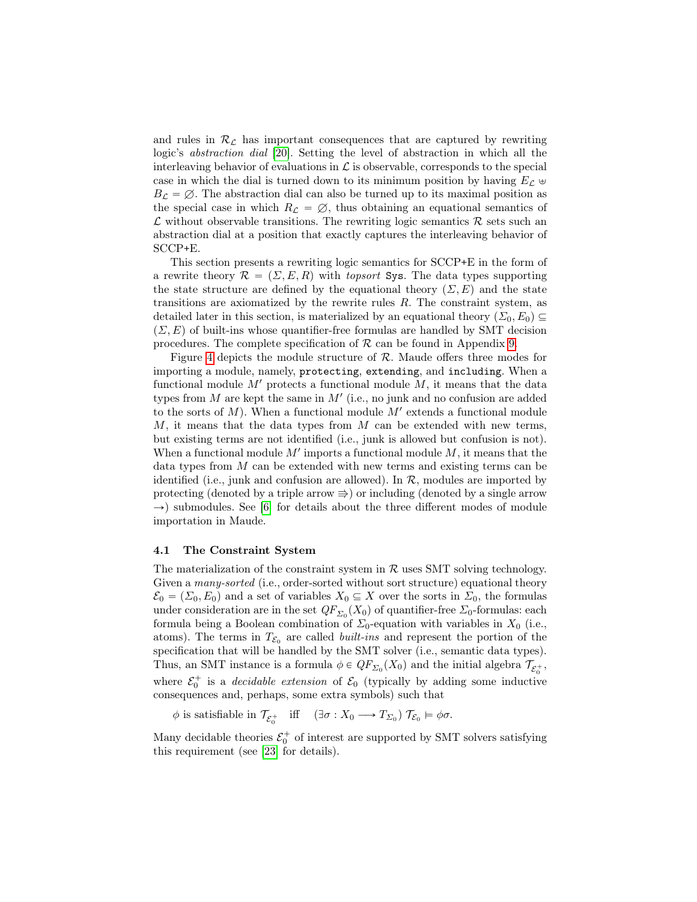and rules in $\mathcal{R}_{\mathcal{L}}$ has important consequences that are captured by rewriting logic's *abstraction dial* [20]. Setting the level of abstraction in which all the interleaving behavior of evaluations in $\mathcal{L}$ is observable, corresponds to the special case in which the dial is turned down to its minimum position by having $E_{\mathcal{L}} \uplus B_{\mathcal{L}} = \emptyset$. The abstraction dial can also be turned up to its maximal position as the special case in which $R_{\mathcal{L}} = \emptyset$, thus obtaining an equational semantics of $\mathcal{L}$ without observable transitions. The rewriting logic semantics $\mathcal{R}$ sets such an abstraction dial at a position that exactly captures the interleaving behavior of SCCP+E.

This section presents a rewriting logic semantics for SCCP+E in the form of a rewrite theory $\mathcal{R} = (\Sigma, E, R)$ with *topsort* `Sys`. The data types supporting the state structure are defined by the equational theory $(\Sigma, E)$ and the state transitions are axiomatized by the rewrite rules $R$. The constraint system, as detailed later in this section, is materialized by an equational theory $(\Sigma_0, E_0) \subseteq (\Sigma, E)$ of built-ins whose quantifier-free formulas are handled by SMT decision procedures. The complete specification of $\mathcal{R}$ can be found in Appendix 9.

Figure 4 depicts the module structure of $\mathcal{R}$. Maude offers three modes for importing a module, namely, `protecting`, `extending`, and `including`. When a functional module $M'$ protects a functional module $M$, it means that the data types from $M$ are kept the same in $M'$ (i.e., no junk and no confusion are added to the sorts of $M$). When a functional module $M'$ extends a functional module $M$, it means that the data types from $M$ can be extended with new terms, but existing terms are not identified (i.e., junk is allowed but confusion is not). When a functional module $M'$ imports a functional module $M$, it means that the data types from $M$ can be extended with new terms and existing terms can be identified (i.e., junk and confusion are allowed). In $\mathcal{R}$, modules are imported by protecting (denoted by a triple arrow $\Rrightarrow$) or including (denoted by a single arrow $\rightarrow$) submodules. See [6] for details about the three different modes of module importation in Maude.

### 4.1 The Constraint System

The materialization of the constraint system in $\mathcal{R}$ uses SMT solving technology. Given a *many-sorted* (i.e., order-sorted without sort structure) equational theory $\mathcal{E}_0 = (\Sigma_0, E_0)$ and a set of variables $X_0 \subseteq X$ over the sorts in $\Sigma_0$, the formulas under consideration are in the set $QF_{\Sigma_0}(X_0)$ of quantifier-free $\Sigma_0$-formulas: each formula being a Boolean combination of $\Sigma_0$-equation with variables in $X_0$ (i.e., atoms). The terms in $T_{\mathcal{E}_0}$ are called *built-ins* and represent the portion of the specification that will be handled by the SMT solver (i.e., semantic data types). Thus, an SMT instance is a formula $\phi \in QF_{\Sigma_0}(X_0)$ and the initial algebra $\mathcal{T}_{\mathcal{E}_0^+}$, where $\mathcal{E}_0^+$ is a *decidable extension* of $\mathcal{E}_0$ (typically by adding some inductive consequences and, perhaps, some extra symbols) such that

$$\phi \text{ is satisfiable in } \mathcal{T}_{\mathcal{E}_0^+} \quad \text{iff} \quad (\exists \sigma : X_0 \longrightarrow T_{\Sigma_0})\ \mathcal{T}_{\mathcal{E}_0} \vDash \phi\sigma.$$

Many decidable theories $\mathcal{E}_0^+$ of interest are supported by SMT solvers satisfying this requirement (see [23] for details).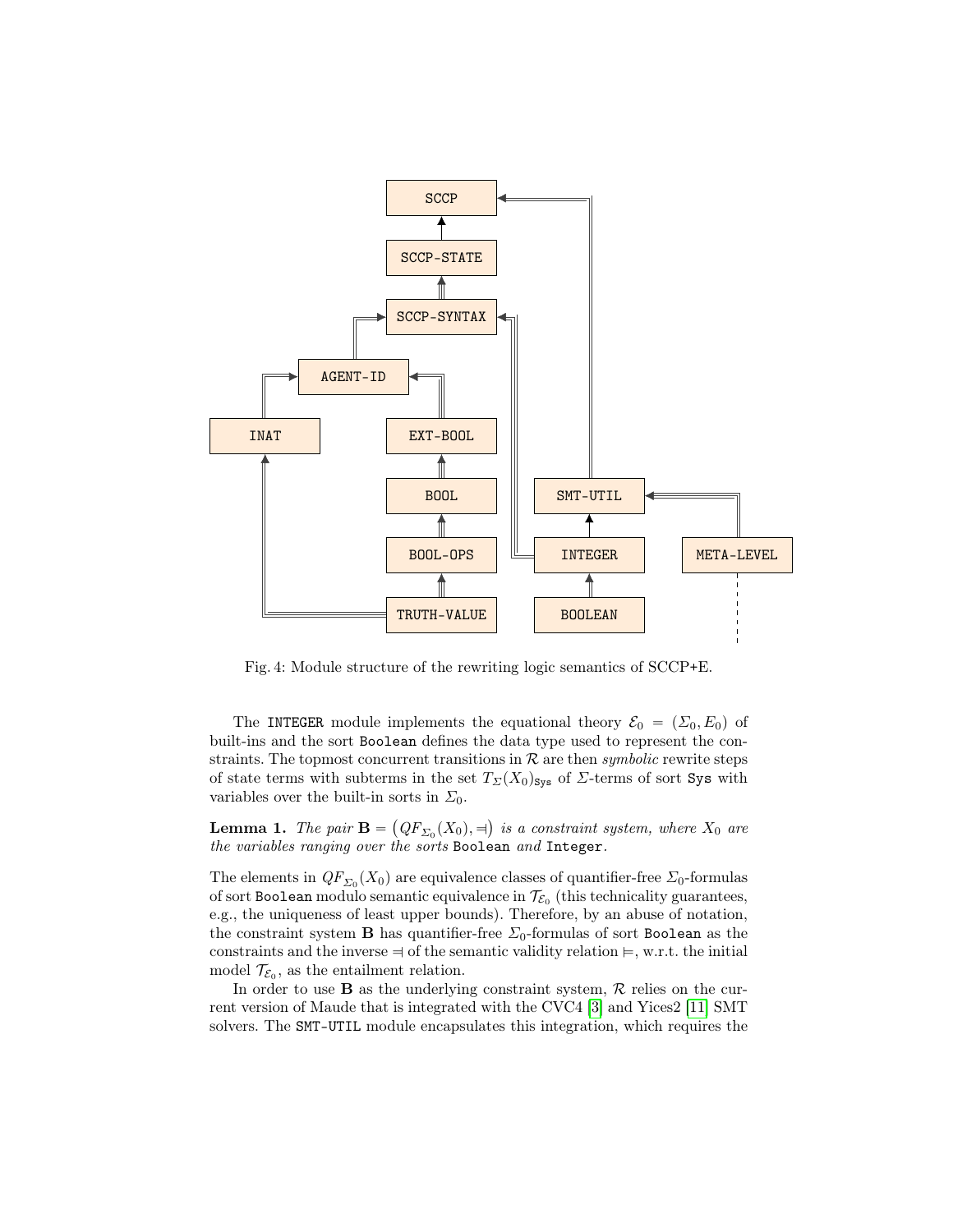Fig. 4: Module structure of the rewriting logic semantics of SCCP+E.

The INTEGER module implements the equational theory $\mathcal{E}_0 = (\Sigma_0, E_0)$ of built-ins and the sort Boolean defines the data type used to represent the constraints. The topmost concurrent transitions in $\mathcal{R}$ are then *symbolic* rewrite steps of state terms with subterms in the set $T_\Sigma(X_0)_{\texttt{Sys}}$ of $\Sigma$-terms of sort Sys with variables over the built-in sorts in $\Sigma_0$.

**Lemma 1.** *The pair* $\mathbf{B} = \left(QF_{\Sigma_0}(X_0), \dashv\right)$ *is a constraint system, where* $X_0$ *are the variables ranging over the sorts* Boolean *and* Integer.

The elements in $QF_{\Sigma_0}(X_0)$ are equivalence classes of quantifier-free $\Sigma_0$-formulas of sort Boolean modulo semantic equivalence in $\mathcal{T}_{\mathcal{E}_0}$ (this technicality guarantees, e.g., the uniqueness of least upper bounds). Therefore, by an abuse of notation, the constraint system $\mathbf{B}$ has quantifier-free $\Sigma_0$-formulas of sort Boolean as the constraints and the inverse $\dashv$ of the semantic validity relation $\vDash$, w.r.t. the initial model $\mathcal{T}_{\mathcal{E}_0}$, as the entailment relation.

In order to use $\mathbf{B}$ as the underlying constraint system, $\mathcal{R}$ relies on the current version of Maude that is integrated with the CVC4 [3] and Yices2 [11] SMT solvers. The SMT-UTIL module encapsulates this integration, which requires the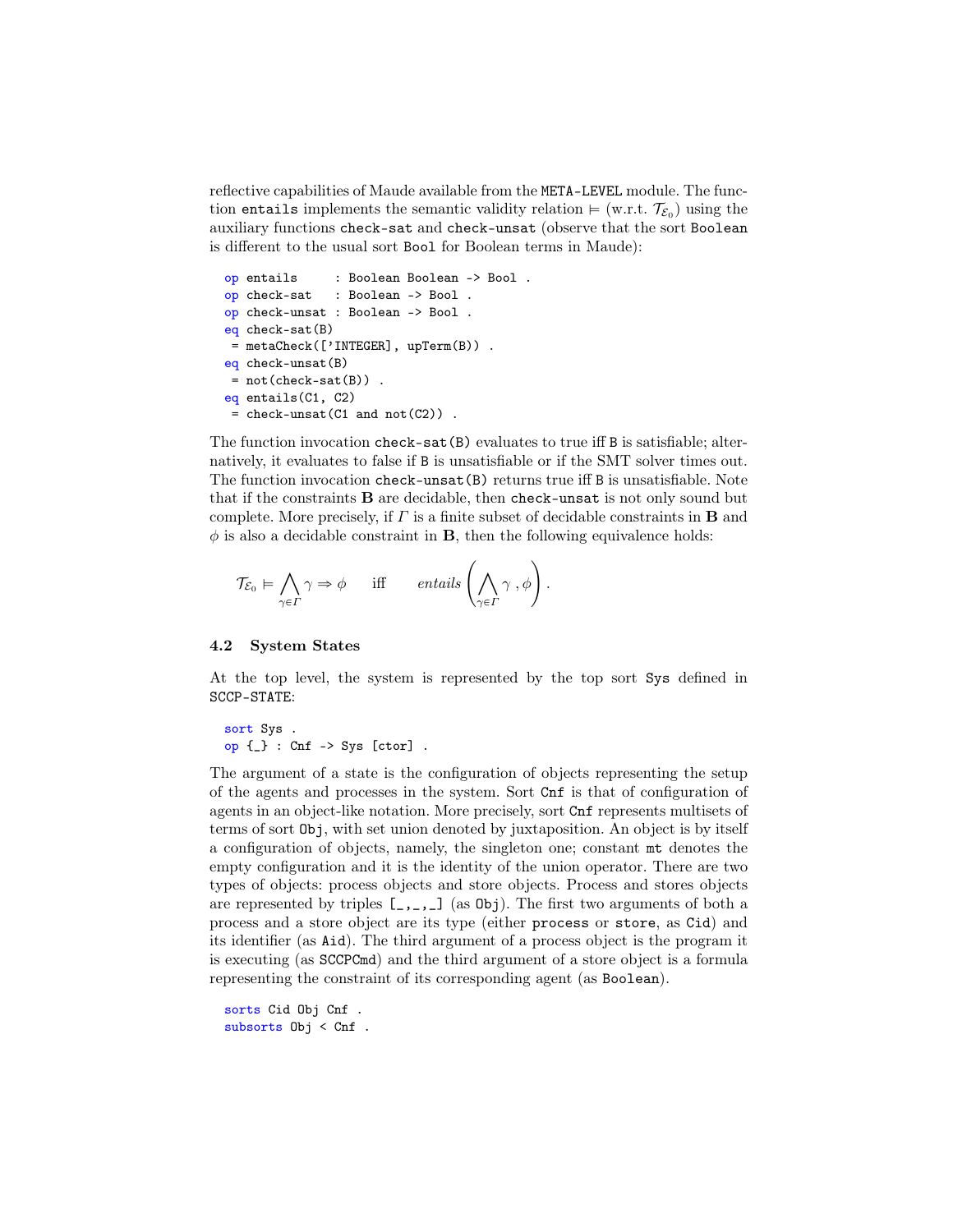reflective capabilities of Maude available from the `META-LEVEL` module. The function `entails` implements the semantic validity relation $\models$ (w.r.t. $\mathcal{T}_{\mathcal{E}_0}$) using the auxiliary functions `check-sat` and `check-unsat` (observe that the sort `Boolean` is different to the usual sort `Bool` for Boolean terms in Maude):

```
op entails     : Boolean Boolean -> Bool .
op check-sat   : Boolean -> Bool .
op check-unsat : Boolean -> Bool .
eq check-sat(B)
 = metaCheck(['INTEGER], upTerm(B)) .
eq check-unsat(B)
 = not(check-sat(B)) .
eq entails(C1, C2)
 = check-unsat(C1 and not(C2)) .
```

The function invocation `check-sat(B)` evaluates to true iff `B` is satisfiable; alternatively, it evaluates to false if `B` is unsatisfiable or if the SMT solver times out. The function invocation `check-unsat(B)` returns true iff `B` is unsatisfiable. Note that if the constraints **B** are decidable, then `check-unsat` is not only sound but complete. More precisely, if $\Gamma$ is a finite subset of decidable constraints in **B** and $\phi$ is also a decidable constraint in **B**, then the following equivalence holds:

$$\mathcal{T}_{\mathcal{E}_0} \models \bigwedge_{\gamma \in \Gamma} \gamma \Rightarrow \phi \qquad \text{iff} \qquad \mathit{entails}\left(\bigwedge_{\gamma \in \Gamma} \gamma \, , \phi\right).$$

### 4.2 System States

At the top level, the system is represented by the top sort `Sys` defined in `SCCP-STATE`:

```
sort Sys .
op {_} : Cnf -> Sys [ctor] .
```

The argument of a state is the configuration of objects representing the setup of the agents and processes in the system. Sort `Cnf` is that of configuration of agents in an object-like notation. More precisely, sort `Cnf` represents multisets of terms of sort `Obj`, with set union denoted by juxtaposition. An object is by itself a configuration of objects, namely, the singleton one; constant `mt` denotes the empty configuration and it is the identity of the union operator. There are two types of objects: process objects and store objects. Process and stores objects are represented by triples `[_,_,_]` (as `Obj`). The first two arguments of both a process and a store object are its type (either `process` or `store`, as `Cid`) and its identifier (as `Aid`). The third argument of a process object is the program it is executing (as `SCCPCmd`) and the third argument of a store object is a formula representing the constraint of its corresponding agent (as `Boolean`).

```
sorts Cid Obj Cnf .
subsorts Obj < Cnf .
```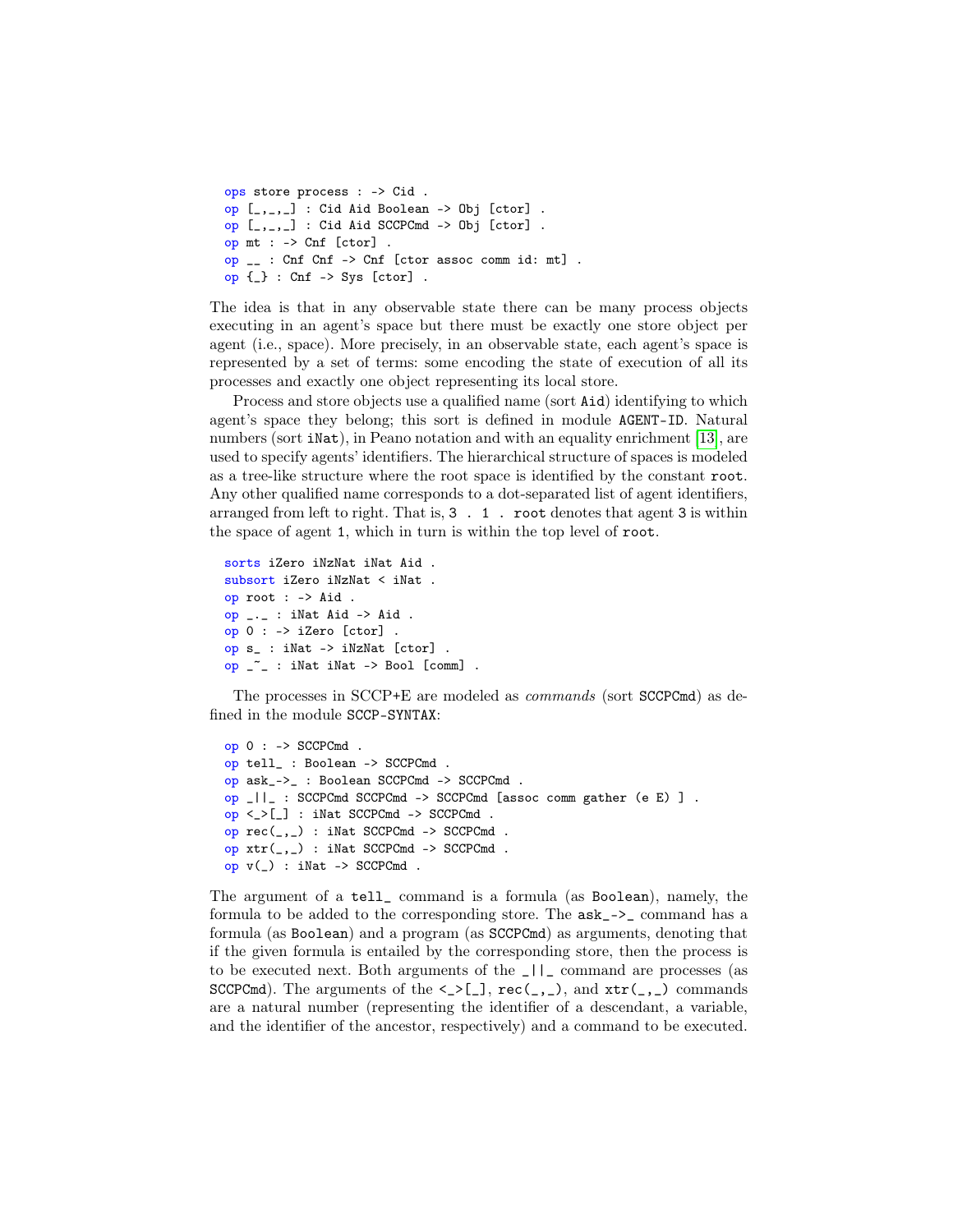```
ops store process : -> Cid .
op [_,_,_] : Cid Aid Boolean -> Obj [ctor] .
op [_,_,_] : Cid Aid SCCPCmd -> Obj [ctor] .
op mt : -> Cnf [ctor] .
op __ : Cnf Cnf -> Cnf [ctor assoc comm id: mt] .
op {_} : Cnf -> Sys [ctor] .
```

The idea is that in any observable state there can be many process objects executing in an agent's space but there must be exactly one store object per agent (i.e., space). More precisely, in an observable state, each agent's space is represented by a set of terms: some encoding the state of execution of all its processes and exactly one object representing its local store.

Process and store objects use a qualified name (sort `Aid`) identifying to which agent's space they belong; this sort is defined in module `AGENT-ID`. Natural numbers (sort `iNat`), in Peano notation and with an equality enrichment [13], are used to specify agents' identifiers. The hierarchical structure of spaces is modeled as a tree-like structure where the root space is identified by the constant `root`. Any other qualified name corresponds to a dot-separated list of agent identifiers, arranged from left to right. That is, `3 . 1 . root` denotes that agent `3` is within the space of agent `1`, which in turn is within the top level of `root`.

```
sorts iZero iNzNat iNat Aid .
subsort iZero iNzNat < iNat .
op root : -> Aid .
op _._ : iNat Aid -> Aid .
op 0 : -> iZero [ctor] .
op s_ : iNat -> iNzNat [ctor] .
op _~_ : iNat iNat -> Bool [comm] .
```

The processes in SCCP+E are modeled as *commands* (sort `SCCPCmd`) as defined in the module `SCCP-SYNTAX`:

```
op 0 : -> SCCPCmd .
op tell_ : Boolean -> SCCPCmd .
op ask_->_ : Boolean SCCPCmd -> SCCPCmd .
op _||_ : SCCPCmd SCCPCmd -> SCCPCmd [assoc comm gather (e E) ] .
op <_>[_] : iNat SCCPCmd -> SCCPCmd .
op rec(_,_) : iNat SCCPCmd -> SCCPCmd .
op xtr(_,_) : iNat SCCPCmd -> SCCPCmd .
op v(_) : iNat -> SCCPCmd .
```

The argument of a `tell_` command is a formula (as `Boolean`), namely, the formula to be added to the corresponding store. The `ask_->_` command has a formula (as `Boolean`) and a program (as `SCCPCmd`) as arguments, denoting that if the given formula is entailed by the corresponding store, then the process is to be executed next. Both arguments of the `_||_` command are processes (as `SCCPCmd`). The arguments of the `<_>[_]`, `rec(_,_)`, and `xtr(_,_)` commands are a natural number (representing the identifier of a descendant, a variable, and the identifier of the ancestor, respectively) and a command to be executed.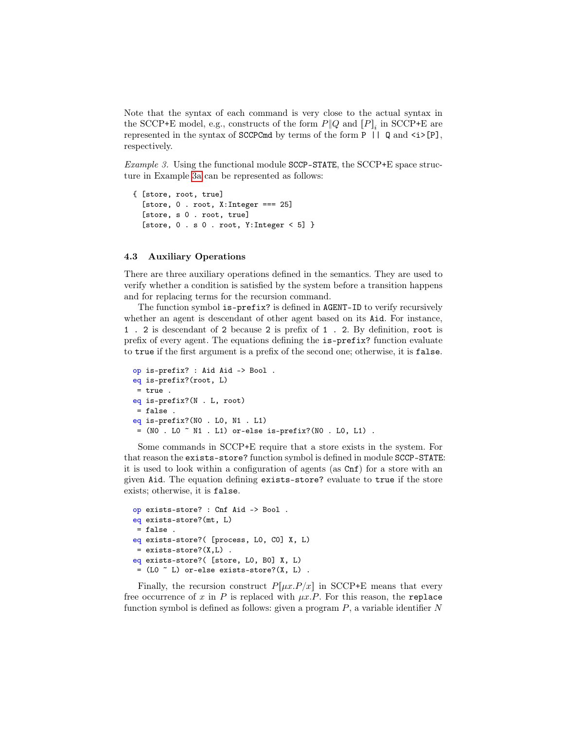Note that the syntax of each command is very close to the actual syntax in the SCCP+E model, e.g., constructs of the form $P \| Q$ and $[P]_i$ in SCCP+E are represented in the syntax of `SCCPCmd` by terms of the form `P || Q` and `<i>[P]`, respectively.

*Example 3.* Using the functional module `SCCP-STATE`, the SCCP+E space structure in Example 3a can be represented as follows:

```
{ [store, root, true]
  [store, 0 . root, X:Integer === 25]
  [store, s 0 . root, true]
  [store, 0 . s 0 . root, Y:Integer < 5] }
```

### 4.3 Auxiliary Operations

There are three auxiliary operations defined in the semantics. They are used to verify whether a condition is satisfied by the system before a transition happens and for replacing terms for the recursion command.

The function symbol `is-prefix?` is defined in `AGENT-ID` to verify recursively whether an agent is descendant of other agent based on its `Aid`. For instance, `1 . 2` is descendant of `2` because `2` is prefix of `1 . 2`. By definition, `root` is prefix of every agent. The equations defining the `is-prefix?` function evaluate to `true` if the first argument is a prefix of the second one; otherwise, it is `false`.

```
op is-prefix? : Aid Aid -> Bool .
eq is-prefix?(root, L)
 = true .
eq is-prefix?(N . L, root)
 = false .
eq is-prefix?(N0 . L0, N1 . L1)
 = (N0 . L0 ~ N1 . L1) or-else is-prefix?(N0 . L0, L1) .
```

Some commands in SCCP+E require that a store exists in the system. For that reason the `exists-store?` function symbol is defined in module `SCCP-STATE`: it is used to look within a configuration of agents (as `Cnf`) for a store with an given `Aid`. The equation defining `exists-store?` evaluate to `true` if the store exists; otherwise, it is `false`.

```
op exists-store? : Cnf Aid -> Bool .
eq exists-store?(mt, L)
 = false .
eq exists-store?( [process, L0, C0] X, L)
 = exists-store?(X,L) .
eq exists-store?( [store, L0, B0] X, L)
 = (L0 ~ L) or-else exists-store?(X, L) .
```

Finally, the recursion construct $P[\mu x.P/x]$ in SCCP+E means that every free occurrence of $x$ in $P$ is replaced with $\mu x.P$. For this reason, the `replace` function symbol is defined as follows: given a program $P$, a variable identifier $N$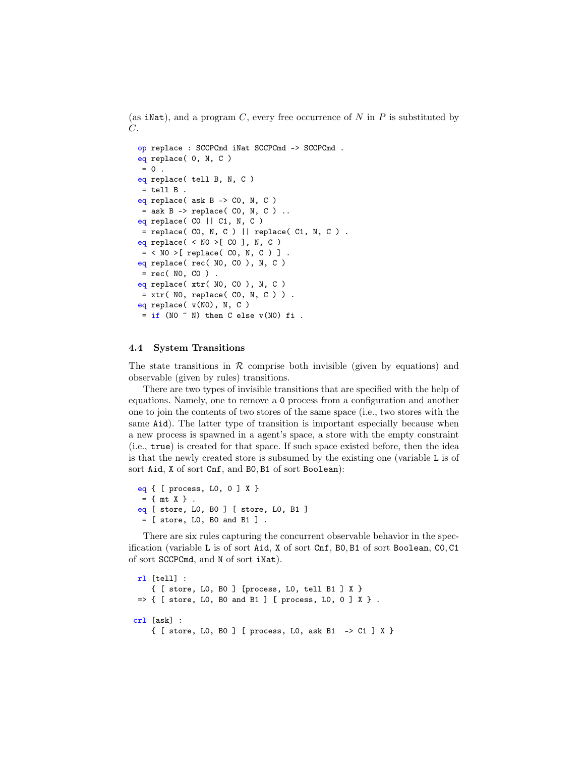(as iNat), and a program $C$, every free occurrence of $N$ in $P$ is substituted by $C$.

```
op replace : SCCPCmd iNat SCCPCmd -> SCCPCmd .
eq replace( 0, N, C )
 = 0 .
eq replace( tell B, N, C )
 = tell B .
eq replace( ask B -> C0, N, C )
 = ask B -> replace( C0, N, C ) ..
eq replace( C0 || C1, N, C )
 = replace( C0, N, C ) || replace( C1, N, C ) .
eq replace( < N0 >[ C0 ], N, C )
 = < N0 >[ replace( C0, N, C ) ] .
eq replace( rec( N0, C0 ), N, C )
 = rec( N0, C0 ) .
eq replace( xtr( N0, C0 ), N, C )
 = xtr( N0, replace( C0, N, C ) ) .
eq replace( v(N0), N, C )
 = if (N0 ~ N) then C else v(N0) fi .
```

### 4.4 System Transitions

The state transitions in $\mathcal{R}$ comprise both invisible (given by equations) and observable (given by rules) transitions.

There are two types of invisible transitions that are specified with the help of equations. Namely, one to remove a 0 process from a configuration and another one to join the contents of two stores of the same space (i.e., two stores with the same Aid). The latter type of transition is important especially because when a new process is spawned in a agent's space, a store with the empty constraint (i.e., true) is created for that space. If such space existed before, then the idea is that the newly created store is subsumed by the existing one (variable L is of sort Aid, X of sort Cnf, and B0, B1 of sort Boolean):

```
eq { [ process, L0, 0 ] X }
 = { mt X } .
eq [ store, L0, B0 ] [ store, L0, B1 ]
 = [ store, L0, B0 and B1 ] .
```

There are six rules capturing the concurrent observable behavior in the specification (variable L is of sort Aid, X of sort Cnf, B0, B1 of sort Boolean, C0, C1 of sort SCCPCmd, and N of sort iNat).

```
rl [tell] :
   { [ store, L0, B0 ] [process, L0, tell B1 ] X }
=> { [ store, L0, B0 and B1 ] [ process, L0, 0 ] X } .

crl [ask] :
   { [ store, L0, B0 ] [ process, L0, ask B1  -> C1 ] X }
```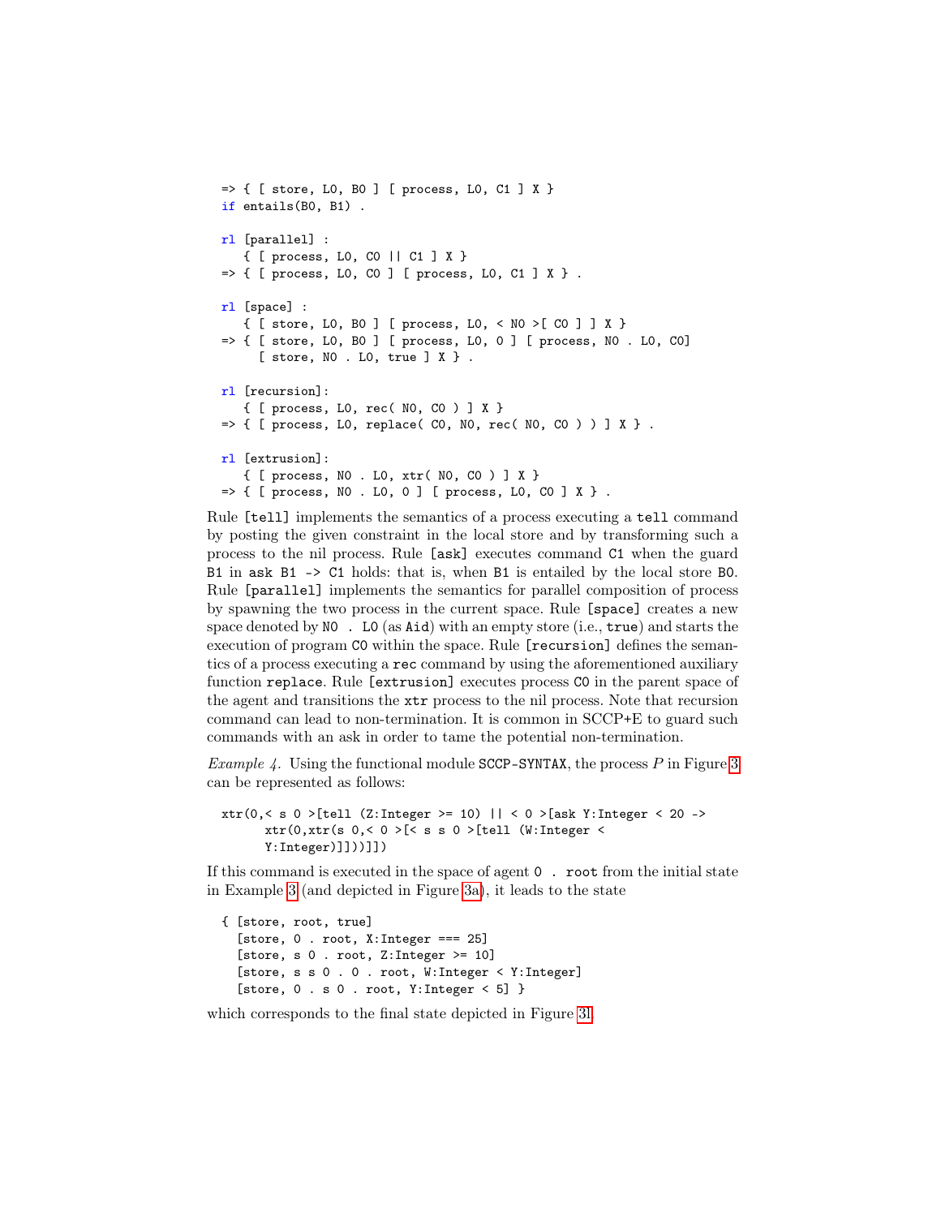```
=> { [ store, L0, B0 ] [ process, L0, C1 ] X }
if entails(B0, B1) .

rl [parallel] :
   { [ process, L0, C0 || C1 ] X }
=> { [ process, L0, C0 ] [ process, L0, C1 ] X } .

rl [space] :
   { [ store, L0, B0 ] [ process, L0, < N0 >[ C0 ] ] X }
=> { [ store, L0, B0 ] [ process, L0, 0 ] [ process, N0 . L0, C0]
     [ store, N0 . L0, true ] X } .

rl [recursion]:
   { [ process, L0, rec( N0, C0 ) ] X }
=> { [ process, L0, replace( C0, N0, rec( N0, C0 ) ) ] X } .

rl [extrusion]:
   { [ process, N0 . L0, xtr( N0, C0 ) ] X }
=> { [ process, N0 . L0, 0 ] [ process, L0, C0 ] X } .
```

Rule `[tell]` implements the semantics of a process executing a `tell` command by posting the given constraint in the local store and by transforming such a process to the nil process. Rule `[ask]` executes command `C1` when the guard `B1` in `ask B1 -> C1` holds: that is, when `B1` is entailed by the local store `B0`. Rule `[parallel]` implements the semantics for parallel composition of process by spawning the two process in the current space. Rule `[space]` creates a new space denoted by `N0 . L0` (as `Aid`) with an empty store (i.e., `true`) and starts the execution of program `C0` within the space. Rule `[recursion]` defines the semantics of a process executing a `rec` command by using the aforementioned auxiliary function `replace`. Rule `[extrusion]` executes process `C0` in the parent space of the agent and transitions the `xtr` process to the nil process. Note that recursion command can lead to non-termination. It is common in SCCP+E to guard such commands with an ask in order to tame the potential non-termination.

*Example 4.* Using the functional module `SCCP-SYNTAX`, the process $P$ in Figure 3 can be represented as follows:

```
xtr(0,< s 0 >[tell (Z:Integer >= 10) || < 0 >[ask Y:Integer < 20 ->
      xtr(0,xtr(s 0,< 0 >[< s s 0 >[tell (W:Integer <
      Y:Integer)]]))]])
```

If this command is executed in the space of agent `0 . root` from the initial state in Example 3 (and depicted in Figure 3a), it leads to the state

```
{ [store, root, true]
  [store, 0 . root, X:Integer === 25]
  [store, s 0 . root, Z:Integer >= 10]
  [store, s s 0 . 0 . root, W:Integer < Y:Integer]
  [store, 0 . s 0 . root, Y:Integer < 5] }
```

which corresponds to the final state depicted in Figure 3l.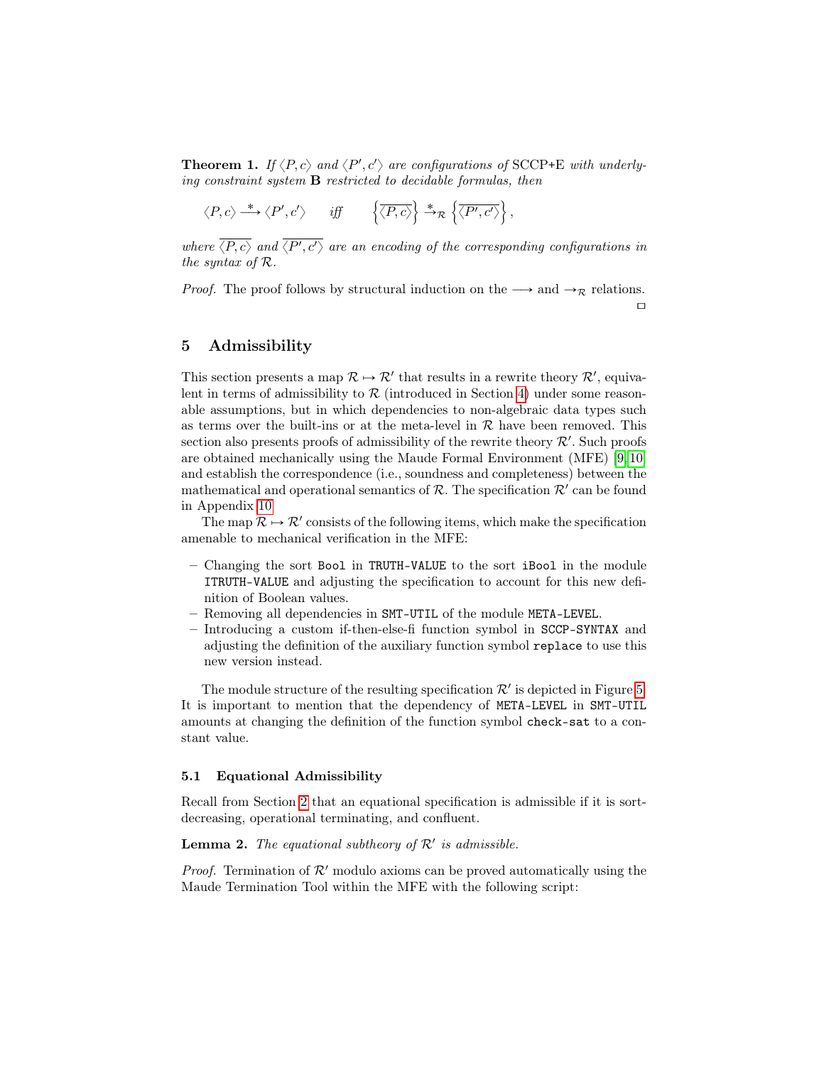**Theorem 1.** *If $\langle P, c\rangle$ and $\langle P', c'\rangle$ are configurations of* SCCP+E *with underlying constraint system* **B** *restricted to decidable formulas, then*

$$\langle P, c\rangle \xrightarrow{\ *\ } \langle P', c'\rangle \qquad \text{iff} \qquad \left\{\overline{\langle P, c\rangle}\right\} \xrightarrow{*}_{\mathcal{R}} \left\{\overline{\langle P', c'\rangle}\right\},$$

*where $\overline{\langle P, c\rangle}$ and $\overline{\langle P', c'\rangle}$ are an encoding of the corresponding configurations in the syntax of $\mathcal{R}$.*

*Proof.* The proof follows by structural induction on the $\longrightarrow$ and $\rightarrow_{\mathcal{R}}$ relations. □

## 5 Admissibility

This section presents a map $\mathcal{R} \mapsto \mathcal{R}'$ that results in a rewrite theory $\mathcal{R}'$, equivalent in terms of admissibility to $\mathcal{R}$ (introduced in Section 4) under some reasonable assumptions, but in which dependencies to non-algebraic data types such as terms over the built-ins or at the meta-level in $\mathcal{R}$ have been removed. This section also presents proofs of admissibility of the rewrite theory $\mathcal{R}'$. Such proofs are obtained mechanically using the Maude Formal Environment (MFE) [9,10] and establish the correspondence (i.e., soundness and completeness) between the mathematical and operational semantics of $\mathcal{R}$. The specification $\mathcal{R}'$ can be found in Appendix 10.

The map $\mathcal{R} \mapsto \mathcal{R}'$ consists of the following items, which make the specification amenable to mechanical verification in the MFE:

- Changing the sort `Bool` in `TRUTH-VALUE` to the sort `iBool` in the module `ITRUTH-VALUE` and adjusting the specification to account for this new definition of Boolean values.
- Removing all dependencies in `SMT-UTIL` of the module `META-LEVEL`.
- Introducing a custom if-then-else-fi function symbol in `SCCP-SYNTAX` and adjusting the definition of the auxiliary function symbol `replace` to use this new version instead.

The module structure of the resulting specification $\mathcal{R}'$ is depicted in Figure 5. It is important to mention that the dependency of `META-LEVEL` in `SMT-UTIL` amounts at changing the definition of the function symbol `check-sat` to a constant value.

### 5.1 Equational Admissibility

Recall from Section 2 that an equational specification is admissible if it is sort-decreasing, operational terminating, and confluent.

**Lemma 2.** *The equational subtheory of $\mathcal{R}'$ is admissible.*

*Proof.* Termination of $\mathcal{R}'$ modulo axioms can be proved automatically using the Maude Termination Tool within the MFE with the following script: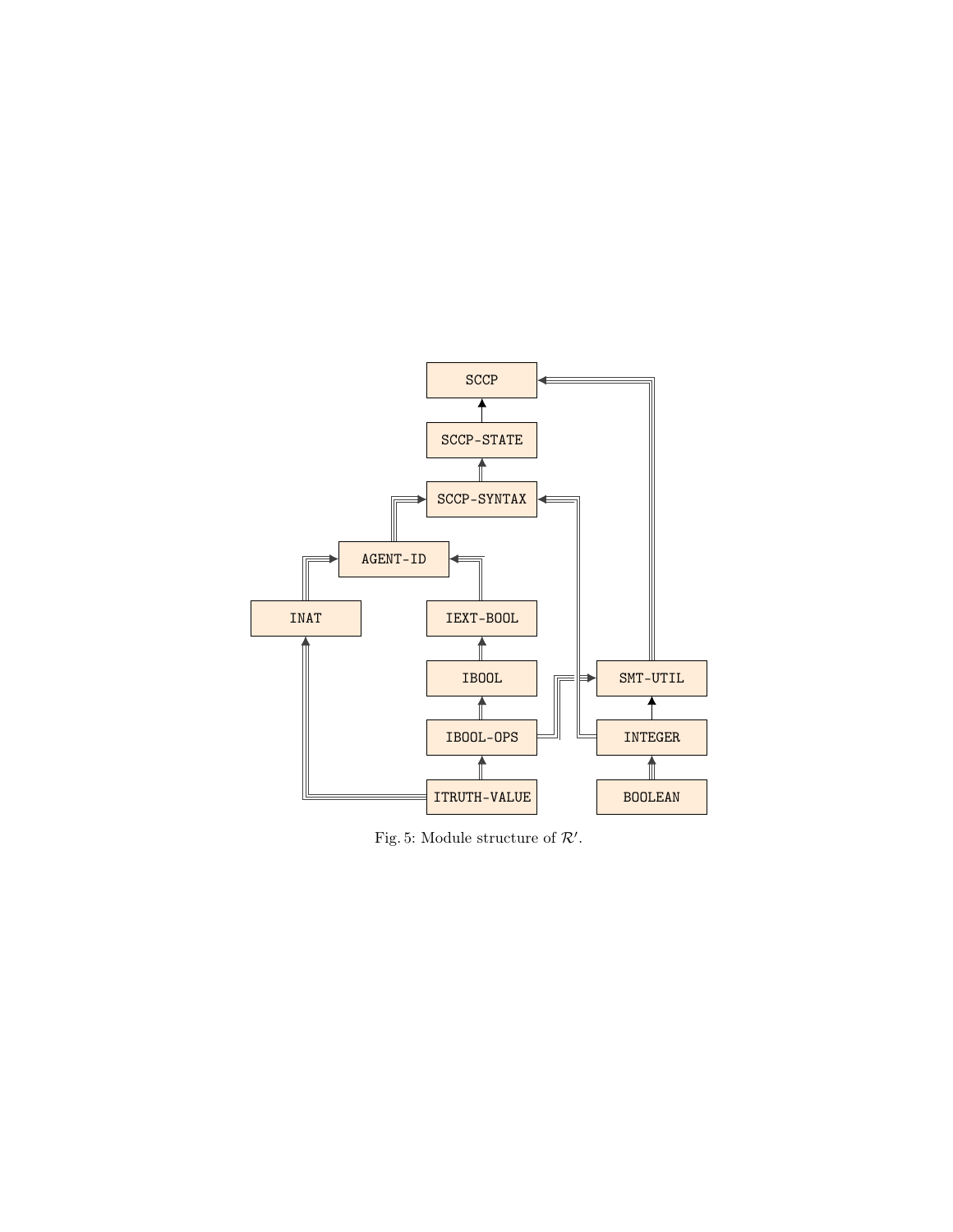SCCP

SCCP-STATE

SCCP-SYNTAX

AGENT-ID

INAT

IEXT-BOOL

IBOOL

IBOOL-OPS

ITRUTH-VALUE

SMT-UTIL

INTEGER

BOOLEAN

Fig. 5: Module structure of $\mathcal{R}'$.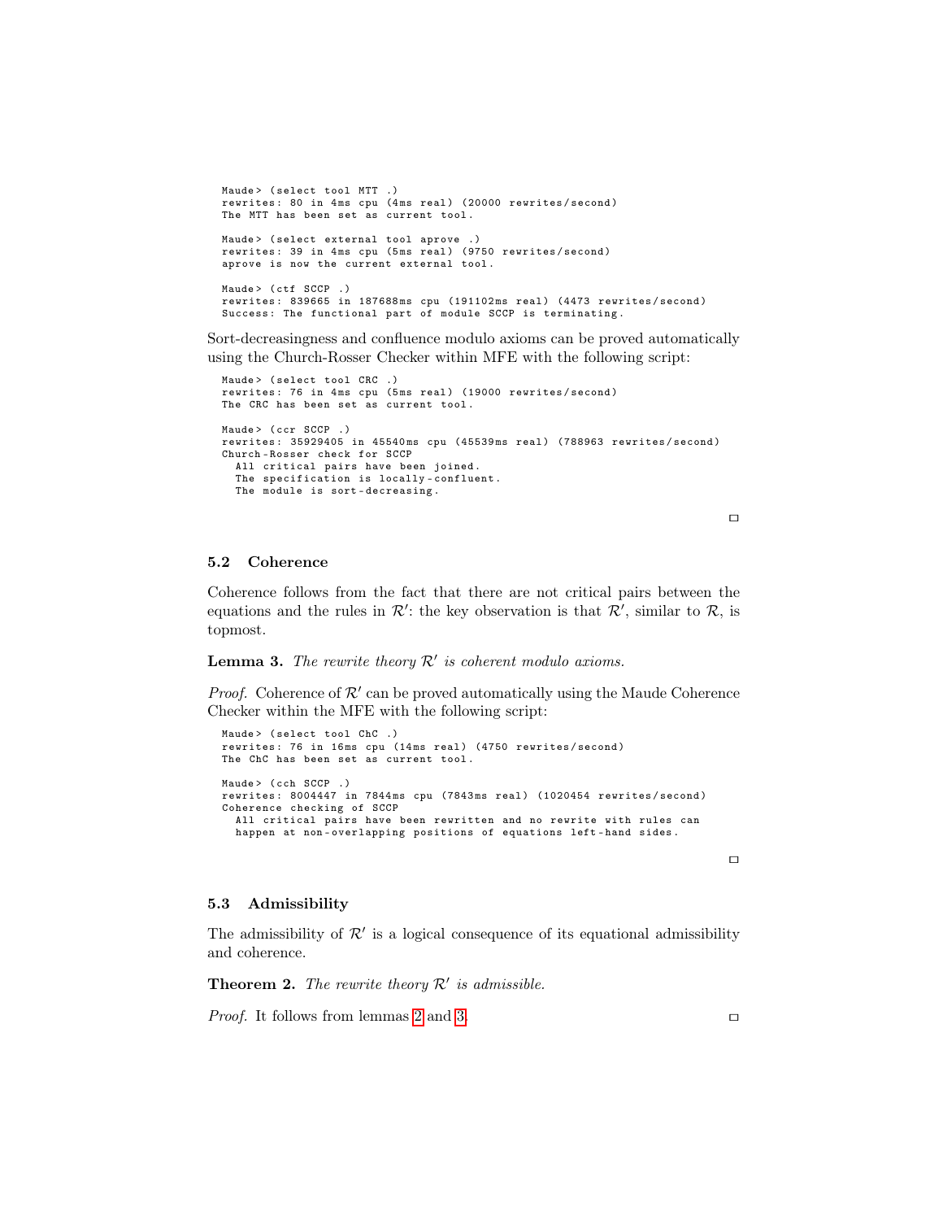```
Maude> (select tool MTT .)
rewrites: 80 in 4ms cpu (4ms real) (20000 rewrites/second)
The MTT has been set as current tool.

Maude> (select external tool aprove .)
rewrites: 39 in 4ms cpu (5ms real) (9750 rewrites/second)
aprove is now the current external tool.

Maude> (ctf SCCP .)
rewrites: 839665 in 187688ms cpu (191102ms real) (4473 rewrites/second)
Success: The functional part of module SCCP is terminating.
```

Sort-decreasingness and confluence modulo axioms can be proved automatically using the Church-Rosser Checker within MFE with the following script:

```
Maude> (select tool CRC .)
rewrites: 76 in 4ms cpu (5ms real) (19000 rewrites/second)
The CRC has been set as current tool.

Maude> (ccr SCCP .)
rewrites: 35929405 in 45540ms cpu (45539ms real) (788963 rewrites/second)
Church-Rosser check for SCCP
  All critical pairs have been joined.
  The specification is locally-confluent.
  The module is sort-decreasing.
```

□

### 5.2 Coherence

Coherence follows from the fact that there are not critical pairs between the equations and the rules in $\mathcal{R}'$: the key observation is that $\mathcal{R}'$, similar to $\mathcal{R}$, is topmost.

**Lemma 3.** *The rewrite theory $\mathcal{R}'$ is coherent modulo axioms.*

*Proof.* Coherence of $\mathcal{R}'$ can be proved automatically using the Maude Coherence Checker within the MFE with the following script:

```
Maude> (select tool ChC .)
rewrites: 76 in 16ms cpu (14ms real) (4750 rewrites/second)
The ChC has been set as current tool.

Maude> (cch SCCP .)
rewrites: 8004447 in 7844ms cpu (7843ms real) (1020454 rewrites/second)
Coherence checking of SCCP
  All critical pairs have been rewritten and no rewrite with rules can
  happen at non-overlapping positions of equations left-hand sides.
```

□

### 5.3 Admissibility

The admissibility of $\mathcal{R}'$ is a logical consequence of its equational admissibility and coherence.

**Theorem 2.** *The rewrite theory $\mathcal{R}'$ is admissible.*

*Proof.* It follows from lemmas 2 and 3. □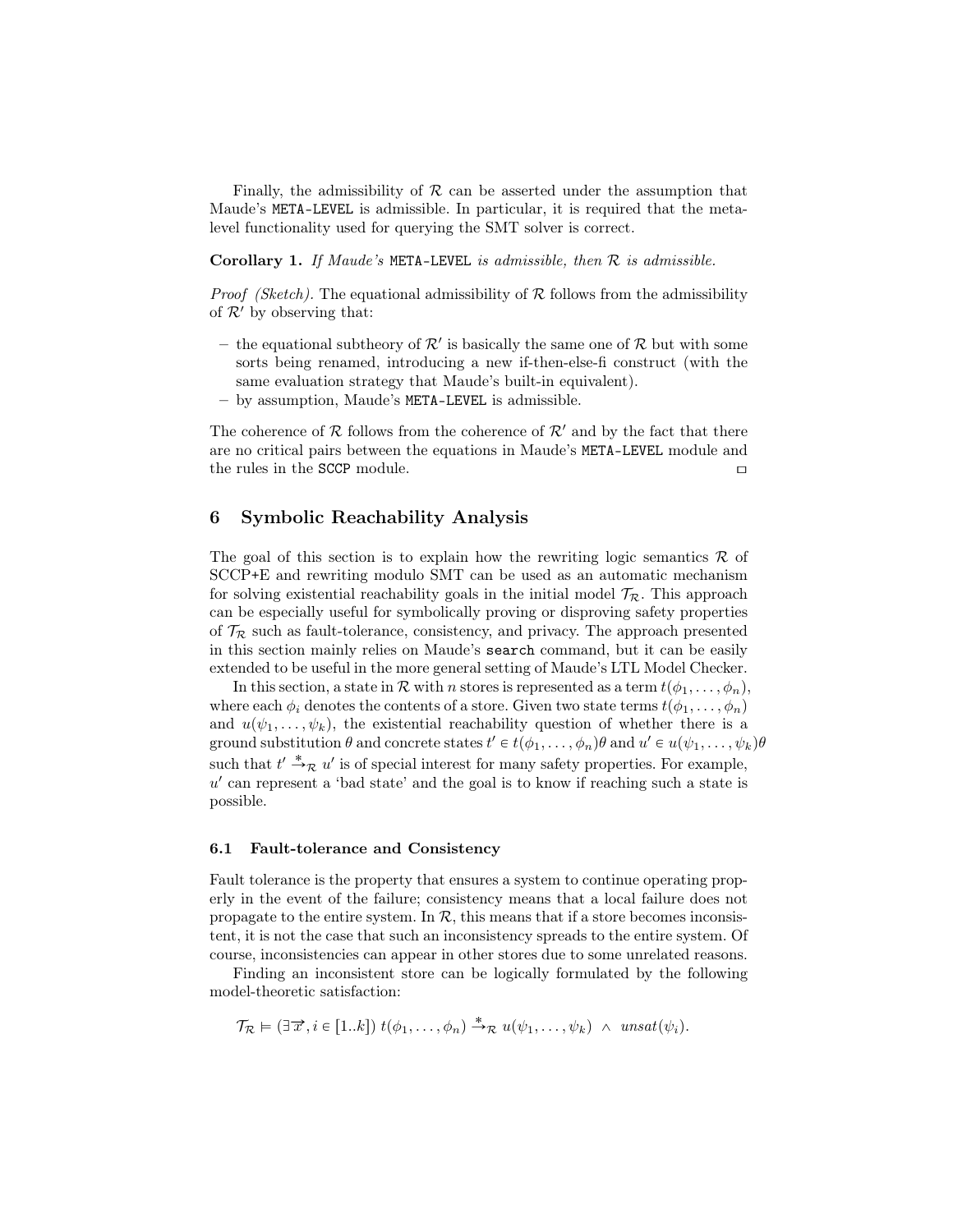Finally, the admissibility of $\mathcal{R}$ can be asserted under the assumption that Maude's `META-LEVEL` is admissible. In particular, it is required that the meta-level functionality used for querying the SMT solver is correct.

**Corollary 1.** *If Maude's* `META-LEVEL` *is admissible, then* $\mathcal{R}$ *is admissible.*

*Proof (Sketch).* The equational admissibility of $\mathcal{R}$ follows from the admissibility of $\mathcal{R}'$ by observing that:

- the equational subtheory of $\mathcal{R}'$ is basically the same one of $\mathcal{R}$ but with some sorts being renamed, introducing a new if-then-else-fi construct (with the same evaluation strategy that Maude's built-in equivalent).
- by assumption, Maude's `META-LEVEL` is admissible.

The coherence of $\mathcal{R}$ follows from the coherence of $\mathcal{R}'$ and by the fact that there are no critical pairs between the equations in Maude's `META-LEVEL` module and the rules in the `SCCP` module. □

## 6 Symbolic Reachability Analysis

The goal of this section is to explain how the rewriting logic semantics $\mathcal{R}$ of SCCP+E and rewriting modulo SMT can be used as an automatic mechanism for solving existential reachability goals in the initial model $\mathcal{T}_\mathcal{R}$. This approach can be especially useful for symbolically proving or disproving safety properties of $\mathcal{T}_\mathcal{R}$ such as fault-tolerance, consistency, and privacy. The approach presented in this section mainly relies on Maude's `search` command, but it can be easily extended to be useful in the more general setting of Maude's LTL Model Checker.

In this section, a state in $\mathcal{R}$ with $n$ stores is represented as a term $t(\phi_1, \ldots, \phi_n)$, where each $\phi_i$ denotes the contents of a store. Given two state terms $t(\phi_1, \ldots, \phi_n)$ and $u(\psi_1, \ldots, \psi_k)$, the existential reachability question of whether there is a ground substitution $\theta$ and concrete states $t' \in t(\phi_1, \ldots, \phi_n)\theta$ and $u' \in u(\psi_1, \ldots, \psi_k)\theta$ such that $t' \xrightarrow{*}_\mathcal{R} u'$ is of special interest for many safety properties. For example, $u'$ can represent a 'bad state' and the goal is to know if reaching such a state is possible.

### 6.1 Fault-tolerance and Consistency

Fault tolerance is the property that ensures a system to continue operating properly in the event of the failure; consistency means that a local failure does not propagate to the entire system. In $\mathcal{R}$, this means that if a store becomes inconsistent, it is not the case that such an inconsistency spreads to the entire system. Of course, inconsistencies can appear in other stores due to some unrelated reasons.

Finding an inconsistent store can be logically formulated by the following model-theoretic satisfaction:

$$\mathcal{T}_\mathcal{R} \vDash (\exists \overrightarrow{x}, i \in [1..k])\ t(\phi_1, \ldots, \phi_n) \xrightarrow{*}_\mathcal{R} u(\psi_1, \ldots, \psi_k)\ \wedge\ \mathit{unsat}(\psi_i).$$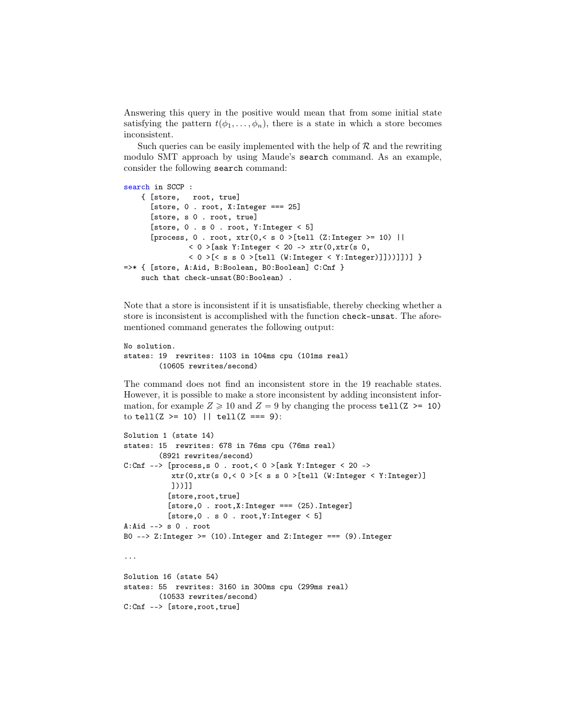Answering this query in the positive would mean that from some initial state satisfying the pattern $t(\phi_1, \ldots, \phi_n)$, there is a state in which a store becomes inconsistent.

Such queries can be easily implemented with the help of $\mathcal{R}$ and the rewriting modulo SMT approach by using Maude's `search` command. As an example, consider the following `search` command:

```
search in SCCP :
    { [store,   root, true]
      [store, 0 . root, X:Integer === 25]
      [store, s 0 . root, true]
      [store, 0 . s 0 . root, Y:Integer < 5]
      [process, 0 . root, xtr(0,< s 0 >[tell (Z:Integer >= 10) ||
              < 0 >[ask Y:Integer < 20 -> xtr(0,xtr(s 0,
              < 0 >[< s s 0 >[tell (W:Integer < Y:Integer)]]))]])] }
=>* { [store, A:Aid, B:Boolean, B0:Boolean] C:Cnf }
    such that check-unsat(B0:Boolean) .
```

Note that a store is inconsistent if it is unsatisfiable, thereby checking whether a store is inconsistent is accomplished with the function `check-unsat`. The aforementioned command generates the following output:

```
No solution.
states: 19  rewrites: 1103 in 104ms cpu (101ms real)
        (10605 rewrites/second)
```

The command does not find an inconsistent store in the 19 reachable states. However, it is possible to make a store inconsistent by adding inconsistent information, for example $Z \geqslant 10$ and $Z = 9$ by changing the process `tell(Z >= 10)` to `tell(Z >= 10) || tell(Z === 9)`:

```
Solution 1 (state 14)
states: 15  rewrites: 678 in 76ms cpu (76ms real)
        (8921 rewrites/second)
C:Cnf --> [process,s 0 . root,< 0 >[ask Y:Integer < 20 ->
           xtr(0,xtr(s 0,< 0 >[< s s 0 >[tell (W:Integer < Y:Integer)]
           ]))]]
          [store,root,true]
          [store,0 . root,X:Integer === (25).Integer]
          [store,0 . s 0 . root,Y:Integer < 5]
A:Aid --> s 0 . root
B0 --> Z:Integer >= (10).Integer and Z:Integer === (9).Integer

...

Solution 16 (state 54)
states: 55  rewrites: 3160 in 300ms cpu (299ms real)
        (10533 rewrites/second)
C:Cnf --> [store,root,true]
```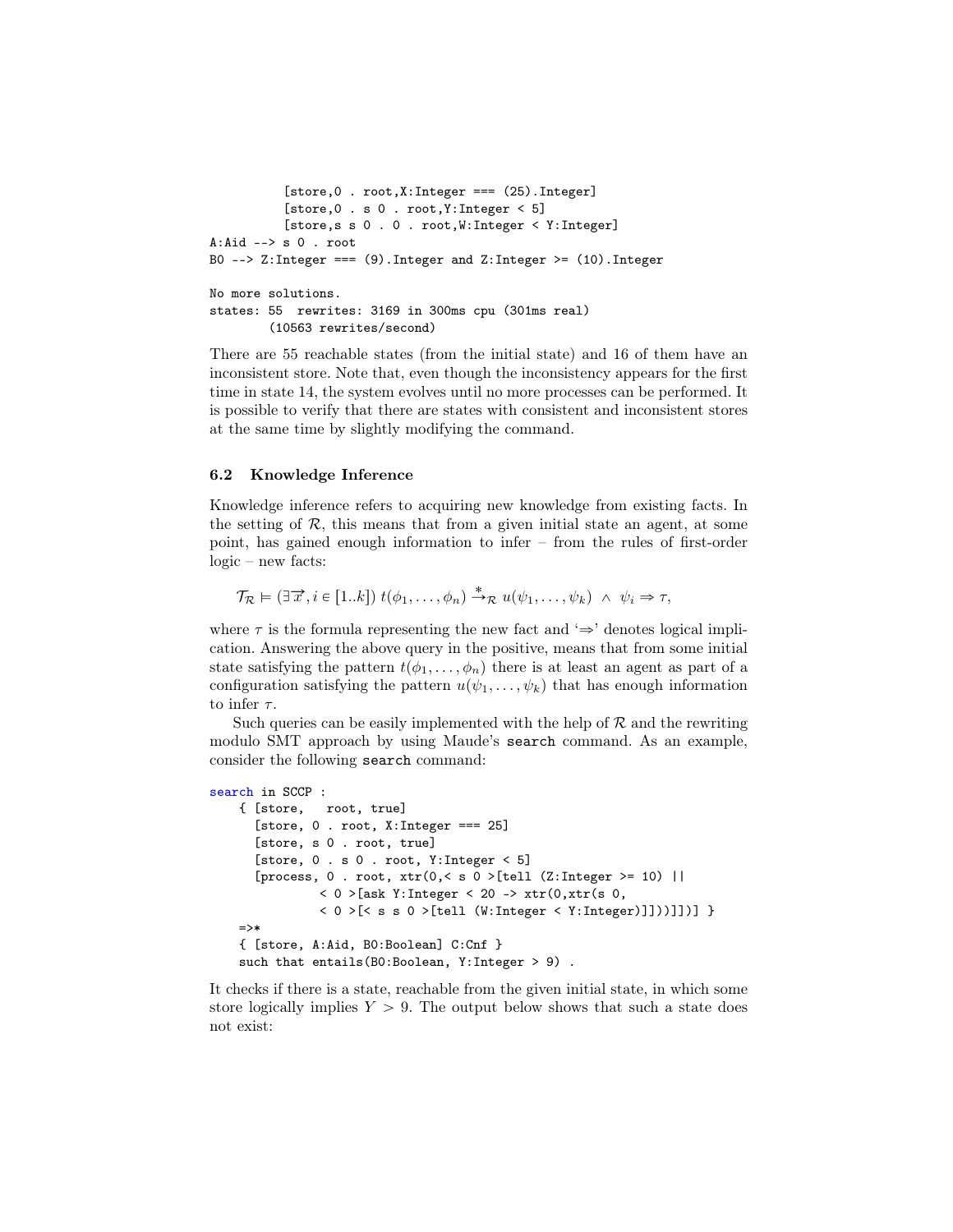```
          [store,0 . root,X:Integer === (25).Integer]
          [store,0 . s 0 . root,Y:Integer < 5]
          [store,s s 0 . 0 . root,W:Integer < Y:Integer]
A:Aid --> s 0 . root
B0 --> Z:Integer === (9).Integer and Z:Integer >= (10).Integer

No more solutions.
states: 55  rewrites: 3169 in 300ms cpu (301ms real)
        (10563 rewrites/second)
```

There are 55 reachable states (from the initial state) and 16 of them have an inconsistent store. Note that, even though the inconsistency appears for the first time in state 14, the system evolves until no more processes can be performed. It is possible to verify that there are states with consistent and inconsistent stores at the same time by slightly modifying the command.

### 6.2 Knowledge Inference

Knowledge inference refers to acquiring new knowledge from existing facts. In the setting of $\mathcal{R}$, this means that from a given initial state an agent, at some point, has gained enough information to infer – from the rules of first-order logic – new facts:

$$\mathcal{T}_{\mathcal{R}} \models (\exists \overrightarrow{x}, i \in [1..k]) \; t(\phi_1, \ldots, \phi_n) \overset{*}{\rightarrow}_{\mathcal{R}} u(\psi_1, \ldots, \psi_k) \;\wedge\; \psi_i \Rightarrow \tau,$$

where $\tau$ is the formula representing the new fact and '$\Rightarrow$' denotes logical implication. Answering the above query in the positive, means that from some initial state satisfying the pattern $t(\phi_1, \ldots, \phi_n)$ there is at least an agent as part of a configuration satisfying the pattern $u(\psi_1, \ldots, \psi_k)$ that has enough information to infer $\tau$.

Such queries can be easily implemented with the help of $\mathcal{R}$ and the rewriting modulo SMT approach by using Maude's `search` command. As an example, consider the following `search` command:

```
search in SCCP :
    { [store,   root, true]
      [store, 0 . root, X:Integer === 25]
      [store, s 0 . root, true]
      [store, 0 . s 0 . root, Y:Integer < 5]
      [process, 0 . root, xtr(0,< s 0 >[tell (Z:Integer >= 10) ||
              < 0 >[ask Y:Integer < 20 -> xtr(0,xtr(s 0,
              < 0 >[< s s 0 >[tell (W:Integer < Y:Integer)]]))]])] }
    =>*
    { [store, A:Aid, B0:Boolean] C:Cnf }
    such that entails(B0:Boolean, Y:Integer > 9) .
```

It checks if there is a state, reachable from the given initial state, in which some store logically implies $Y > 9$. The output below shows that such a state does not exist: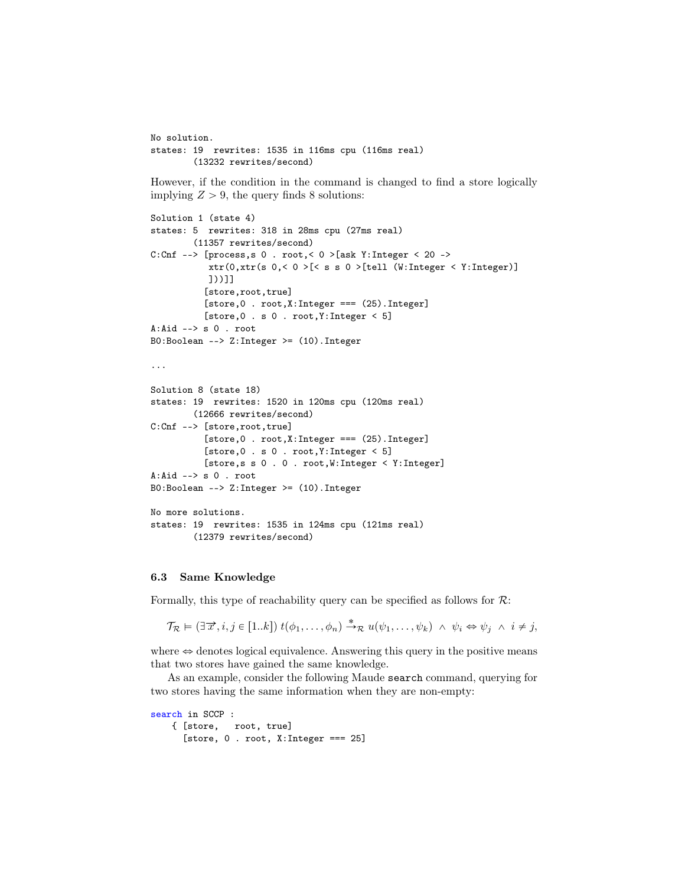```
No solution.
states: 19  rewrites: 1535 in 116ms cpu (116ms real)
        (13232 rewrites/second)
```

However, if the condition in the command is changed to find a store logically implying $Z > 9$, the query finds 8 solutions:

```
Solution 1 (state 4)
states: 5  rewrites: 318 in 28ms cpu (27ms real)
        (11357 rewrites/second)
C:Cnf --> [process,s 0 . root,< 0 >[ask Y:Integer < 20 ->
           xtr(0,xtr(s 0,< 0 >[< s s 0 >[tell (W:Integer < Y:Integer)]
           ]))]]
          [store,root,true]
          [store,0 . root,X:Integer === (25).Integer]
          [store,0 . s 0 . root,Y:Integer < 5]
A:Aid --> s 0 . root
B0:Boolean --> Z:Integer >= (10).Integer

...

Solution 8 (state 18)
states: 19  rewrites: 1520 in 120ms cpu (120ms real)
        (12666 rewrites/second)
C:Cnf --> [store,root,true]
          [store,0 . root,X:Integer === (25).Integer]
          [store,0 . s 0 . root,Y:Integer < 5]
          [store,s s 0 . 0 . root,W:Integer < Y:Integer]
A:Aid --> s 0 . root
B0:Boolean --> Z:Integer >= (10).Integer

No more solutions.
states: 19  rewrites: 1535 in 124ms cpu (121ms real)
        (12379 rewrites/second)
```

### 6.3 Same Knowledge

Formally, this type of reachability query can be specified as follows for $\mathcal{R}$:

$$\mathcal{T}_{\mathcal{R}} \models (\exists \overrightarrow{x}, i, j \in [1..k])\; t(\phi_1, \ldots, \phi_n) \overset{*}{\rightarrow}_{\mathcal{R}} u(\psi_1, \ldots, \psi_k) \;\wedge\; \psi_i \Leftrightarrow \psi_j \;\wedge\; i \neq j,$$

where $\Leftrightarrow$ denotes logical equivalence. Answering this query in the positive means that two stores have gained the same knowledge.

As an example, consider the following Maude `search` command, querying for two stores having the same information when they are non-empty:

```
search in SCCP :
    { [store,   root, true]
      [store, 0 . root, X:Integer === 25]
```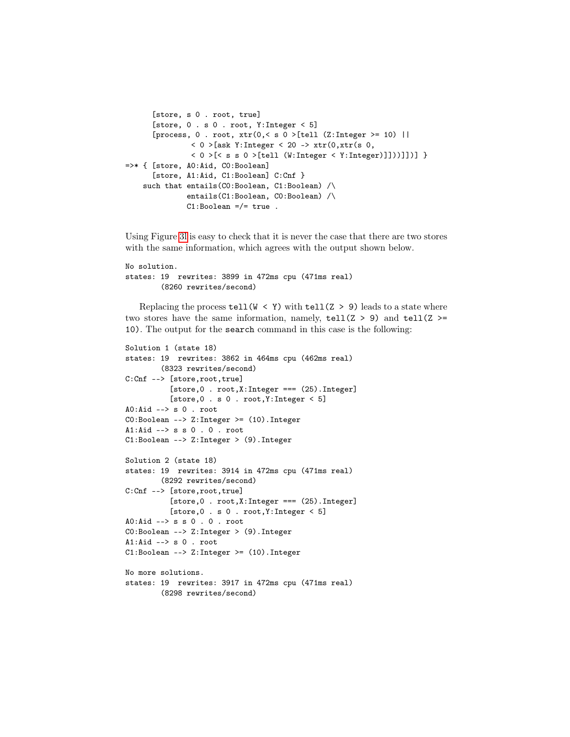```
      [store, s 0 . root, true]
      [store, 0 . s 0 . root, Y:Integer < 5]
      [process, 0 . root, xtr(0,< s 0 >[tell (Z:Integer >= 10) ||
               < 0 >[ask Y:Integer < 20 -> xtr(0,xtr(s 0,
               < 0 >[< s s 0 >[tell (W:Integer < Y:Integer)]]]))]]])] }
=>* { [store, A0:Aid, C0:Boolean]
      [store, A1:Aid, C1:Boolean] C:Cnf }
    such that entails(C0:Boolean, C1:Boolean) /\
              entails(C1:Boolean, C0:Boolean) /\
              C1:Boolean =/= true .
```

Using Figure 31 is easy to check that it is never the case that there are two stores with the same information, which agrees with the output shown below.

```
No solution.
states: 19  rewrites: 3899 in 472ms cpu (471ms real)
        (8260 rewrites/second)
```

Replacing the process `tell(W < Y)` with `tell(Z > 9)` leads to a state where two stores have the same information, namely, `tell(Z > 9)` and `tell(Z >= 10)`. The output for the `search` command in this case is the following:

```
Solution 1 (state 18)
states: 19  rewrites: 3862 in 464ms cpu (462ms real)
        (8323 rewrites/second)
C:Cnf --> [store,root,true]
          [store,0 . root,X:Integer === (25).Integer]
          [store,0 . s 0 . root,Y:Integer < 5]
A0:Aid --> s 0 . root
C0:Boolean --> Z:Integer >= (10).Integer
A1:Aid --> s s 0 . 0 . root
C1:Boolean --> Z:Integer > (9).Integer

Solution 2 (state 18)
states: 19  rewrites: 3914 in 472ms cpu (471ms real)
        (8292 rewrites/second)
C:Cnf --> [store,root,true]
          [store,0 . root,X:Integer === (25).Integer]
          [store,0 . s 0 . root,Y:Integer < 5]
A0:Aid --> s s 0 . 0 . root
C0:Boolean --> Z:Integer > (9).Integer
A1:Aid --> s 0 . root
C1:Boolean --> Z:Integer >= (10).Integer

No more solutions.
states: 19  rewrites: 3917 in 472ms cpu (471ms real)
        (8298 rewrites/second)
```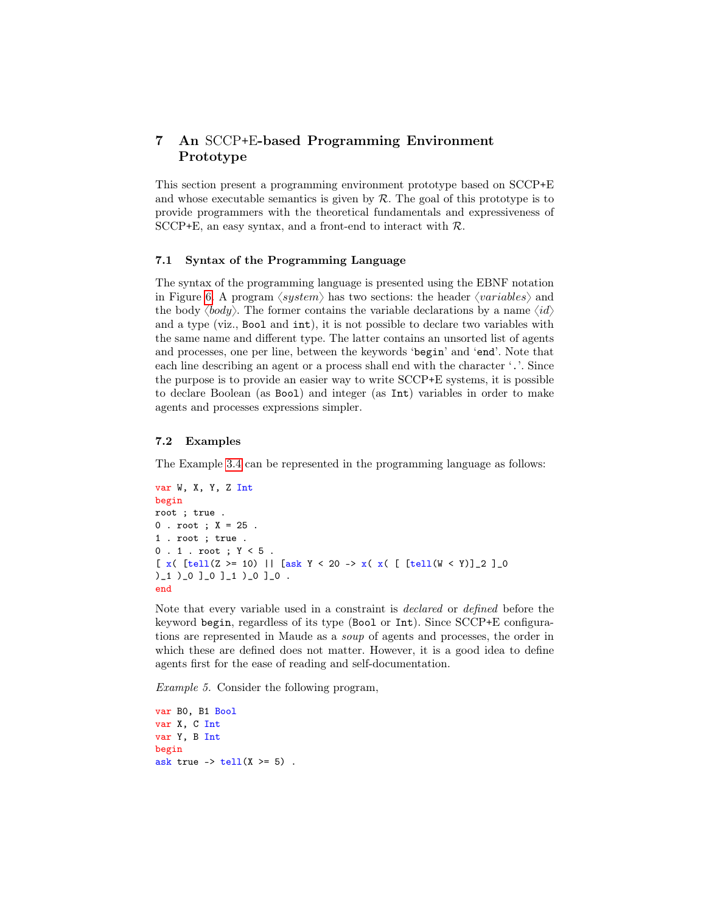## 7 An SCCP+E-based Programming Environment Prototype

This section present a programming environment prototype based on SCCP+E and whose executable semantics is given by $\mathcal{R}$. The goal of this prototype is to provide programmers with the theoretical fundamentals and expressiveness of SCCP+E, an easy syntax, and a front-end to interact with $\mathcal{R}$.

### 7.1 Syntax of the Programming Language

The syntax of the programming language is presented using the EBNF notation in Figure 6. A program $\langle system \rangle$ has two sections: the header $\langle variables \rangle$ and the body $\langle body \rangle$. The former contains the variable declarations by a name $\langle id \rangle$ and a type (viz., `Bool` and `int`), it is not possible to declare two variables with the same name and different type. The latter contains an unsorted list of agents and processes, one per line, between the keywords '`begin`' and '`end`'. Note that each line describing an agent or a process shall end with the character '`.`'. Since the purpose is to provide an easier way to write SCCP+E systems, it is possible to declare Boolean (as `Bool`) and integer (as `Int`) variables in order to make agents and processes expressions simpler.

### 7.2 Examples

The Example 3.4 can be represented in the programming language as follows:

```
var W, X, Y, Z Int
begin
root ; true .
0 . root ; X = 25 .
1 . root ; true .
0 . 1 . root ; Y < 5 .
[ x( [tell(Z >= 10) || [ask Y < 20 -> x( x( [ [tell(W < Y)]_2 ]_0
)_1 )_0 ]_0 ]_1 )_0 ]_0 .
end
```

Note that every variable used in a constraint is *declared* or *defined* before the keyword `begin`, regardless of its type (`Bool` or `Int`). Since SCCP+E configurations are represented in Maude as a *soup* of agents and processes, the order in which these are defined does not matter. However, it is a good idea to define agents first for the ease of reading and self-documentation.

*Example 5.* Consider the following program,

```
var B0, B1 Bool
var X, C Int
var Y, B Int
begin
ask true -> tell(X >= 5) .
```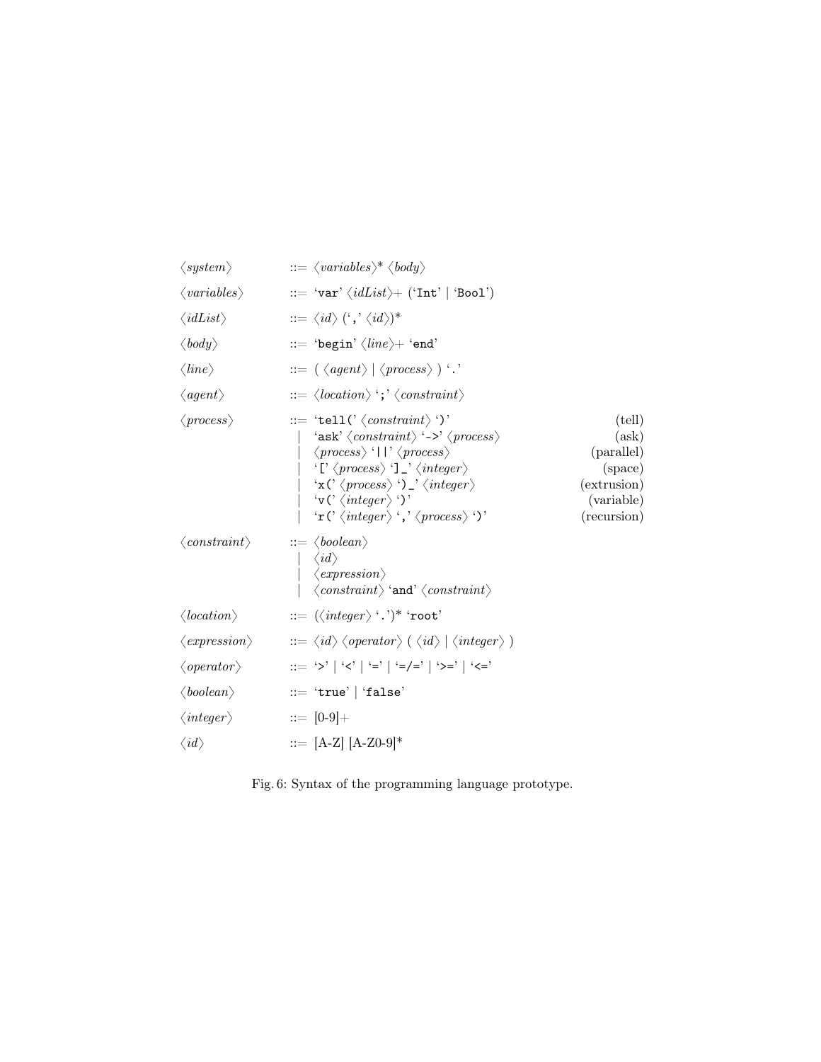```
⟨system⟩       ::= ⟨variables⟩* ⟨body⟩
⟨variables⟩    ::= 'var' ⟨idList⟩+ ('Int' | 'Bool')
⟨idList⟩       ::= ⟨id⟩ (',' ⟨id⟩)*
⟨body⟩         ::= 'begin' ⟨line⟩+ 'end'
⟨line⟩         ::= ( ⟨agent⟩ | ⟨process⟩ ) '.'
⟨agent⟩        ::= ⟨location⟩ ';' ⟨constraint⟩
⟨process⟩      ::= 'tell(' ⟨constraint⟩ ')'                    (tell)
                |  'ask' ⟨constraint⟩ '->' ⟨process⟩           (ask)
                |  ⟨process⟩ '||' ⟨process⟩                    (parallel)
                |  '[' ⟨process⟩ ']_' ⟨integer⟩                (space)
                |  'x(' ⟨process⟩ ')_' ⟨integer⟩               (extrusion)
                |  'v(' ⟨integer⟩ ')'                          (variable)
                |  'r(' ⟨integer⟩ ',' ⟨process⟩ ')'            (recursion)
⟨constraint⟩   ::= ⟨boolean⟩
                |  ⟨id⟩
                |  ⟨expression⟩
                |  ⟨constraint⟩ 'and' ⟨constraint⟩
⟨location⟩     ::= (⟨integer⟩ '.')* 'root'
⟨expression⟩   ::= ⟨id⟩ ⟨operator⟩ ( ⟨id⟩ | ⟨integer⟩ )
⟨operator⟩     ::= '>' | '<' | '=' | '=/=' | '>=' | '<='
⟨boolean⟩      ::= 'true' | 'false'
⟨integer⟩      ::= [0-9]+
⟨id⟩           ::= [A-Z] [A-Z0-9]*
```

Fig. 6: Syntax of the programming language prototype.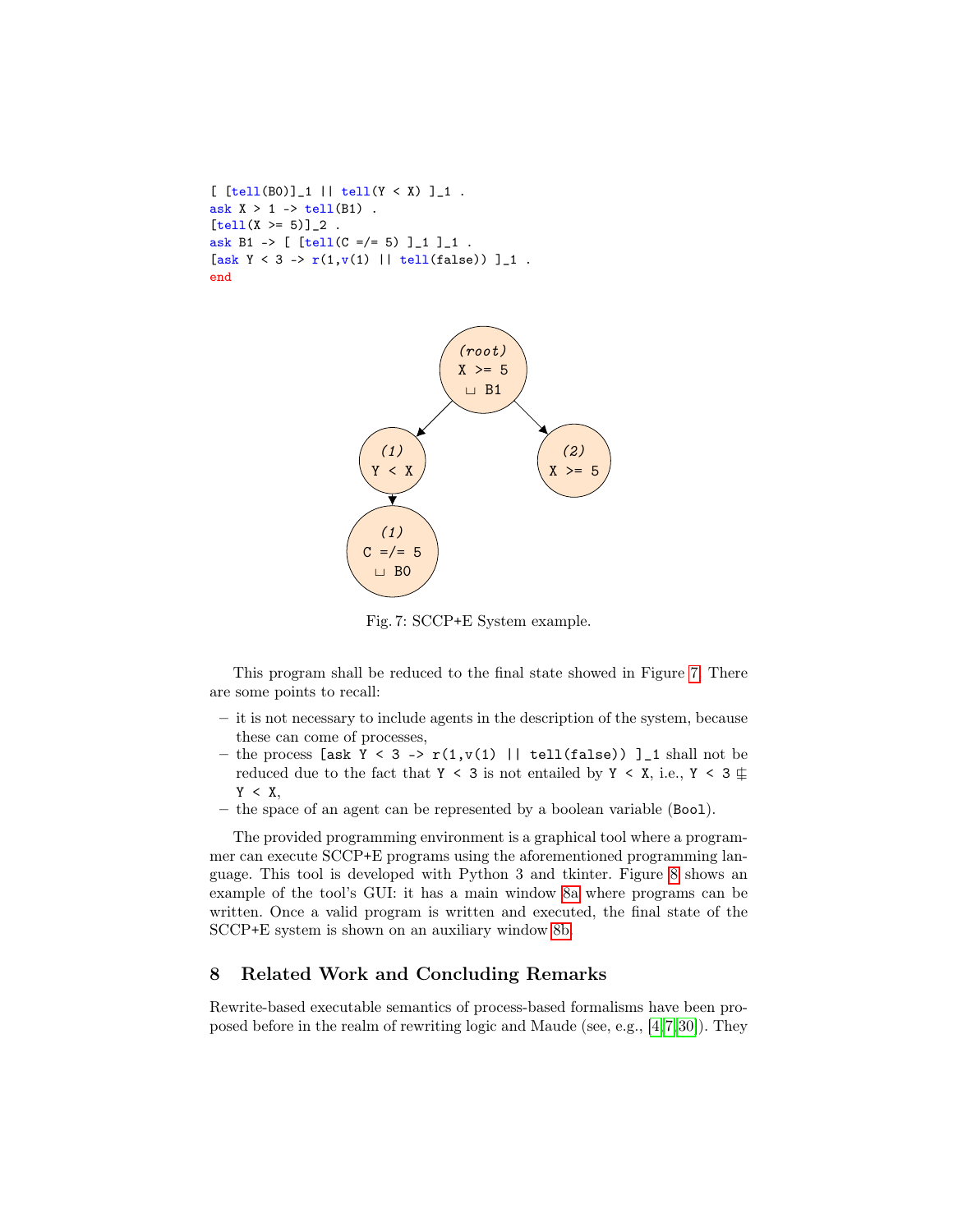```
[ [tell(B0)]_1 || tell(Y < X) ]_1 .
ask X > 1 -> tell(B1) .
[tell(X >= 5)]_2 .
ask B1 -> [ [tell(C =/= 5) ]_1 ]_1 .
[ask Y < 3 -> r(1,v(1) || tell(false)) ]_1 .
end
```

Fig. 7: SCCP+E System example.

This program shall be reduced to the final state showed in Figure 7. There are some points to recall:

- it is not necessary to include agents in the description of the system, because these can come of processes,
- the process `[ask Y < 3 -> r(1,v(1) || tell(false)) ]_1` shall not be reduced due to the fact that `Y < 3` is not entailed by `Y < X`, i.e., `Y < 3` $\not\sqsupseteq$ `Y < X`,
- the space of an agent can be represented by a boolean variable (`Bool`).

The provided programming environment is a graphical tool where a programmer can execute SCCP+E programs using the aforementioned programming language. This tool is developed with Python 3 and tkinter. Figure 8 shows an example of the tool's GUI: it has a main window 8a where programs can be written. Once a valid program is written and executed, the final state of the SCCP+E system is shown on an auxiliary window 8b.

## 8 Related Work and Concluding Remarks

Rewrite-based executable semantics of process-based formalisms have been proposed before in the realm of rewriting logic and Maude (see, e.g., [4,7,30]). They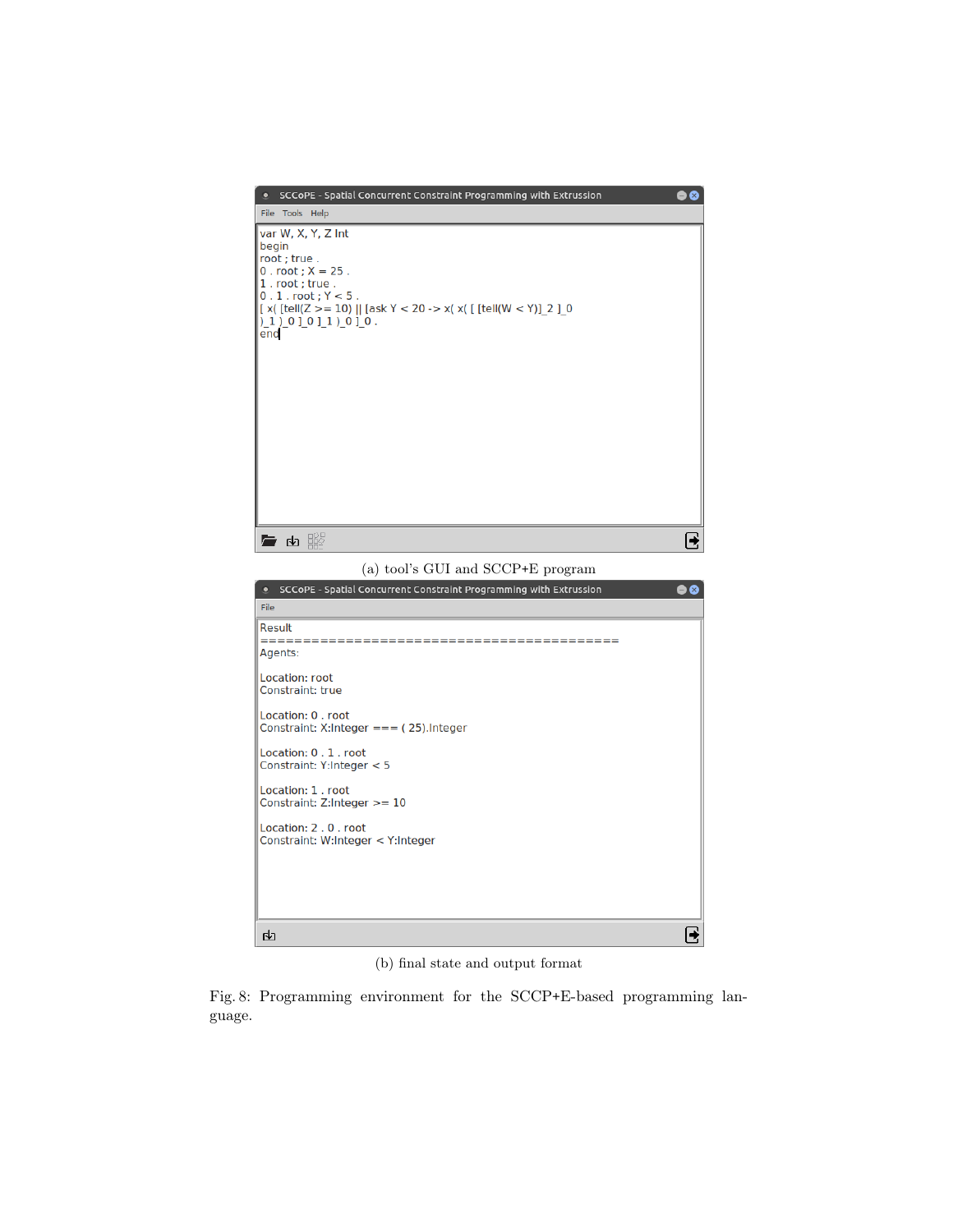SCCoPE - Spatial Concurrent Constraint Programming with Extrussion

File Tools Help

```
var W, X, Y, Z Int
begin
root ; true .
0 . root ; X = 25 .
1 . root ; true .
0 . 1 . root ; Y < 5 .
[ x( [tell(Z >= 10) || [ask Y < 20 -> x( x( [ [tell(W < Y)]_2 ]_0
)_1 )_0 ]_0 ]_1 )_0 ]_0 .
end
```

(a) tool's GUI and SCCP+E program

SCCoPE - Spatial Concurrent Constraint Programming with Extrussion

File

```
Result
==========================================
Agents:

Location: root
Constraint: true

Location: 0 . root
Constraint: X:Integer === ( 25).Integer

Location: 0 . 1 . root
Constraint: Y:Integer < 5

Location: 1 . root
Constraint: Z:Integer >= 10

Location: 2 . 0 . root
Constraint: W:Integer < Y:Integer
```

(b) final state and output format

Fig. 8: Programming environment for the SCCP+E-based programming language.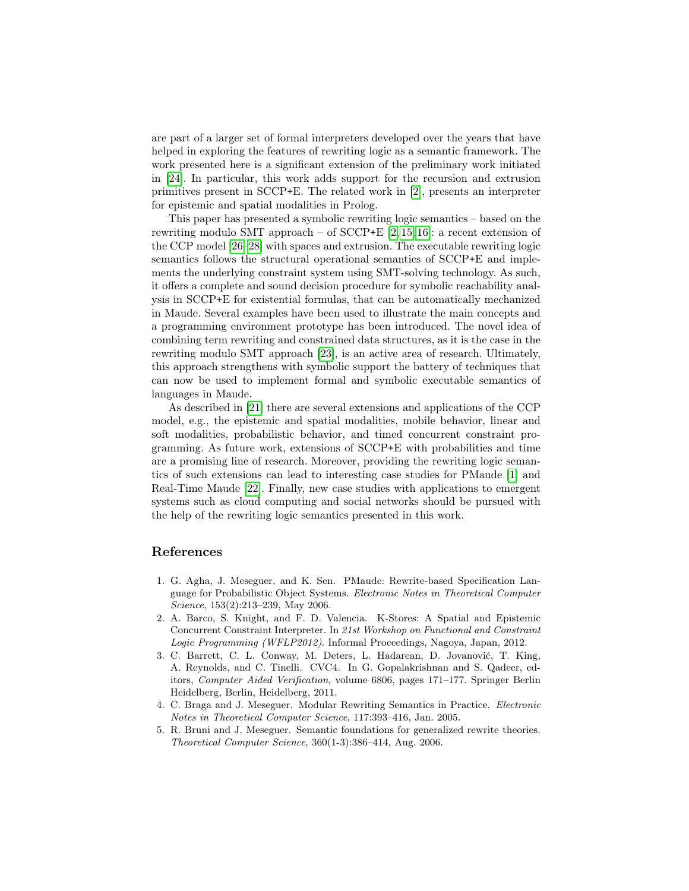are part of a larger set of formal interpreters developed over the years that have helped in exploring the features of rewriting logic as a semantic framework. The work presented here is a significant extension of the preliminary work initiated in [24]. In particular, this work adds support for the recursion and extrusion primitives present in SCCP+E. The related work in [2], presents an interpreter for epistemic and spatial modalities in Prolog.

This paper has presented a symbolic rewriting logic semantics – based on the rewriting modulo SMT approach – of SCCP+E [2,15,16]: a recent extension of the CCP model [26–28] with spaces and extrusion. The executable rewriting logic semantics follows the structural operational semantics of SCCP+E and implements the underlying constraint system using SMT-solving technology. As such, it offers a complete and sound decision procedure for symbolic reachability analysis in SCCP+E for existential formulas, that can be automatically mechanized in Maude. Several examples have been used to illustrate the main concepts and a programming environment prototype has been introduced. The novel idea of combining term rewriting and constrained data structures, as it is the case in the rewriting modulo SMT approach [23], is an active area of research. Ultimately, this approach strengthens with symbolic support the battery of techniques that can now be used to implement formal and symbolic executable semantics of languages in Maude.

As described in [21] there are several extensions and applications of the CCP model, e.g., the epistemic and spatial modalities, mobile behavior, linear and soft modalities, probabilistic behavior, and timed concurrent constraint programming. As future work, extensions of SCCP+E with probabilities and time are a promising line of research. Moreover, providing the rewriting logic semantics of such extensions can lead to interesting case studies for PMaude [1] and Real-Time Maude [22]. Finally, new case studies with applications to emergent systems such as cloud computing and social networks should be pursued with the help of the rewriting logic semantics presented in this work.

## References

1. G. Agha, J. Meseguer, and K. Sen. PMaude: Rewrite-based Specification Language for Probabilistic Object Systems. *Electronic Notes in Theoretical Computer Science*, 153(2):213–239, May 2006.
2. A. Barco, S. Knight, and F. D. Valencia. K-Stores: A Spatial and Epistemic Concurrent Constraint Interpreter. In *21st Workshop on Functional and Constraint Logic Programming (WFLP2012)*. Informal Proceedings, Nagoya, Japan, 2012.
3. C. Barrett, C. L. Conway, M. Deters, L. Hadarean, D. Jovanović, T. King, A. Reynolds, and C. Tinelli. CVC4. In G. Gopalakrishnan and S. Qadeer, editors, *Computer Aided Verification*, volume 6806, pages 171–177. Springer Berlin Heidelberg, Berlin, Heidelberg, 2011.
4. C. Braga and J. Meseguer. Modular Rewriting Semantics in Practice. *Electronic Notes in Theoretical Computer Science*, 117:393–416, Jan. 2005.
5. R. Bruni and J. Meseguer. Semantic foundations for generalized rewrite theories. *Theoretical Computer Science*, 360(1-3):386–414, Aug. 2006.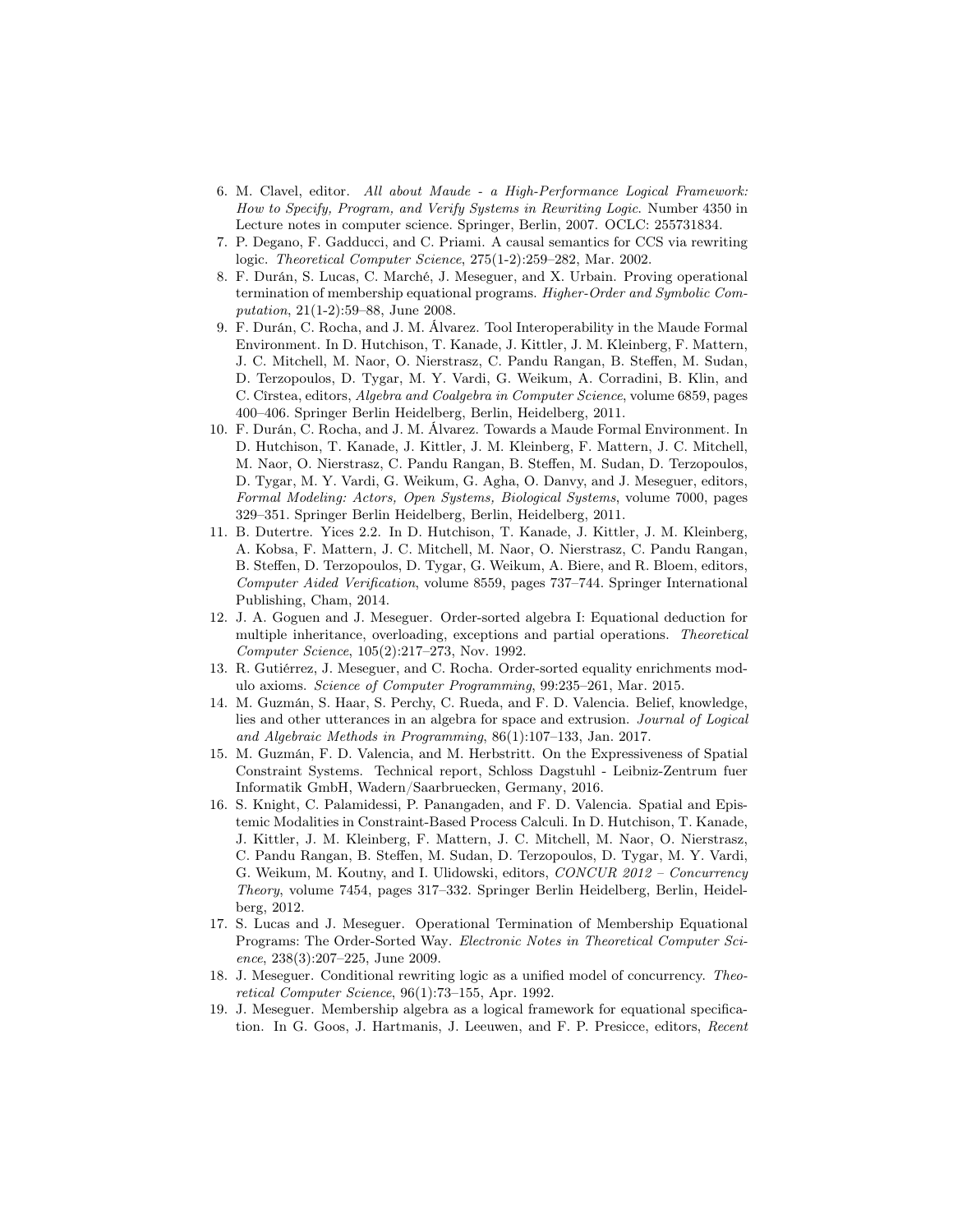6. M. Clavel, editor. *All about Maude - a High-Performance Logical Framework: How to Specify, Program, and Verify Systems in Rewriting Logic*. Number 4350 in Lecture notes in computer science. Springer, Berlin, 2007. OCLC: 255731834.
7. P. Degano, F. Gadducci, and C. Priami. A causal semantics for CCS via rewriting logic. *Theoretical Computer Science*, 275(1-2):259–282, Mar. 2002.
8. F. Durán, S. Lucas, C. Marché, J. Meseguer, and X. Urbain. Proving operational termination of membership equational programs. *Higher-Order and Symbolic Computation*, 21(1-2):59–88, June 2008.
9. F. Durán, C. Rocha, and J. M. Álvarez. Tool Interoperability in the Maude Formal Environment. In D. Hutchison, T. Kanade, J. Kittler, J. M. Kleinberg, F. Mattern, J. C. Mitchell, M. Naor, O. Nierstrasz, C. Pandu Rangan, B. Steffen, M. Sudan, D. Terzopoulos, D. Tygar, M. Y. Vardi, G. Weikum, A. Corradini, B. Klin, and C. Cîrstea, editors, *Algebra and Coalgebra in Computer Science*, volume 6859, pages 400–406. Springer Berlin Heidelberg, Berlin, Heidelberg, 2011.
10. F. Durán, C. Rocha, and J. M. Álvarez. Towards a Maude Formal Environment. In D. Hutchison, T. Kanade, J. Kittler, J. M. Kleinberg, F. Mattern, J. C. Mitchell, M. Naor, O. Nierstrasz, C. Pandu Rangan, B. Steffen, M. Sudan, D. Terzopoulos, D. Tygar, M. Y. Vardi, G. Weikum, G. Agha, O. Danvy, and J. Meseguer, editors, *Formal Modeling: Actors, Open Systems, Biological Systems*, volume 7000, pages 329–351. Springer Berlin Heidelberg, Berlin, Heidelberg, 2011.
11. B. Dutertre. Yices 2.2. In D. Hutchison, T. Kanade, J. Kittler, J. M. Kleinberg, A. Kobsa, F. Mattern, J. C. Mitchell, M. Naor, O. Nierstrasz, C. Pandu Rangan, B. Steffen, D. Terzopoulos, D. Tygar, G. Weikum, A. Biere, and R. Bloem, editors, *Computer Aided Verification*, volume 8559, pages 737–744. Springer International Publishing, Cham, 2014.
12. J. A. Goguen and J. Meseguer. Order-sorted algebra I: Equational deduction for multiple inheritance, overloading, exceptions and partial operations. *Theoretical Computer Science*, 105(2):217–273, Nov. 1992.
13. R. Gutiérrez, J. Meseguer, and C. Rocha. Order-sorted equality enrichments modulo axioms. *Science of Computer Programming*, 99:235–261, Mar. 2015.
14. M. Guzmán, S. Haar, S. Perchy, C. Rueda, and F. D. Valencia. Belief, knowledge, lies and other utterances in an algebra for space and extrusion. *Journal of Logical and Algebraic Methods in Programming*, 86(1):107–133, Jan. 2017.
15. M. Guzmán, F. D. Valencia, and M. Herbstritt. On the Expressiveness of Spatial Constraint Systems. Technical report, Schloss Dagstuhl - Leibniz-Zentrum fuer Informatik GmbH, Wadern/Saarbruecken, Germany, 2016.
16. S. Knight, C. Palamidessi, P. Panangaden, and F. D. Valencia. Spatial and Epistemic Modalities in Constraint-Based Process Calculi. In D. Hutchison, T. Kanade, J. Kittler, J. M. Kleinberg, F. Mattern, J. C. Mitchell, M. Naor, O. Nierstrasz, C. Pandu Rangan, B. Steffen, M. Sudan, D. Terzopoulos, D. Tygar, M. Y. Vardi, G. Weikum, M. Koutny, and I. Ulidowski, editors, *CONCUR 2012 – Concurrency Theory*, volume 7454, pages 317–332. Springer Berlin Heidelberg, Berlin, Heidelberg, 2012.
17. S. Lucas and J. Meseguer. Operational Termination of Membership Equational Programs: The Order-Sorted Way. *Electronic Notes in Theoretical Computer Science*, 238(3):207–225, June 2009.
18. J. Meseguer. Conditional rewriting logic as a unified model of concurrency. *Theoretical Computer Science*, 96(1):73–155, Apr. 1992.
19. J. Meseguer. Membership algebra as a logical framework for equational specification. In G. Goos, J. Hartmanis, J. Leeuwen, and F. P. Presicce, editors, *Recent*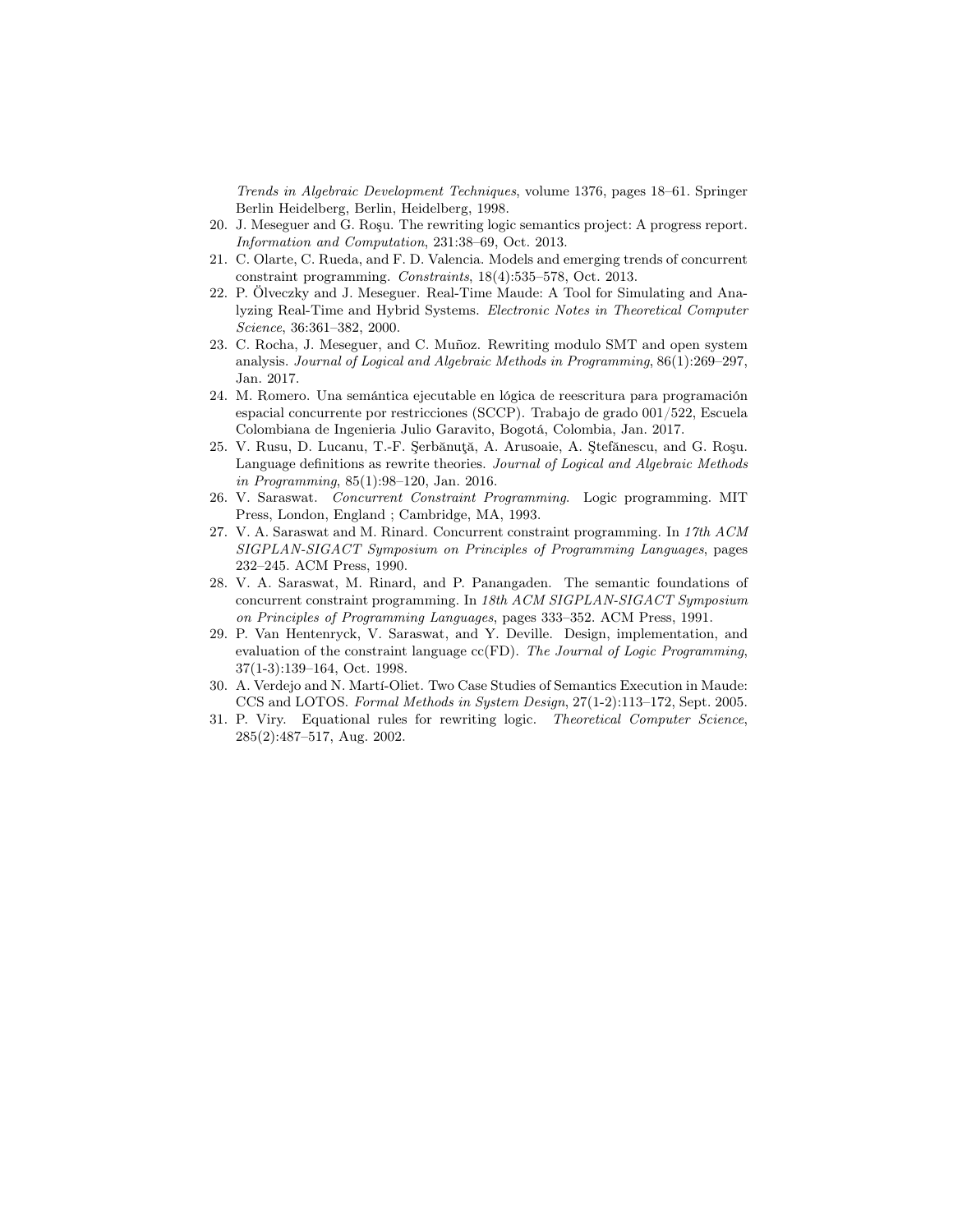*Trends in Algebraic Development Techniques*, volume 1376, pages 18–61. Springer Berlin Heidelberg, Berlin, Heidelberg, 1998.

20. J. Meseguer and G. Roşu. The rewriting logic semantics project: A progress report. *Information and Computation*, 231:38–69, Oct. 2013.
21. C. Olarte, C. Rueda, and F. D. Valencia. Models and emerging trends of concurrent constraint programming. *Constraints*, 18(4):535–578, Oct. 2013.
22. P. Ölveczky and J. Meseguer. Real-Time Maude: A Tool for Simulating and Analyzing Real-Time and Hybrid Systems. *Electronic Notes in Theoretical Computer Science*, 36:361–382, 2000.
23. C. Rocha, J. Meseguer, and C. Muñoz. Rewriting modulo SMT and open system analysis. *Journal of Logical and Algebraic Methods in Programming*, 86(1):269–297, Jan. 2017.
24. M. Romero. Una semántica ejecutable en lógica de reescritura para programación espacial concurrente por restricciones (SCCP). Trabajo de grado 001/522, Escuela Colombiana de Ingenieria Julio Garavito, Bogotá, Colombia, Jan. 2017.
25. V. Rusu, D. Lucanu, T.-F. Şerbănuţă, A. Arusoaie, A. Ştefănescu, and G. Roşu. Language definitions as rewrite theories. *Journal of Logical and Algebraic Methods in Programming*, 85(1):98–120, Jan. 2016.
26. V. Saraswat. *Concurrent Constraint Programming*. Logic programming. MIT Press, London, England ; Cambridge, MA, 1993.
27. V. A. Saraswat and M. Rinard. Concurrent constraint programming. In *17th ACM SIGPLAN-SIGACT Symposium on Principles of Programming Languages*, pages 232–245. ACM Press, 1990.
28. V. A. Saraswat, M. Rinard, and P. Panangaden. The semantic foundations of concurrent constraint programming. In *18th ACM SIGPLAN-SIGACT Symposium on Principles of Programming Languages*, pages 333–352. ACM Press, 1991.
29. P. Van Hentenryck, V. Saraswat, and Y. Deville. Design, implementation, and evaluation of the constraint language cc(FD). *The Journal of Logic Programming*, 37(1-3):139–164, Oct. 1998.
30. A. Verdejo and N. Martí-Oliet. Two Case Studies of Semantics Execution in Maude: CCS and LOTOS. *Formal Methods in System Design*, 27(1-2):113–172, Sept. 2005.
31. P. Viry. Equational rules for rewriting logic. *Theoretical Computer Science*, 285(2):487–517, Aug. 2002.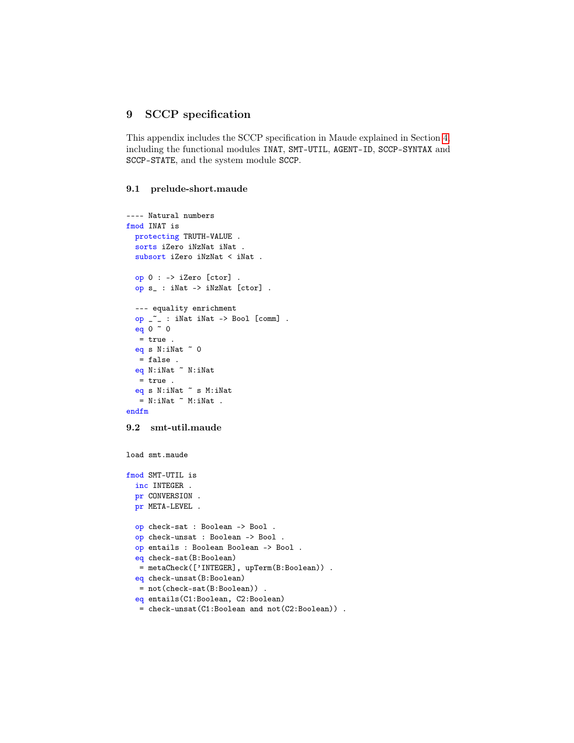## 9 SCCP specification

This appendix includes the SCCP specification in Maude explained in Section 4 including the functional modules `INAT`, `SMT-UTIL`, `AGENT-ID`, `SCCP-SYNTAX` and `SCCP-STATE`, and the system module `SCCP`.

### 9.1 prelude-short.maude

```
---- Natural numbers
fmod INAT is
  protecting TRUTH-VALUE .
  sorts iZero iNzNat iNat .
  subsort iZero iNzNat < iNat .

  op 0 : -> iZero [ctor] .
  op s_ : iNat -> iNzNat [ctor] .

  --- equality enrichment
  op _~_ : iNat iNat -> Bool [comm] .
  eq 0 ~ 0
   = true .
  eq s N:iNat ~ 0
   = false .
  eq N:iNat ~ N:iNat
   = true .
  eq s N:iNat ~ s M:iNat
   = N:iNat ~ M:iNat .
endfm
```

### 9.2 smt-util.maude

```
load smt.maude

fmod SMT-UTIL is
  inc INTEGER .
  pr CONVERSION .
  pr META-LEVEL .

  op check-sat : Boolean -> Bool .
  op check-unsat : Boolean -> Bool .
  op entails : Boolean Boolean -> Bool .
  eq check-sat(B:Boolean)
   = metaCheck(['INTEGER], upTerm(B:Boolean)) .
  eq check-unsat(B:Boolean)
   = not(check-sat(B:Boolean)) .
  eq entails(C1:Boolean, C2:Boolean)
   = check-unsat(C1:Boolean and not(C2:Boolean)) .
```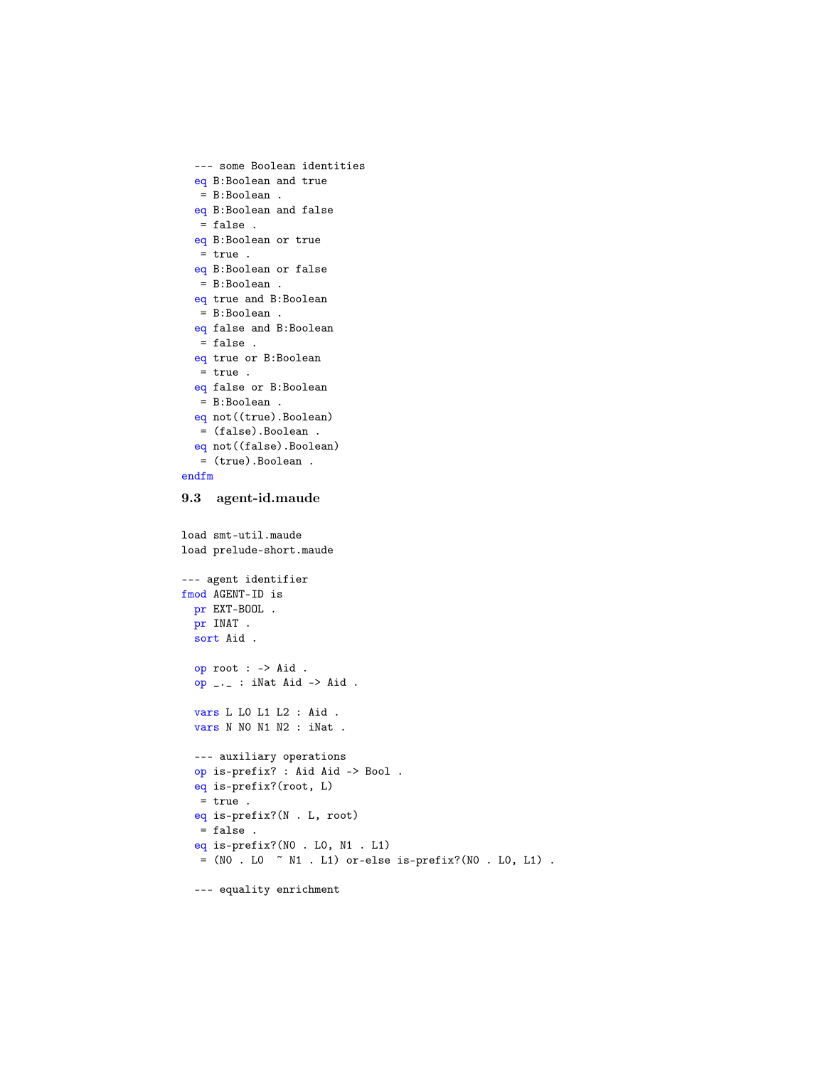```
  --- some Boolean identities
  eq B:Boolean and true
   = B:Boolean .
  eq B:Boolean and false
   = false .
  eq B:Boolean or true
   = true .
  eq B:Boolean or false
   = B:Boolean .
  eq true and B:Boolean
   = B:Boolean .
  eq false and B:Boolean
   = false .
  eq true or B:Boolean
   = true .
  eq false or B:Boolean
   = B:Boolean .
  eq not((true).Boolean)
   = (false).Boolean .
  eq not((false).Boolean)
   = (true).Boolean .
endfm
```

### 9.3 agent-id.maude

```
load smt-util.maude
load prelude-short.maude

--- agent identifier
fmod AGENT-ID is
  pr EXT-BOOL .
  pr INAT .
  sort Aid .

  op root : -> Aid .
  op _._ : iNat Aid -> Aid .

  vars L L0 L1 L2 : Aid .
  vars N N0 N1 N2 : iNat .

  --- auxiliary operations
  op is-prefix? : Aid Aid -> Bool .
  eq is-prefix?(root, L)
   = true .
  eq is-prefix?(N . L, root)
   = false .
  eq is-prefix?(N0 . L0, N1 . L1)
   = (N0 . L0  ~ N1 . L1) or-else is-prefix?(N0 . L0, L1) .

  --- equality enrichment
```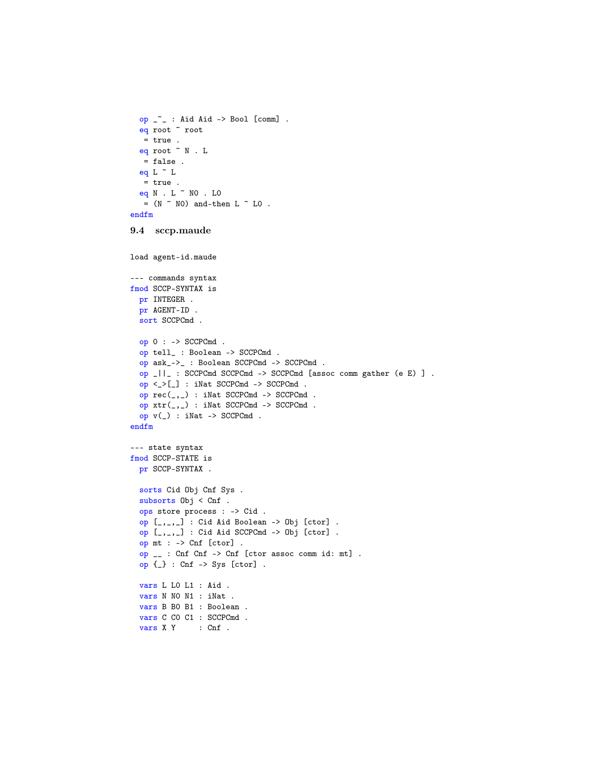```
  op _~_ : Aid Aid -> Bool [comm] .
  eq root ~ root
   = true .
  eq root ~ N . L
   = false .
  eq L ~ L
   = true .
  eq N . L ~ N0 . L0
   = (N ~ N0) and-then L ~ L0 .
endfm
```

## 9.4 sccp.maude

```
load agent-id.maude

--- commands syntax
fmod SCCP-SYNTAX is
  pr INTEGER .
  pr AGENT-ID .
  sort SCCPCmd .

  op 0 : -> SCCPCmd .
  op tell_ : Boolean -> SCCPCmd .
  op ask_->_ : Boolean SCCPCmd -> SCCPCmd .
  op _||_ : SCCPCmd SCCPCmd -> SCCPCmd [assoc comm gather (e E) ] .
  op <_>[_] : iNat SCCPCmd -> SCCPCmd .
  op rec(_,_) : iNat SCCPCmd -> SCCPCmd .
  op xtr(_,_) : iNat SCCPCmd -> SCCPCmd .
  op v(_) : iNat -> SCCPCmd .
endfm

--- state syntax
fmod SCCP-STATE is
  pr SCCP-SYNTAX .

  sorts Cid Obj Cnf Sys .
  subsorts Obj < Cnf .
  ops store process : -> Cid .
  op [_,_,_] : Cid Aid Boolean -> Obj [ctor] .
  op [_,_,_] : Cid Aid SCCPCmd -> Obj [ctor] .
  op mt : -> Cnf [ctor] .
  op __ : Cnf Cnf -> Cnf [ctor assoc comm id: mt] .
  op {_} : Cnf -> Sys [ctor] .

  vars L L0 L1 : Aid .
  vars N N0 N1 : iNat .
  vars B B0 B1 : Boolean .
  vars C C0 C1 : SCCPCmd .
  vars X Y     : Cnf .
```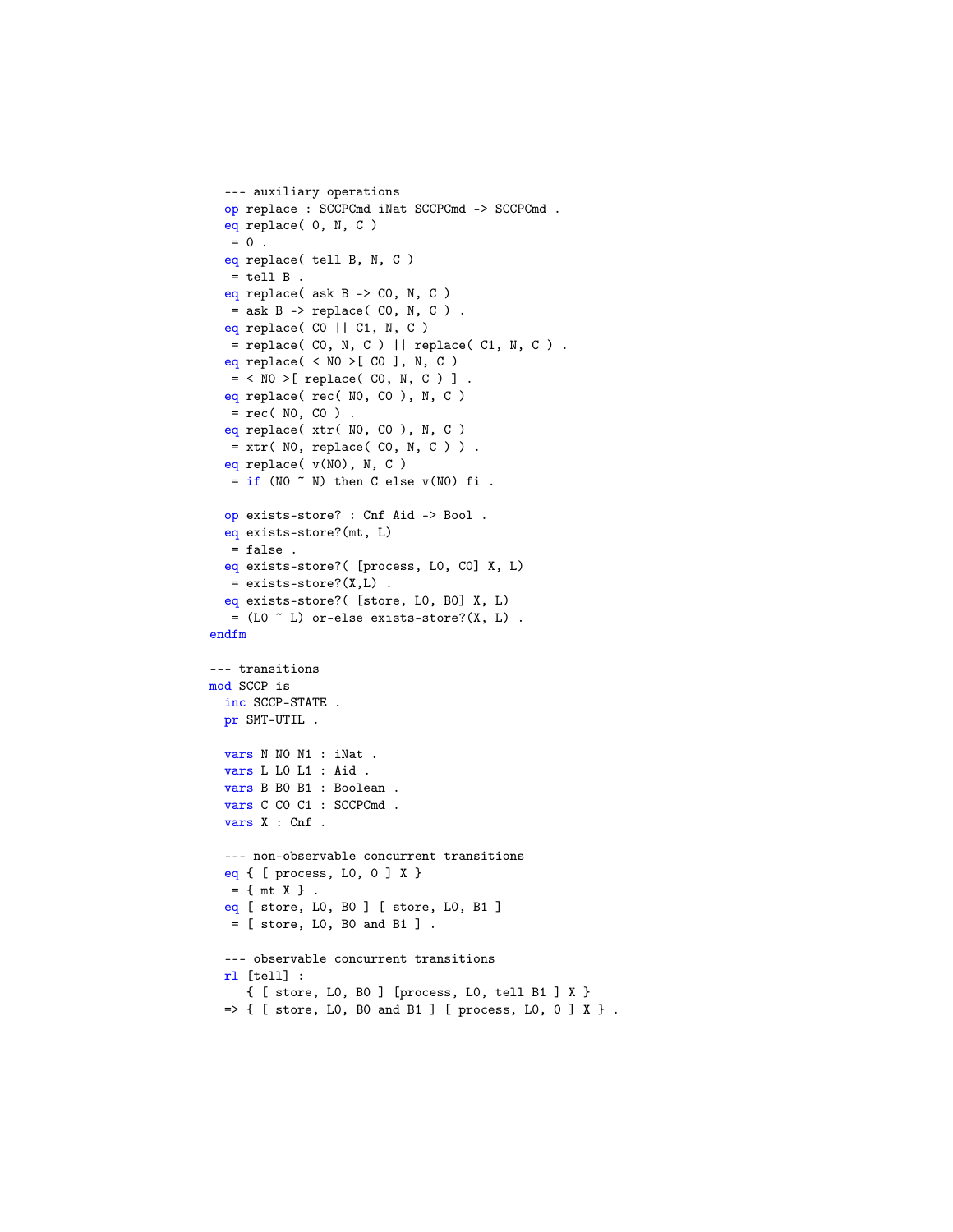```
  --- auxiliary operations
  op replace : SCCPCmd iNat SCCPCmd -> SCCPCmd .
  eq replace( 0, N, C )
   = 0 .
  eq replace( tell B, N, C )
   = tell B .
  eq replace( ask B -> C0, N, C )
   = ask B -> replace( C0, N, C ) .
  eq replace( C0 || C1, N, C )
   = replace( C0, N, C ) || replace( C1, N, C ) .
  eq replace( < N0 >[ C0 ], N, C )
   = < N0 >[ replace( C0, N, C ) ] .
  eq replace( rec( N0, C0 ), N, C )
   = rec( N0, C0 ) .
  eq replace( xtr( N0, C0 ), N, C )
   = xtr( N0, replace( C0, N, C ) ) .
  eq replace( v(N0), N, C )
   = if (N0 ~ N) then C else v(N0) fi .

  op exists-store? : Cnf Aid -> Bool .
  eq exists-store?(mt, L)
   = false .
  eq exists-store?( [process, L0, C0] X, L)
   = exists-store?(X,L) .
  eq exists-store?( [store, L0, B0] X, L)
   = (L0 ~ L) or-else exists-store?(X, L) .
endfm

--- transitions
mod SCCP is
  inc SCCP-STATE .
  pr SMT-UTIL .

  vars N N0 N1 : iNat .
  vars L L0 L1 : Aid .
  vars B B0 B1 : Boolean .
  vars C C0 C1 : SCCPCmd .
  vars X : Cnf .

  --- non-observable concurrent transitions
  eq { [ process, L0, 0 ] X }
   = { mt X } .
  eq [ store, L0, B0 ] [ store, L0, B1 ]
   = [ store, L0, B0 and B1 ] .

  --- observable concurrent transitions
  rl [tell] :
     { [ store, L0, B0 ] [process, L0, tell B1 ] X }
  => { [ store, L0, B0 and B1 ] [ process, L0, 0 ] X } .
```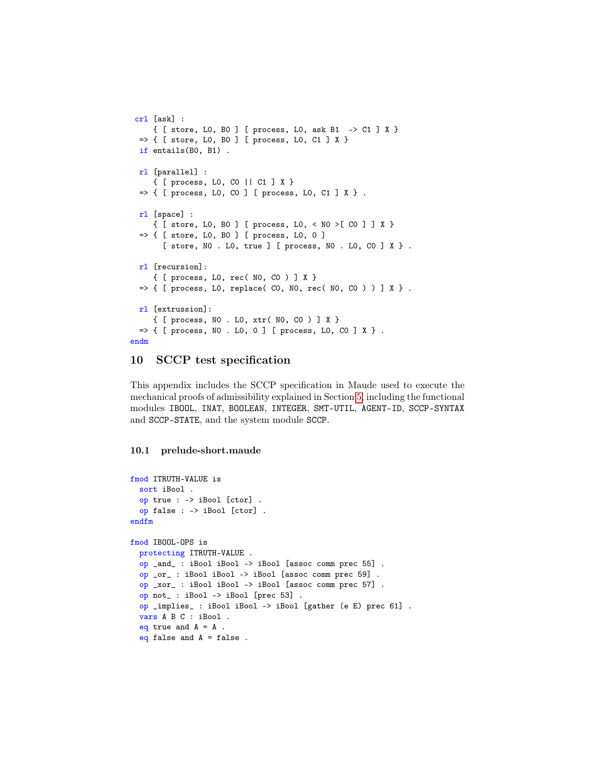```
 crl [ask] :
     { [ store, L0, B0 ] [ process, L0, ask B1  -> C1 ] X }
  => { [ store, L0, B0 ] [ process, L0, C1 ] X }
  if entails(B0, B1) .

  rl [parallel] :
     { [ process, L0, C0 || C1 ] X }
  => { [ process, L0, C0 ] [ process, L0, C1 ] X } .

  rl [space] :
     { [ store, L0, B0 ] [ process, L0, < N0 >[ C0 ] ] X }
  => { [ store, L0, B0 ] [ process, L0, 0 ]
       [ store, N0 . L0, true ] [ process, N0 . L0, C0 ] X } .

  rl [recursion]:
     { [ process, L0, rec( N0, C0 ) ] X }
  => { [ process, L0, replace( C0, N0, rec( N0, C0 ) ) ] X } .

  rl [extrussion]:
     { [ process, N0 . L0, xtr( N0, C0 ) ] X }
  => { [ process, N0 . L0, 0 ] [ process, L0, C0 ] X } .
endm
```

# 10 SCCP test specification

This appendix includes the SCCP specification in Maude used to execute the mechanical proofs of admissibility explained in Section 5, including the functional modules IBOOL, INAT, BOOLEAN, INTEGER, SMT-UTIL, AGENT-ID, SCCP-SYNTAX and SCCP-STATE, and the system module SCCP.

## 10.1 prelude-short.maude

```
fmod ITRUTH-VALUE is
  sort iBool .
  op true : -> iBool [ctor] .
  op false : -> iBool [ctor] .
endfm

fmod IBOOL-OPS is
  protecting ITRUTH-VALUE .
  op _and_ : iBool iBool -> iBool [assoc comm prec 55] .
  op _or_ : iBool iBool -> iBool [assoc comm prec 59] .
  op _xor_ : iBool iBool -> iBool [assoc comm prec 57] .
  op not_ : iBool -> iBool [prec 53] .
  op _implies_ : iBool iBool -> iBool [gather (e E) prec 61] .
  vars A B C : iBool .
  eq true and A = A .
  eq false and A = false .
```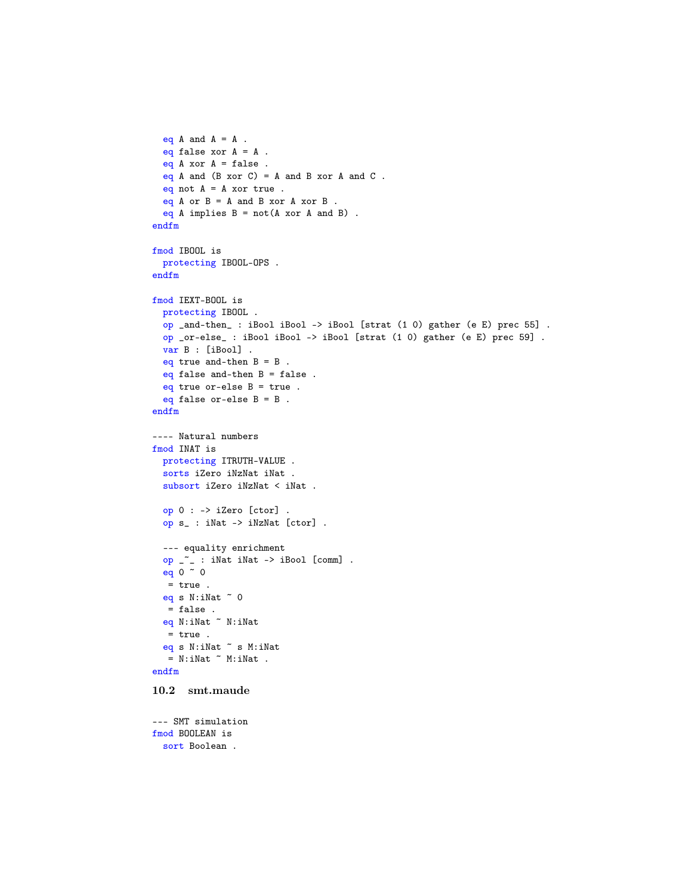```
  eq A and A = A .
  eq false xor A = A .
  eq A xor A = false .
  eq A and (B xor C) = A and B xor A and C .
  eq not A = A xor true .
  eq A or B = A and B xor A xor B .
  eq A implies B = not(A xor A and B) .
endfm

fmod IBOOL is
  protecting IBOOL-OPS .
endfm

fmod IEXT-BOOL is
  protecting IBOOL .
  op _and-then_ : iBool iBool -> iBool [strat (1 0) gather (e E) prec 55] .
  op _or-else_ : iBool iBool -> iBool [strat (1 0) gather (e E) prec 59] .
  var B : [iBool] .
  eq true and-then B = B .
  eq false and-then B = false .
  eq true or-else B = true .
  eq false or-else B = B .
endfm

---- Natural numbers
fmod INAT is
  protecting ITRUTH-VALUE .
  sorts iZero iNzNat iNat .
  subsort iZero iNzNat < iNat .

  op 0 : -> iZero [ctor] .
  op s_ : iNat -> iNzNat [ctor] .

  --- equality enrichment
  op _~_ : iNat iNat -> iBool [comm] .
  eq 0 ~ 0
   = true .
  eq s N:iNat ~ 0
   = false .
  eq N:iNat ~ N:iNat
   = true .
  eq s N:iNat ~ s M:iNat
   = N:iNat ~ M:iNat .
endfm
```

### 10.2 smt.maude

```
--- SMT simulation
fmod BOOLEAN is
  sort Boolean .
```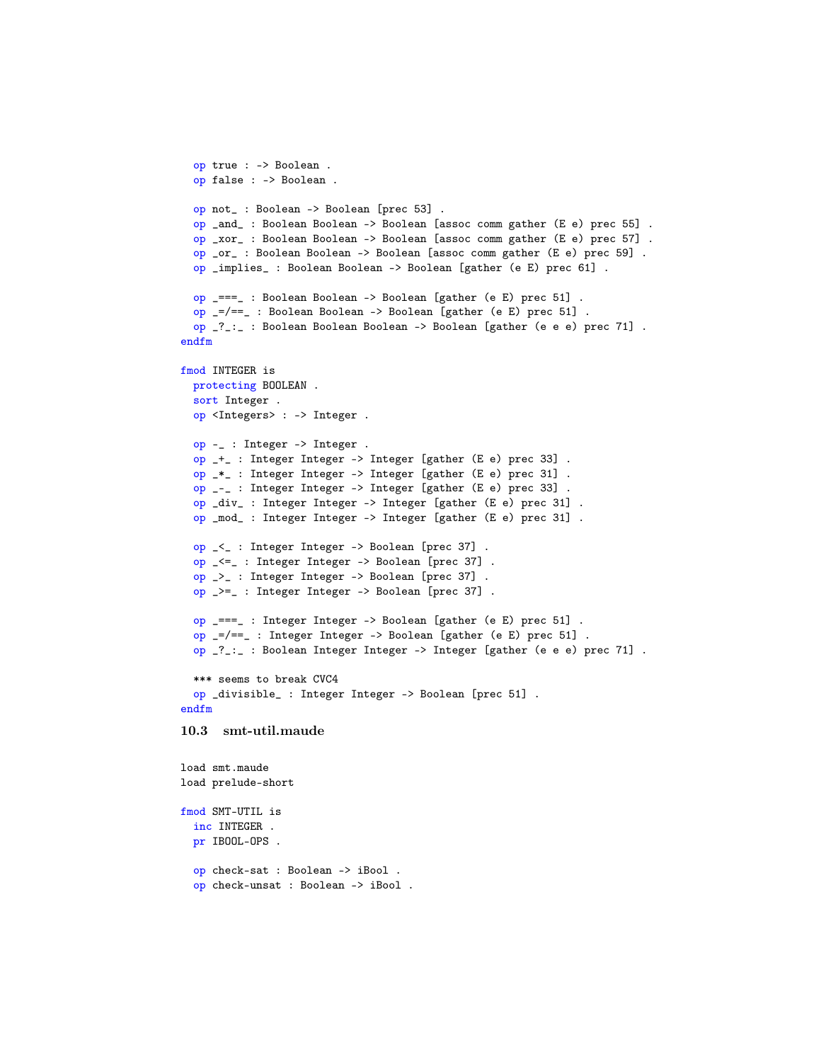```
  op true : -> Boolean .
  op false : -> Boolean .

  op not_ : Boolean -> Boolean [prec 53] .
  op _and_ : Boolean Boolean -> Boolean [assoc comm gather (E e) prec 55] .
  op _xor_ : Boolean Boolean -> Boolean [assoc comm gather (E e) prec 57] .
  op _or_ : Boolean Boolean -> Boolean [assoc comm gather (E e) prec 59] .
  op _implies_ : Boolean Boolean -> Boolean [gather (e E) prec 61] .

  op _===_ : Boolean Boolean -> Boolean [gather (e E) prec 51] .
  op _=/==_ : Boolean Boolean -> Boolean [gather (e E) prec 51] .
  op _?_:_ : Boolean Boolean Boolean -> Boolean [gather (e e e) prec 71] .
endfm

fmod INTEGER is
  protecting BOOLEAN .
  sort Integer .
  op <Integers> : -> Integer .

  op -_ : Integer -> Integer .
  op _+_ : Integer Integer -> Integer [gather (E e) prec 33] .
  op _*_ : Integer Integer -> Integer [gather (E e) prec 31] .
  op _-_ : Integer Integer -> Integer [gather (E e) prec 33] .
  op _div_ : Integer Integer -> Integer [gather (E e) prec 31] .
  op _mod_ : Integer Integer -> Integer [gather (E e) prec 31] .

  op _<_ : Integer Integer -> Boolean [prec 37] .
  op _<=_ : Integer Integer -> Boolean [prec 37] .
  op _>_ : Integer Integer -> Boolean [prec 37] .
  op _>=_ : Integer Integer -> Boolean [prec 37] .

  op _===_ : Integer Integer -> Boolean [gather (e E) prec 51] .
  op _=/==_ : Integer Integer -> Boolean [gather (e E) prec 51] .
  op _?_:_ : Boolean Integer Integer -> Integer [gather (e e e) prec 71] .

  *** seems to break CVC4
  op _divisible_ : Integer Integer -> Boolean [prec 51] .
endfm
```

### 10.3 smt-util.maude

```
load smt.maude
load prelude-short

fmod SMT-UTIL is
  inc INTEGER .
  pr IBOOL-OPS .

  op check-sat : Boolean -> iBool .
  op check-unsat : Boolean -> iBool .
```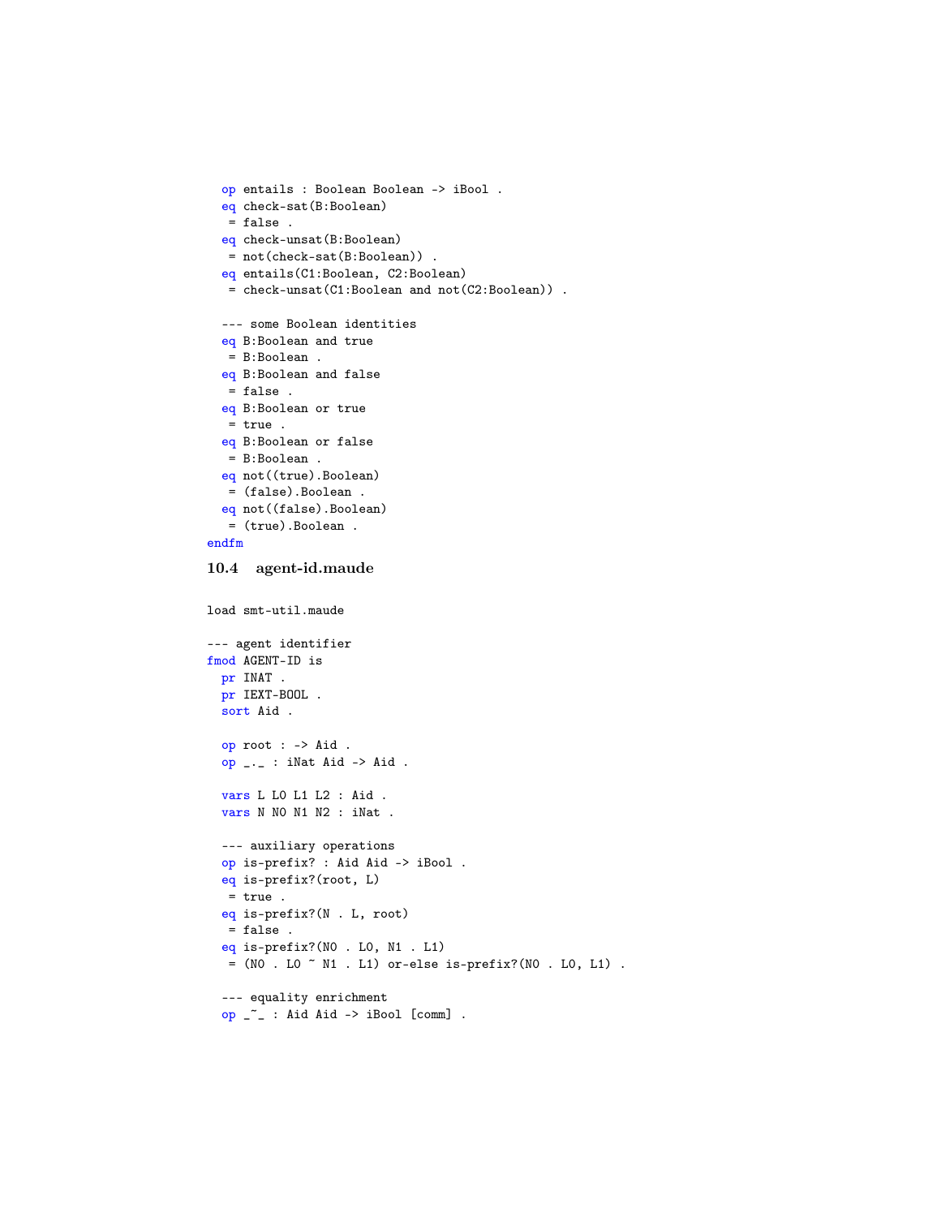```
  op entails : Boolean Boolean -> iBool .
  eq check-sat(B:Boolean)
   = false .
  eq check-unsat(B:Boolean)
   = not(check-sat(B:Boolean)) .
  eq entails(C1:Boolean, C2:Boolean)
   = check-unsat(C1:Boolean and not(C2:Boolean)) .

  --- some Boolean identities
  eq B:Boolean and true
   = B:Boolean .
  eq B:Boolean and false
   = false .
  eq B:Boolean or true
   = true .
  eq B:Boolean or false
   = B:Boolean .
  eq not((true).Boolean)
   = (false).Boolean .
  eq not((false).Boolean)
   = (true).Boolean .
endfm
```

### 10.4 agent-id.maude

```
load smt-util.maude

--- agent identifier
fmod AGENT-ID is
  pr INAT .
  pr IEXT-BOOL .
  sort Aid .

  op root : -> Aid .
  op _._ : iNat Aid -> Aid .

  vars L L0 L1 L2 : Aid .
  vars N N0 N1 N2 : iNat .

  --- auxiliary operations
  op is-prefix? : Aid Aid -> iBool .
  eq is-prefix?(root, L)
   = true .
  eq is-prefix?(N . L, root)
   = false .
  eq is-prefix?(N0 . L0, N1 . L1)
   = (N0 . L0 ~ N1 . L1) or-else is-prefix?(N0 . L0, L1) .

  --- equality enrichment
  op _~_ : Aid Aid -> iBool [comm] .
```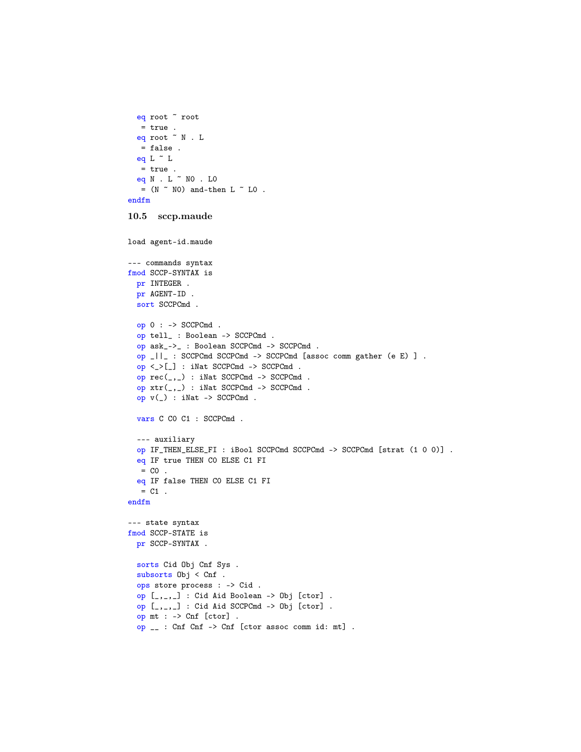```
  eq root ~ root
   = true .
  eq root ~ N . L
   = false .
  eq L ~ L
   = true .
  eq N . L ~ N0 . L0
   = (N ~ N0) and-then L ~ L0 .
endfm
```

### 10.5 sccp.maude

```
load agent-id.maude

--- commands syntax
fmod SCCP-SYNTAX is
  pr INTEGER .
  pr AGENT-ID .
  sort SCCPCmd .

  op 0 : -> SCCPCmd .
  op tell_ : Boolean -> SCCPCmd .
  op ask_->_ : Boolean SCCPCmd -> SCCPCmd .
  op _||_ : SCCPCmd SCCPCmd -> SCCPCmd [assoc comm gather (e E) ] .
  op <_>[_] : iNat SCCPCmd -> SCCPCmd .
  op rec(_,_) : iNat SCCPCmd -> SCCPCmd .
  op xtr(_,_) : iNat SCCPCmd -> SCCPCmd .
  op v(_) : iNat -> SCCPCmd .

  vars C C0 C1 : SCCPCmd .

  --- auxiliary
  op IF_THEN_ELSE_FI : iBool SCCPCmd SCCPCmd -> SCCPCmd [strat (1 0 0)] .
  eq IF true THEN C0 ELSE C1 FI
   = C0 .
  eq IF false THEN C0 ELSE C1 FI
   = C1 .
endfm

--- state syntax
fmod SCCP-STATE is
  pr SCCP-SYNTAX .

  sorts Cid Obj Cnf Sys .
  subsorts Obj < Cnf .
  ops store process : -> Cid .
  op [_,_,_] : Cid Aid Boolean -> Obj [ctor] .
  op [_,_,_] : Cid Aid SCCPCmd -> Obj [ctor] .
  op mt : -> Cnf [ctor] .
  op __ : Cnf Cnf -> Cnf [ctor assoc comm id: mt] .
```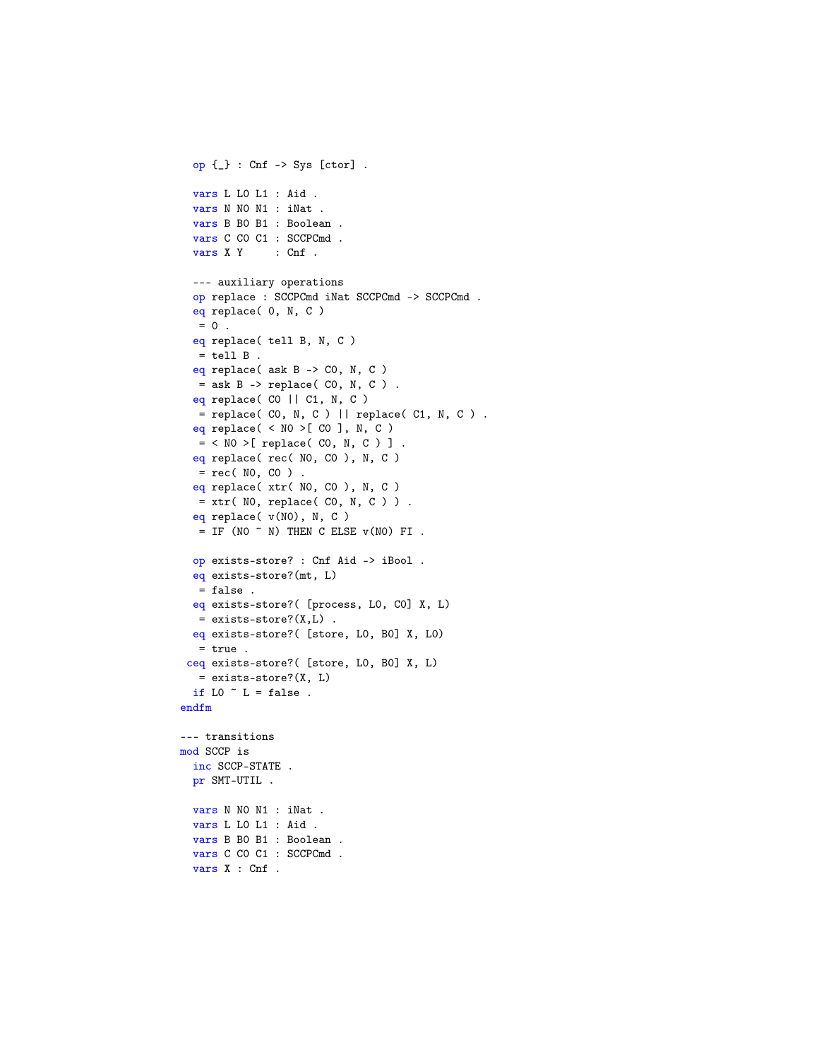```
  op {_} : Cnf -> Sys [ctor] .

  vars L L0 L1 : Aid .
  vars N N0 N1 : iNat .
  vars B B0 B1 : Boolean .
  vars C C0 C1 : SCCPCmd .
  vars X Y     : Cnf .

  --- auxiliary operations
  op replace : SCCPCmd iNat SCCPCmd -> SCCPCmd .
  eq replace( 0, N, C )
   = 0 .
  eq replace( tell B, N, C )
   = tell B .
  eq replace( ask B -> C0, N, C )
   = ask B -> replace( C0, N, C ) .
  eq replace( C0 || C1, N, C )
   = replace( C0, N, C ) || replace( C1, N, C ) .
  eq replace( < N0 >[ C0 ], N, C )
   = < N0 >[ replace( C0, N, C ) ] .
  eq replace( rec( N0, C0 ), N, C )
   = rec( N0, C0 ) .
  eq replace( xtr( N0, C0 ), N, C )
   = xtr( N0, replace( C0, N, C ) ) .
  eq replace( v(N0), N, C )
   = IF (N0 ~ N) THEN C ELSE v(N0) FI .

  op exists-store? : Cnf Aid -> iBool .
  eq exists-store?(mt, L)
   = false .
  eq exists-store?( [process, L0, C0] X, L)
   = exists-store?(X,L) .
  eq exists-store?( [store, L0, B0] X, L0)
   = true .
 ceq exists-store?( [store, L0, B0] X, L)
   = exists-store?(X, L)
  if L0 ~ L = false .
endfm

--- transitions
mod SCCP is
  inc SCCP-STATE .
  pr SMT-UTIL .

  vars N N0 N1 : iNat .
  vars L L0 L1 : Aid .
  vars B B0 B1 : Boolean .
  vars C C0 C1 : SCCPCmd .
  vars X : Cnf .
```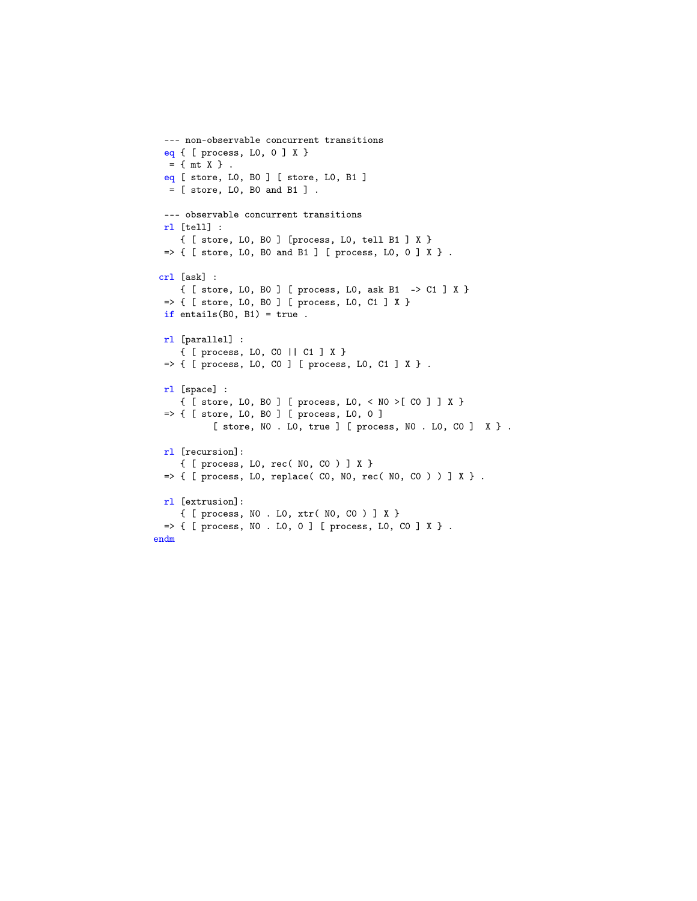```
  --- non-observable concurrent transitions
  eq { [ process, L0, 0 ] X }
   = { mt X } .
  eq [ store, L0, B0 ] [ store, L0, B1 ]
   = [ store, L0, B0 and B1 ] .

  --- observable concurrent transitions
  rl [tell] :
     { [ store, L0, B0 ] [process, L0, tell B1 ] X }
  => { [ store, L0, B0 and B1 ] [ process, L0, 0 ] X } .

 crl [ask] :
     { [ store, L0, B0 ] [ process, L0, ask B1  -> C1 ] X }
  => { [ store, L0, B0 ] [ process, L0, C1 ] X }
  if entails(B0, B1) = true .

  rl [parallel] :
     { [ process, L0, C0 || C1 ] X }
  => { [ process, L0, C0 ] [ process, L0, C1 ] X } .

  rl [space] :
     { [ store, L0, B0 ] [ process, L0, < N0 >[ C0 ] ] X }
  => { [ store, L0, B0 ] [ process, L0, 0 ]
          [ store, N0 . L0, true ] [ process, N0 . L0, C0 ]  X } .

  rl [recursion]:
     { [ process, L0, rec( N0, C0 ) ] X }
  => { [ process, L0, replace( C0, N0, rec( N0, C0 ) ) ] X } .

  rl [extrusion]:
     { [ process, N0 . L0, xtr( N0, C0 ) ] X }
  => { [ process, N0 . L0, 0 ] [ process, L0, C0 ] X } .
endm
```